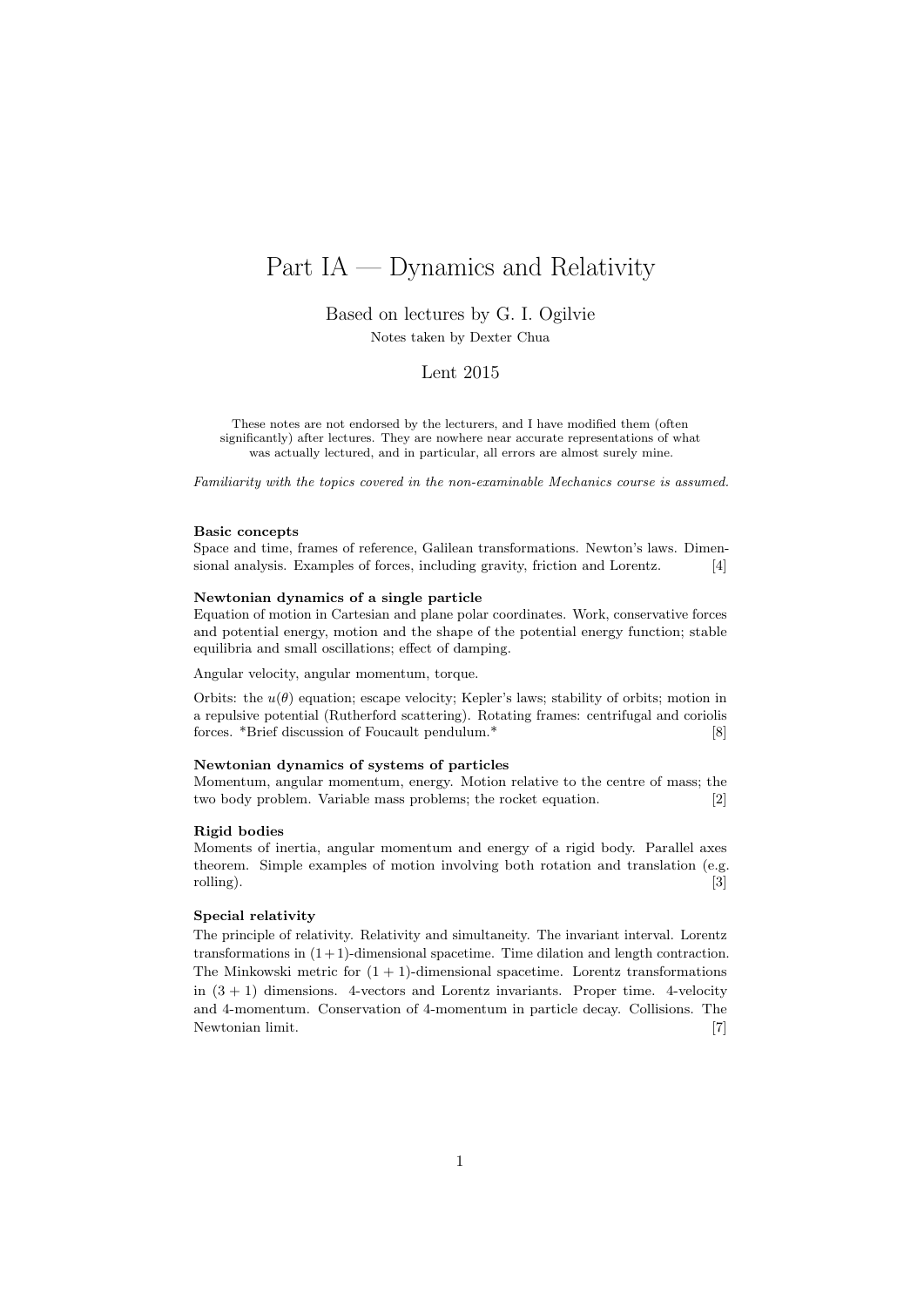# Part IA — Dynamics and Relativity

Based on lectures by G. I. Ogilvie

Notes taken by Dexter Chua

Lent 2015

These notes are not endorsed by the lecturers, and I have modified them (often significantly) after lectures. They are nowhere near accurate representations of what was actually lectured, and in particular, all errors are almost surely mine.

*Familiarity with the topics covered in the non-examinable Mechanics course is assumed.*

**Basic concepts**

Space and time, frames of reference, Galilean transformations. Newton's laws. Dimensional analysis. Examples of forces, including gravity, friction and Lorentz. [4]

**Newtonian dynamics of a single particle**

Equation of motion in Cartesian and plane polar coordinates. Work, conservative forces and potential energy, motion and the shape of the potential energy function; stable equilibria and small oscillations; effect of damping.

Angular velocity, angular momentum, torque.

Orbits: the $u(\theta)$ equation; escape velocity; Kepler's laws; stability of orbits; motion in a repulsive potential (Rutherford scattering). Rotating frames: centrifugal and coriolis forces. *Brief discussion of Foucault pendulum.* [8]

**Newtonian dynamics of systems of particles**

Momentum, angular momentum, energy. Motion relative to the centre of mass; the two body problem. Variable mass problems; the rocket equation. [2]

**Rigid bodies**

Moments of inertia, angular momentum and energy of a rigid body. Parallel axes theorem. Simple examples of motion involving both rotation and translation (e.g. rolling). [3]

**Special relativity**

The principle of relativity. Relativity and simultaneity. The invariant interval. Lorentz transformations in $(1+1)$-dimensional spacetime. Time dilation and length contraction. The Minkowski metric for $(1+1)$-dimensional spacetime. Lorentz transformations in $(3+1)$ dimensions. 4-vectors and Lorentz invariants. Proper time. 4-velocity and 4-momentum. Conservation of 4-momentum in particle decay. Collisions. The Newtonian limit. [7]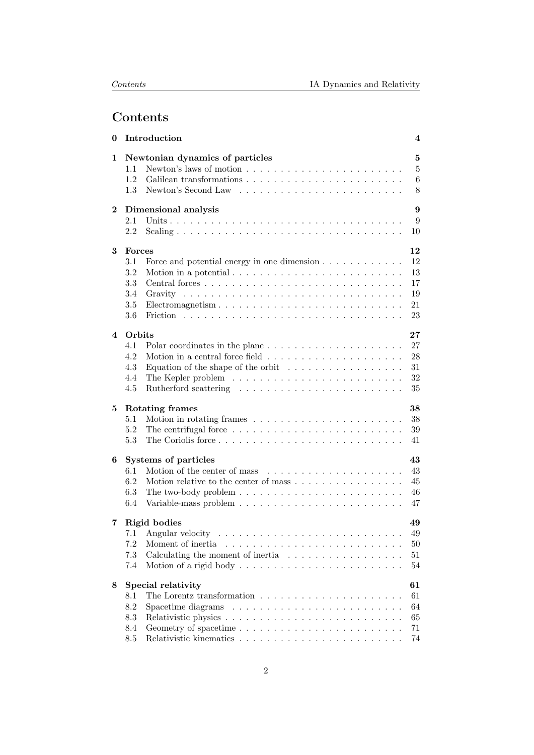# Contents

**0 Introduction** **4**

**1 Newtonian dynamics of particles** **5**
- 1.1 Newton's laws of motion . . . . . . . . . . . . . . . . . . . . . . . . 5
- 1.2 Galilean transformations . . . . . . . . . . . . . . . . . . . . . . . . 6
- 1.3 Newton's Second Law . . . . . . . . . . . . . . . . . . . . . . . . 8

**2 Dimensional analysis** **9**
- 2.1 Units . . . . . . . . . . . . . . . . . . . . . . . . . . . . . . . . . . 9
- 2.2 Scaling . . . . . . . . . . . . . . . . . . . . . . . . . . . . . . . . . 10

**3 Forces** **12**
- 3.1 Force and potential energy in one dimension . . . . . . . . . . . . 12
- 3.2 Motion in a potential . . . . . . . . . . . . . . . . . . . . . . . . . 13
- 3.3 Central forces . . . . . . . . . . . . . . . . . . . . . . . . . . . . . 17
- 3.4 Gravity . . . . . . . . . . . . . . . . . . . . . . . . . . . . . . . . . 19
- 3.5 Electromagnetism . . . . . . . . . . . . . . . . . . . . . . . . . . . 21
- 3.6 Friction . . . . . . . . . . . . . . . . . . . . . . . . . . . . . . . . . 23

**4 Orbits** **27**
- 4.1 Polar coordinates in the plane . . . . . . . . . . . . . . . . . . . . 27
- 4.2 Motion in a central force field . . . . . . . . . . . . . . . . . . . . 28
- 4.3 Equation of the shape of the orbit . . . . . . . . . . . . . . . . . . 31
- 4.4 The Kepler problem . . . . . . . . . . . . . . . . . . . . . . . . . . 32
- 4.5 Rutherford scattering . . . . . . . . . . . . . . . . . . . . . . . . . 35

**5 Rotating frames** **38**
- 5.1 Motion in rotating frames . . . . . . . . . . . . . . . . . . . . . . . 38
- 5.2 The centrifugal force . . . . . . . . . . . . . . . . . . . . . . . . . . 39
- 5.3 The Coriolis force . . . . . . . . . . . . . . . . . . . . . . . . . . . 41

**6 Systems of particles** **43**
- 6.1 Motion of the center of mass . . . . . . . . . . . . . . . . . . . . . 43
- 6.2 Motion relative to the center of mass . . . . . . . . . . . . . . . . 45
- 6.3 The two-body problem . . . . . . . . . . . . . . . . . . . . . . . . 46
- 6.4 Variable-mass problem . . . . . . . . . . . . . . . . . . . . . . . . 47

**7 Rigid bodies** **49**
- 7.1 Angular velocity . . . . . . . . . . . . . . . . . . . . . . . . . . . . 49
- 7.2 Moment of inertia . . . . . . . . . . . . . . . . . . . . . . . . . . . 50
- 7.3 Calculating the moment of inertia . . . . . . . . . . . . . . . . . . 51
- 7.4 Motion of a rigid body . . . . . . . . . . . . . . . . . . . . . . . . 54

**8 Special relativity** **61**
- 8.1 The Lorentz transformation . . . . . . . . . . . . . . . . . . . . . . 61
- 8.2 Spacetime diagrams . . . . . . . . . . . . . . . . . . . . . . . . . . 64
- 8.3 Relativistic physics . . . . . . . . . . . . . . . . . . . . . . . . . . 65
- 8.4 Geometry of spacetime . . . . . . . . . . . . . . . . . . . . . . . . 71
- 8.5 Relativistic kinematics . . . . . . . . . . . . . . . . . . . . . . . . 74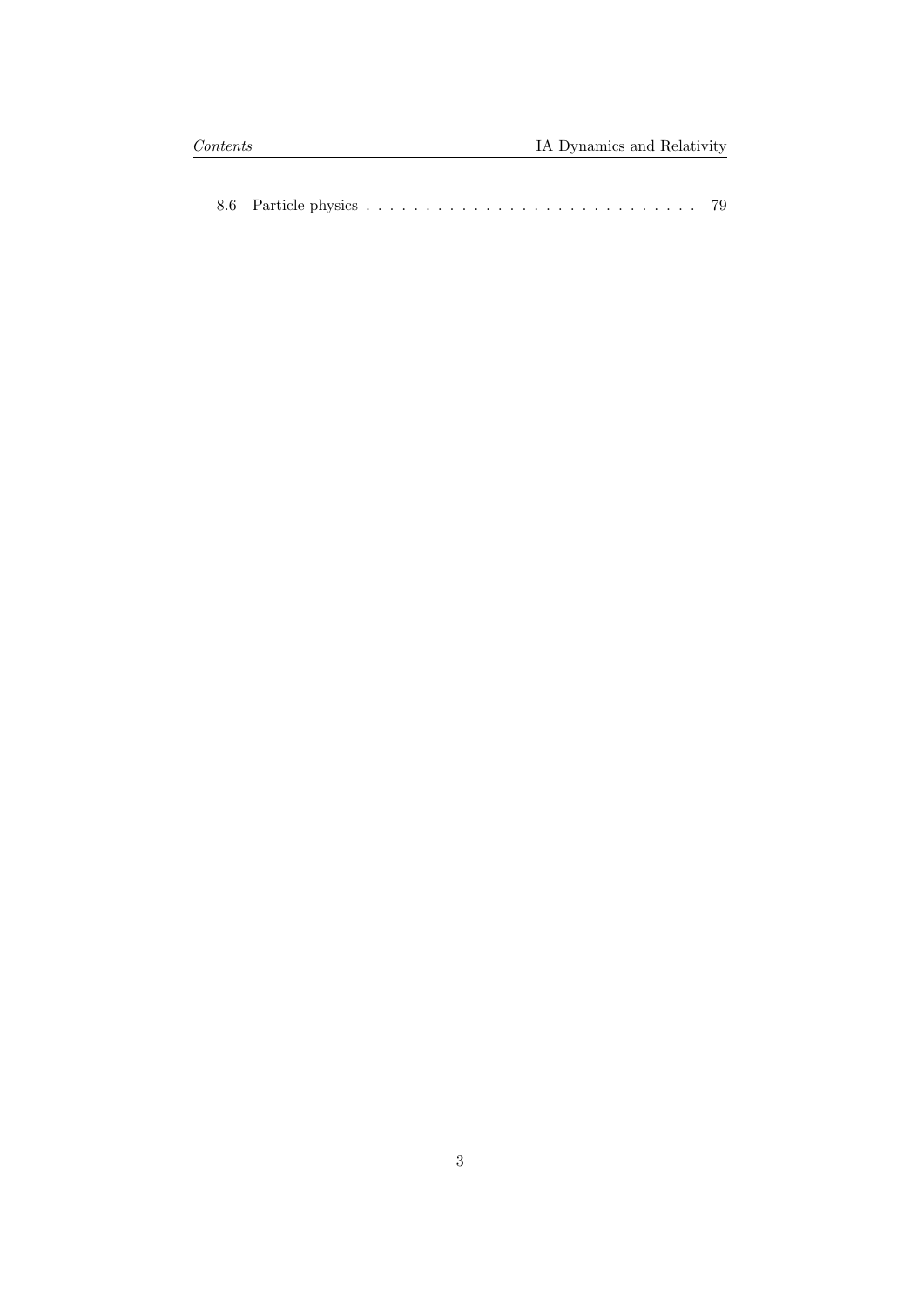8.6 Particle physics . . . . . . . . . . . . . . . . . . . . . . . . . . . . . 79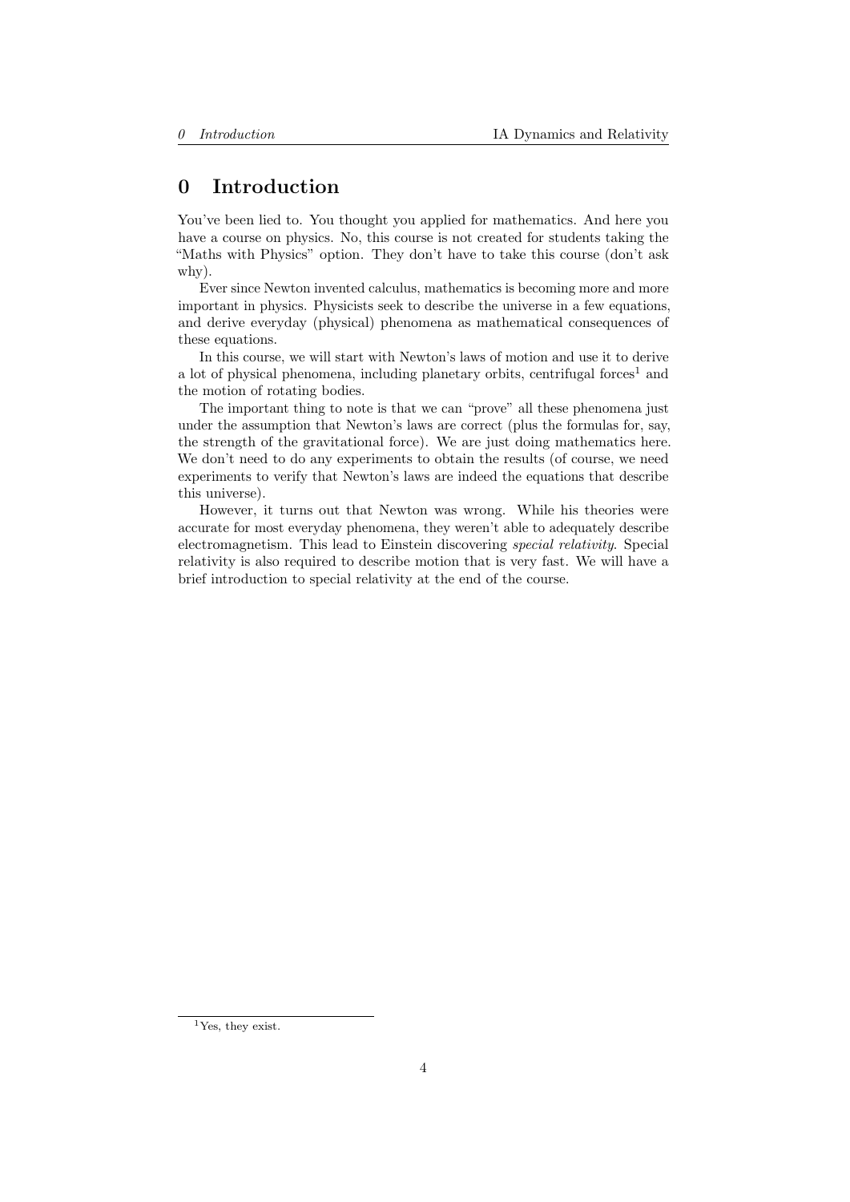# 0 Introduction

You've been lied to. You thought you applied for mathematics. And here you have a course on physics. No, this course is not created for students taking the "Maths with Physics" option. They don't have to take this course (don't ask why).

Ever since Newton invented calculus, mathematics is becoming more and more important in physics. Physicists seek to describe the universe in a few equations, and derive everyday (physical) phenomena as mathematical consequences of these equations.

In this course, we will start with Newton's laws of motion and use it to derive a lot of physical phenomena, including planetary orbits, centrifugal forces[1] and the motion of rotating bodies.

The important thing to note is that we can "prove" all these phenomena just under the assumption that Newton's laws are correct (plus the formulas for, say, the strength of the gravitational force). We are just doing mathematics here. We don't need to do any experiments to obtain the results (of course, we need experiments to verify that Newton's laws are indeed the equations that describe this universe).

However, it turns out that Newton was wrong. While his theories were accurate for most everyday phenomena, they weren't able to adequately describe electromagnetism. This lead to Einstein discovering *special relativity*. Special relativity is also required to describe motion that is very fast. We will have a brief introduction to special relativity at the end of the course.

[1] Yes, they exist.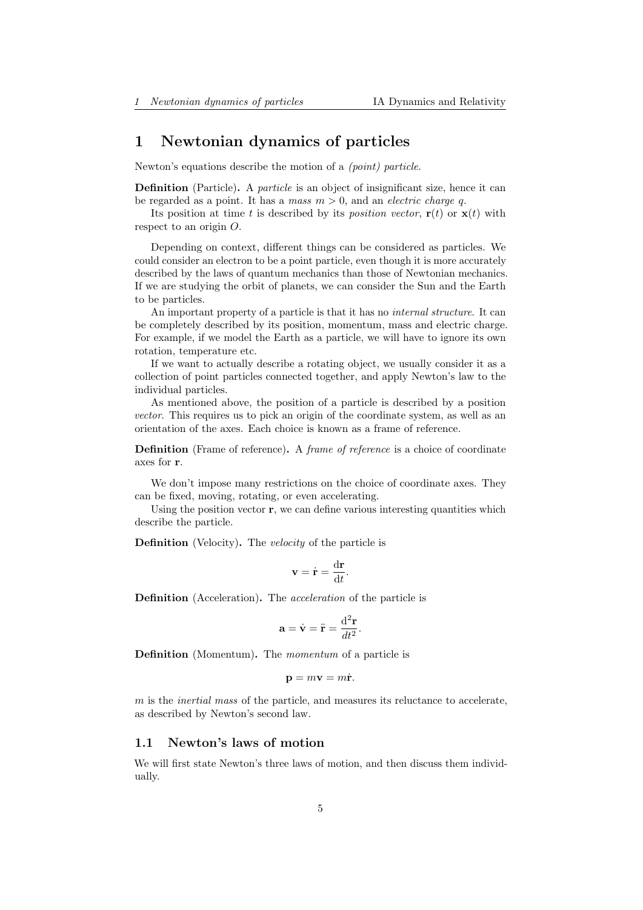# 1 Newtonian dynamics of particles

Newton's equations describe the motion of a *(point) particle*.

**Definition** (Particle)**.** A *particle* is an object of insignificant size, hence it can be regarded as a point. It has a *mass* $m > 0$, and an *electric charge* $q$.

Its position at time $t$ is described by its *position vector*, $\mathbf{r}(t)$ or $\mathbf{x}(t)$ with respect to an origin $O$.

Depending on context, different things can be considered as particles. We could consider an electron to be a point particle, even though it is more accurately described by the laws of quantum mechanics than those of Newtonian mechanics. If we are studying the orbit of planets, we can consider the Sun and the Earth to be particles.

An important property of a particle is that it has no *internal structure*. It can be completely described by its position, momentum, mass and electric charge. For example, if we model the Earth as a particle, we will have to ignore its own rotation, temperature etc.

If we want to actually describe a rotating object, we usually consider it as a collection of point particles connected together, and apply Newton's law to the individual particles.

As mentioned above, the position of a particle is described by a position *vector*. This requires us to pick an origin of the coordinate system, as well as an orientation of the axes. Each choice is known as a frame of reference.

**Definition** (Frame of reference)**.** A *frame of reference* is a choice of coordinate axes for $\mathbf{r}$.

We don't impose many restrictions on the choice of coordinate axes. They can be fixed, moving, rotating, or even accelerating.

Using the position vector $\mathbf{r}$, we can define various interesting quantities which describe the particle.

**Definition** (Velocity)**.** The *velocity* of the particle is

$$\mathbf{v} = \dot{\mathbf{r}} = \frac{\mathrm{d}\mathbf{r}}{\mathrm{d}t}.$$

**Definition** (Acceleration)**.** The *acceleration* of the particle is

$$\mathbf{a} = \dot{\mathbf{v}} = \ddot{\mathbf{r}} = \frac{\mathrm{d}^2\mathbf{r}}{dt^2}.$$

**Definition** (Momentum)**.** The *momentum* of a particle is

$$\mathbf{p} = m\mathbf{v} = m\dot{\mathbf{r}}.$$

$m$ is the *inertial mass* of the particle, and measures its reluctance to accelerate, as described by Newton's second law.

## 1.1 Newton's laws of motion

We will first state Newton's three laws of motion, and then discuss them individually.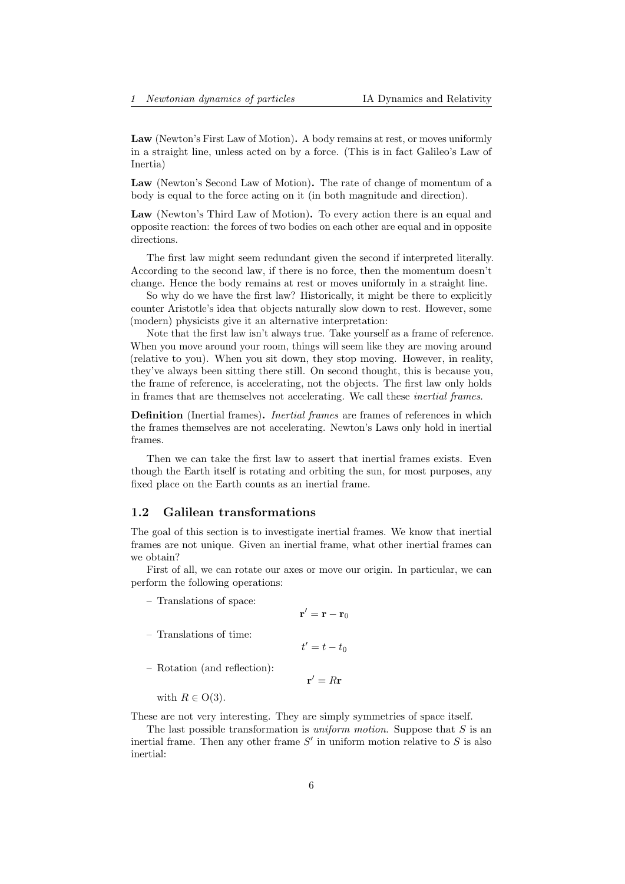**Law** (Newton's First Law of Motion)**.** A body remains at rest, or moves uniformly in a straight line, unless acted on by a force. (This is in fact Galileo's Law of Inertia)

**Law** (Newton's Second Law of Motion)**.** The rate of change of momentum of a body is equal to the force acting on it (in both magnitude and direction).

**Law** (Newton's Third Law of Motion)**.** To every action there is an equal and opposite reaction: the forces of two bodies on each other are equal and in opposite directions.

The first law might seem redundant given the second if interpreted literally. According to the second law, if there is no force, then the momentum doesn't change. Hence the body remains at rest or moves uniformly in a straight line.

So why do we have the first law? Historically, it might be there to explicitly counter Aristotle's idea that objects naturally slow down to rest. However, some (modern) physicists give it an alternative interpretation:

Note that the first law isn't always true. Take yourself as a frame of reference. When you move around your room, things will seem like they are moving around (relative to you). When you sit down, they stop moving. However, in reality, they've always been sitting there still. On second thought, this is because you, the frame of reference, is accelerating, not the objects. The first law only holds in frames that are themselves not accelerating. We call these *inertial frames*.

**Definition** (Inertial frames)**.** *Inertial frames* are frames of references in which the frames themselves are not accelerating. Newton's Laws only hold in inertial frames.

Then we can take the first law to assert that inertial frames exists. Even though the Earth itself is rotating and orbiting the sun, for most purposes, any fixed place on the Earth counts as an inertial frame.

## 1.2 Galilean transformations

The goal of this section is to investigate inertial frames. We know that inertial frames are not unique. Given an inertial frame, what other inertial frames can we obtain?

First of all, we can rotate our axes or move our origin. In particular, we can perform the following operations:

- Translations of space:
$$\mathbf{r}' = \mathbf{r} - \mathbf{r}_0$$
- Translations of time:
$$t' = t - t_0$$
- Rotation (and reflection):
$$\mathbf{r}' = R\mathbf{r}$$
with $R \in \mathrm{O}(3)$.

These are not very interesting. They are simply symmetries of space itself.

The last possible transformation is *uniform motion*. Suppose that $S$ is an inertial frame. Then any other frame $S'$ in uniform motion relative to $S$ is also inertial: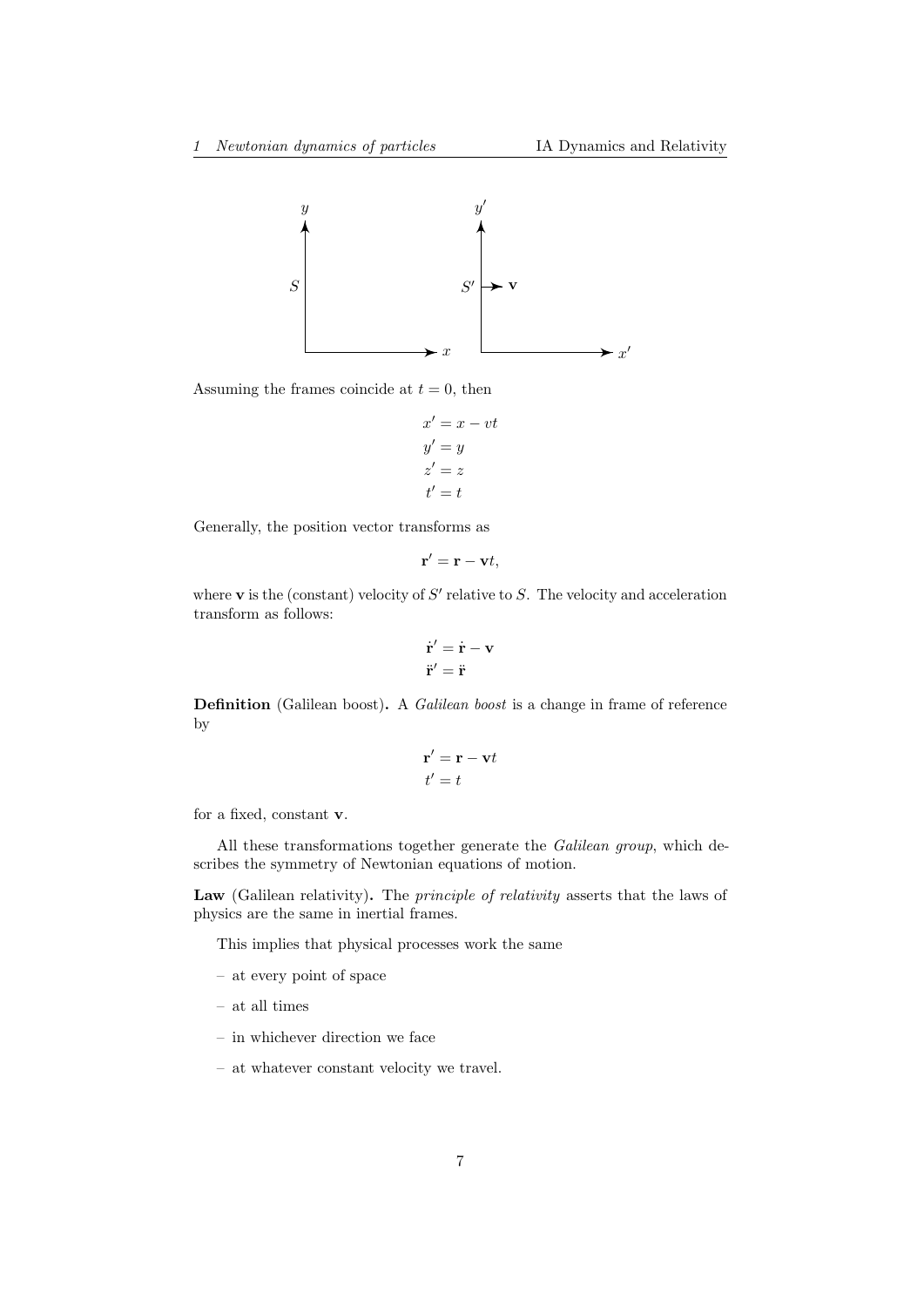Assuming the frames coincide at $t = 0$, then

$$
\begin{aligned}
x' &= x - vt \\
y' &= y \\
z' &= z \\
t' &= t
\end{aligned}
$$

Generally, the position vector transforms as

$$\mathbf{r}' = \mathbf{r} - \mathbf{v}t,$$

where $\mathbf{v}$ is the (constant) velocity of $S'$ relative to $S$. The velocity and acceleration transform as follows:

$$
\begin{aligned}
\dot{\mathbf{r}}' &= \dot{\mathbf{r}} - \mathbf{v} \\
\ddot{\mathbf{r}}' &= \ddot{\mathbf{r}}
\end{aligned}
$$

**Definition** (Galilean boost)**.** A *Galilean boost* is a change in frame of reference by

$$
\begin{aligned}
\mathbf{r}' &= \mathbf{r} - \mathbf{v}t \\
t' &= t
\end{aligned}
$$

for a fixed, constant $\mathbf{v}$.

All these transformations together generate the *Galilean group*, which describes the symmetry of Newtonian equations of motion.

**Law** (Galilean relativity)**.** The *principle of relativity* asserts that the laws of physics are the same in inertial frames.

This implies that physical processes work the same

- at every point of space
- at all times
- in whichever direction we face
- at whatever constant velocity we travel.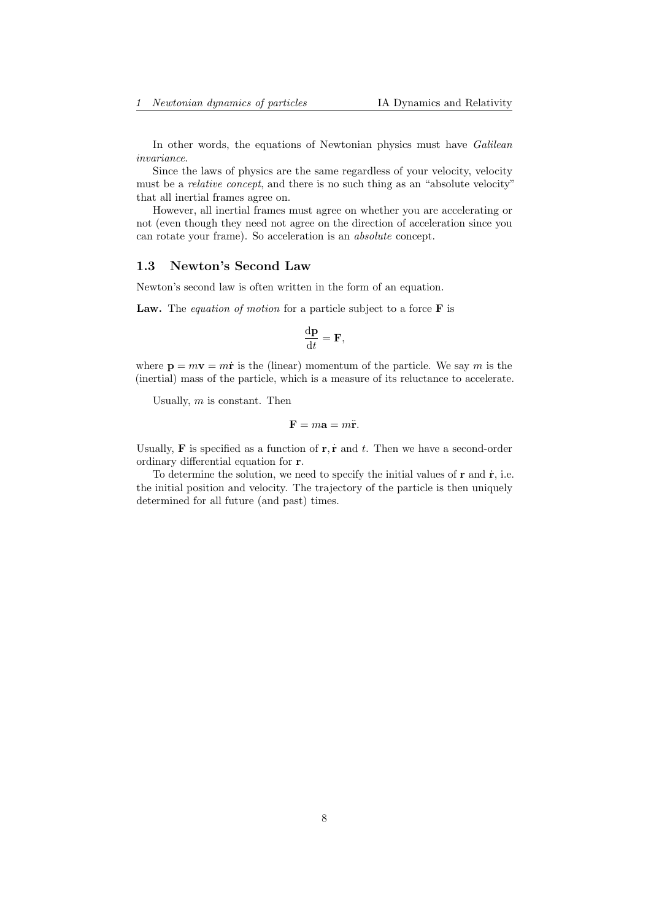In other words, the equations of Newtonian physics must have *Galilean invariance.*

Since the laws of physics are the same regardless of your velocity, velocity must be a *relative concept*, and there is no such thing as an "absolute velocity" that all inertial frames agree on.

However, all inertial frames must agree on whether you are accelerating or not (even though they need not agree on the direction of acceleration since you can rotate your frame). So acceleration is an *absolute* concept.

## 1.3 Newton's Second Law

Newton's second law is often written in the form of an equation.

**Law.** The *equation of motion* for a particle subject to a force $\mathbf{F}$ is

$$\frac{\mathrm{d}\mathbf{p}}{\mathrm{d}t} = \mathbf{F},$$

where $\mathbf{p} = m\mathbf{v} = m\dot{\mathbf{r}}$ is the (linear) momentum of the particle. We say $m$ is the (inertial) mass of the particle, which is a measure of its reluctance to accelerate.

Usually, $m$ is constant. Then

$$\mathbf{F} = m\mathbf{a} = m\ddot{\mathbf{r}}.$$

Usually, $\mathbf{F}$ is specified as a function of $\mathbf{r}, \dot{\mathbf{r}}$ and $t$. Then we have a second-order ordinary differential equation for $\mathbf{r}$.

To determine the solution, we need to specify the initial values of $\mathbf{r}$ and $\dot{\mathbf{r}}$, i.e. the initial position and velocity. The trajectory of the particle is then uniquely determined for all future (and past) times.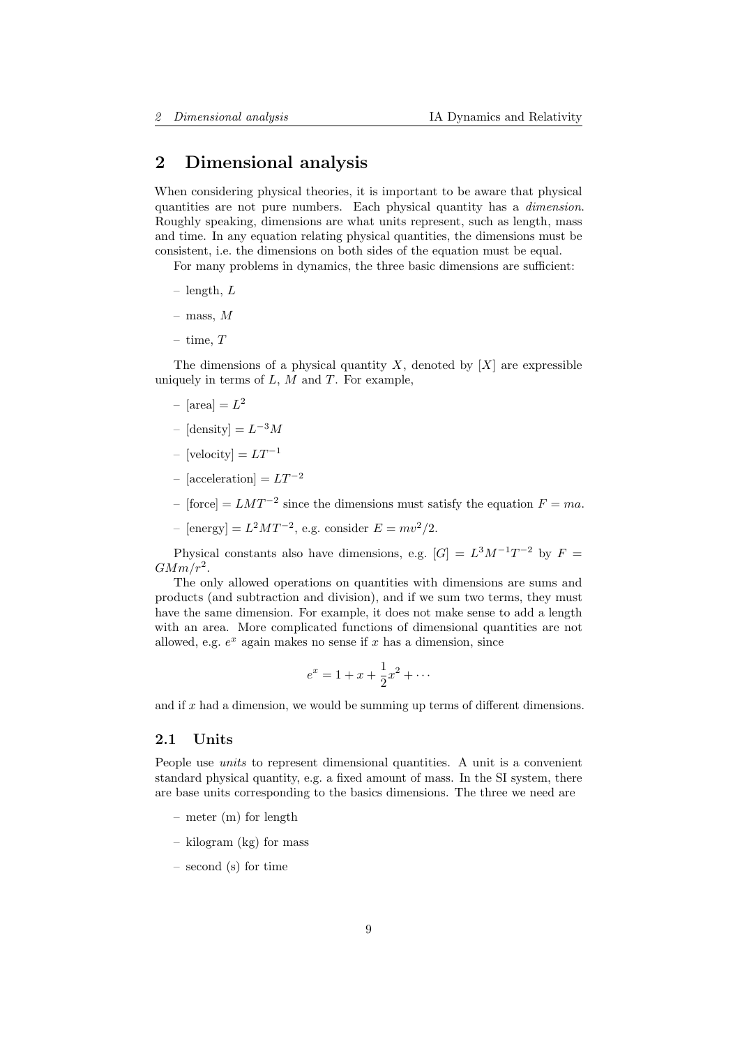# 2 Dimensional analysis

When considering physical theories, it is important to be aware that physical quantities are not pure numbers. Each physical quantity has a *dimension*. Roughly speaking, dimensions are what units represent, such as length, mass and time. In any equation relating physical quantities, the dimensions must be consistent, i.e. the dimensions on both sides of the equation must be equal.

For many problems in dynamics, the three basic dimensions are sufficient:

- length, $L$
- mass, $M$
- time, $T$

The dimensions of a physical quantity $X$, denoted by $[X]$ are expressible uniquely in terms of $L$, $M$ and $T$. For example,

- $[\text{area}] = L^2$
- $[\text{density}] = L^{-3}M$
- $[\text{velocity}] = LT^{-1}$
- $[\text{acceleration}] = LT^{-2}$
- $[\text{force}] = LMT^{-2}$ since the dimensions must satisfy the equation $F = ma$.
- $[\text{energy}] = L^2MT^{-2}$, e.g. consider $E = mv^2/2$.

Physical constants also have dimensions, e.g. $[G] = L^3M^{-1}T^{-2}$ by $F = GMm/r^2$.

The only allowed operations on quantities with dimensions are sums and products (and subtraction and division), and if we sum two terms, they must have the same dimension. For example, it does not make sense to add a length with an area. More complicated functions of dimensional quantities are not allowed, e.g. $e^x$ again makes no sense if $x$ has a dimension, since

$$e^x = 1 + x + \frac{1}{2}x^2 + \cdots$$

and if $x$ had a dimension, we would be summing up terms of different dimensions.

## 2.1 Units

People use *units* to represent dimensional quantities. A unit is a convenient standard physical quantity, e.g. a fixed amount of mass. In the SI system, there are base units corresponding to the basics dimensions. The three we need are

- meter (m) for length
- kilogram (kg) for mass
- second (s) for time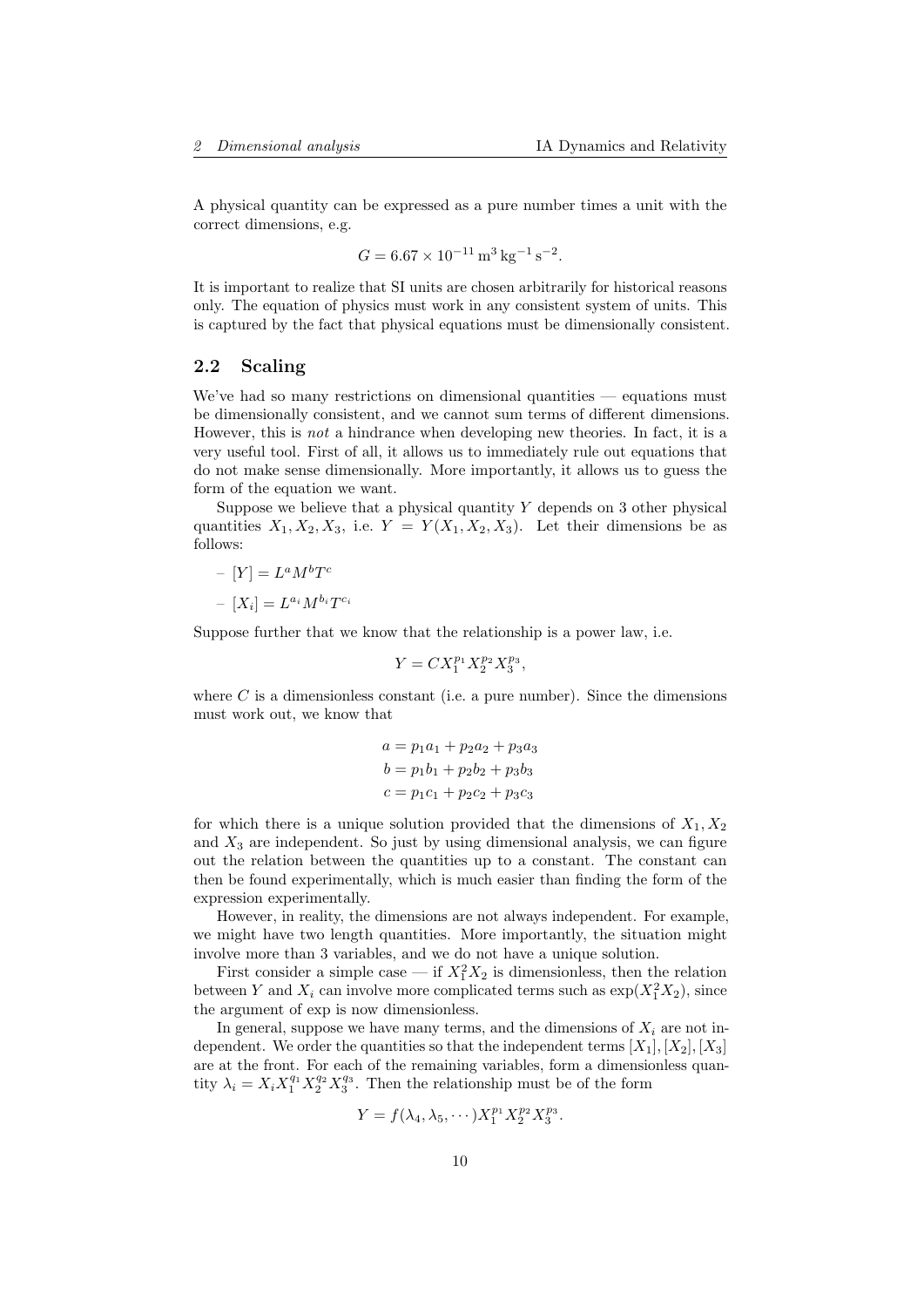A physical quantity can be expressed as a pure number times a unit with the correct dimensions, e.g.

$$G = 6.67 \times 10^{-11}\,\mathrm{m}^3\,\mathrm{kg}^{-1}\,\mathrm{s}^{-2}.$$

It is important to realize that SI units are chosen arbitrarily for historical reasons only. The equation of physics must work in any consistent system of units. This is captured by the fact that physical equations must be dimensionally consistent.

## 2.2 Scaling

We've had so many restrictions on dimensional quantities — equations must be dimensionally consistent, and we cannot sum terms of different dimensions. However, this is *not* a hindrance when developing new theories. In fact, it is a very useful tool. First of all, it allows us to immediately rule out equations that do not make sense dimensionally. More importantly, it allows us to guess the form of the equation we want.

Suppose we believe that a physical quantity $Y$ depends on 3 other physical quantities $X_1, X_2, X_3$, i.e. $Y = Y(X_1, X_2, X_3)$. Let their dimensions be as follows:

- $[Y] = L^a M^b T^c$
- $[X_i] = L^{a_i} M^{b_i} T^{c_i}$

Suppose further that we know that the relationship is a power law, i.e.

$$Y = C X_1^{p_1} X_2^{p_2} X_3^{p_3},$$

where $C$ is a dimensionless constant (i.e. a pure number). Since the dimensions must work out, we know that

$$\begin{aligned}
a &= p_1 a_1 + p_2 a_2 + p_3 a_3 \\
b &= p_1 b_1 + p_2 b_2 + p_3 b_3 \\
c &= p_1 c_1 + p_2 c_2 + p_3 c_3
\end{aligned}$$

for which there is a unique solution provided that the dimensions of $X_1, X_2$ and $X_3$ are independent. So just by using dimensional analysis, we can figure out the relation between the quantities up to a constant. The constant can then be found experimentally, which is much easier than finding the form of the expression experimentally.

However, in reality, the dimensions are not always independent. For example, we might have two length quantities. More importantly, the situation might involve more than 3 variables, and we do not have a unique solution.

First consider a simple case — if $X_1^2 X_2$ is dimensionless, then the relation between $Y$ and $X_i$ can involve more complicated terms such as $\exp(X_1^2 X_2)$, since the argument of exp is now dimensionless.

In general, suppose we have many terms, and the dimensions of $X_i$ are not independent. We order the quantities so that the independent terms $[X_1], [X_2], [X_3]$ are at the front. For each of the remaining variables, form a dimensionless quantity $\lambda_i = X_i X_1^{q_1} X_2^{q_2} X_3^{q_3}$. Then the relationship must be of the form

$$Y = f(\lambda_4, \lambda_5, \cdots) X_1^{p_1} X_2^{p_2} X_3^{p_3}.$$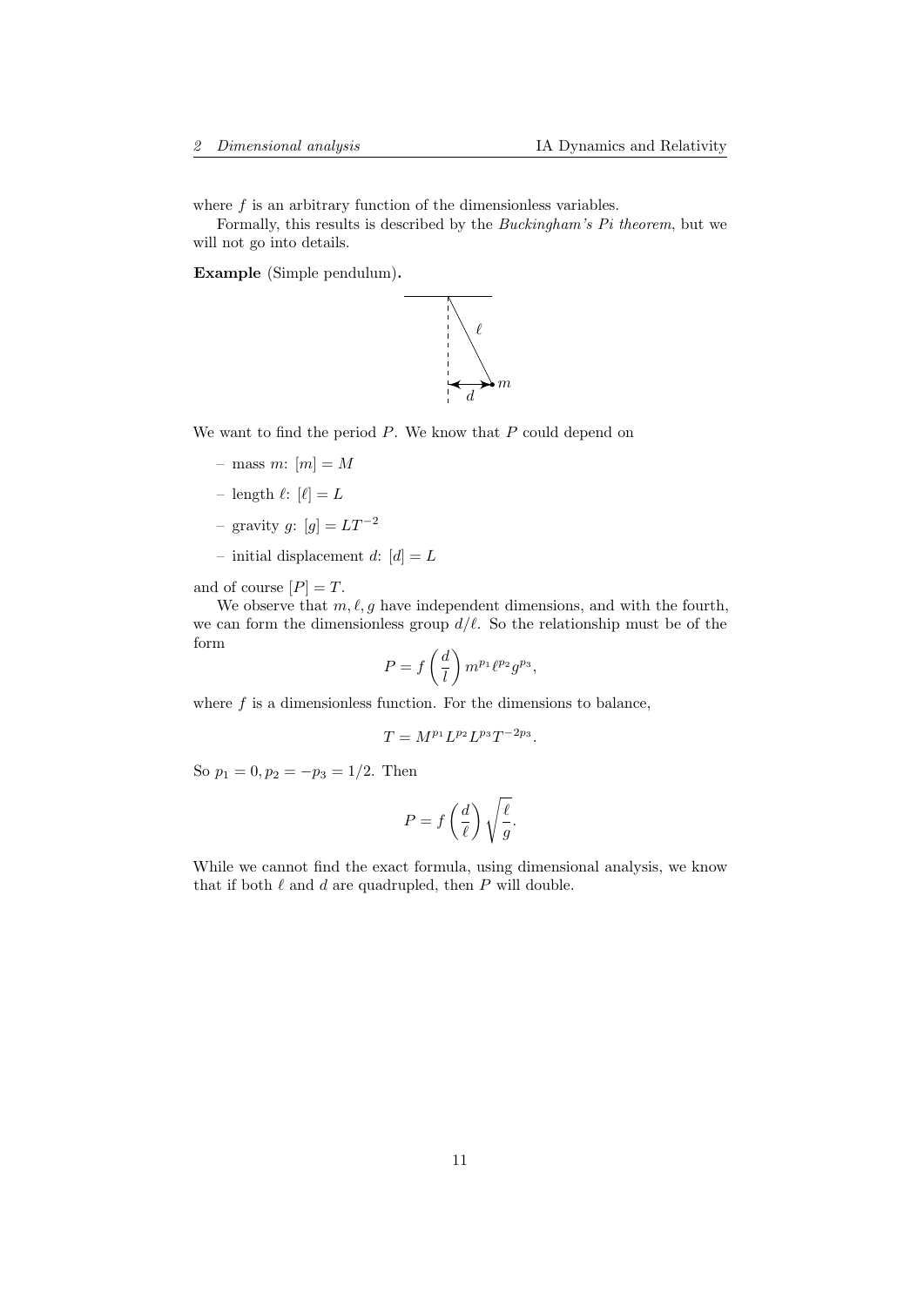where $f$ is an arbitrary function of the dimensionless variables.

Formally, this results is described by the *Buckingham's Pi theorem*, but we will not go into details.

**Example** (Simple pendulum)**.**

We want to find the period $P$. We know that $P$ could depend on

- mass $m$: $[m] = M$
- length $\ell$: $[\ell] = L$
- gravity $g$: $[g] = LT^{-2}$
- initial displacement $d$: $[d] = L$

and of course $[P] = T$.

We observe that $m, \ell, g$ have independent dimensions, and with the fourth, we can form the dimensionless group $d/\ell$. So the relationship must be of the form

$$P = f\left(\frac{d}{l}\right) m^{p_1} \ell^{p_2} g^{p_3},$$

where $f$ is a dimensionless function. For the dimensions to balance,

$$T = M^{p_1} L^{p_2} L^{p_3} T^{-2p_3}.$$

So $p_1 = 0, p_2 = -p_3 = 1/2$. Then

$$P = f\left(\frac{d}{\ell}\right) \sqrt{\frac{\ell}{g}}.$$

While we cannot find the exact formula, using dimensional analysis, we know that if both $\ell$ and $d$ are quadrupled, then $P$ will double.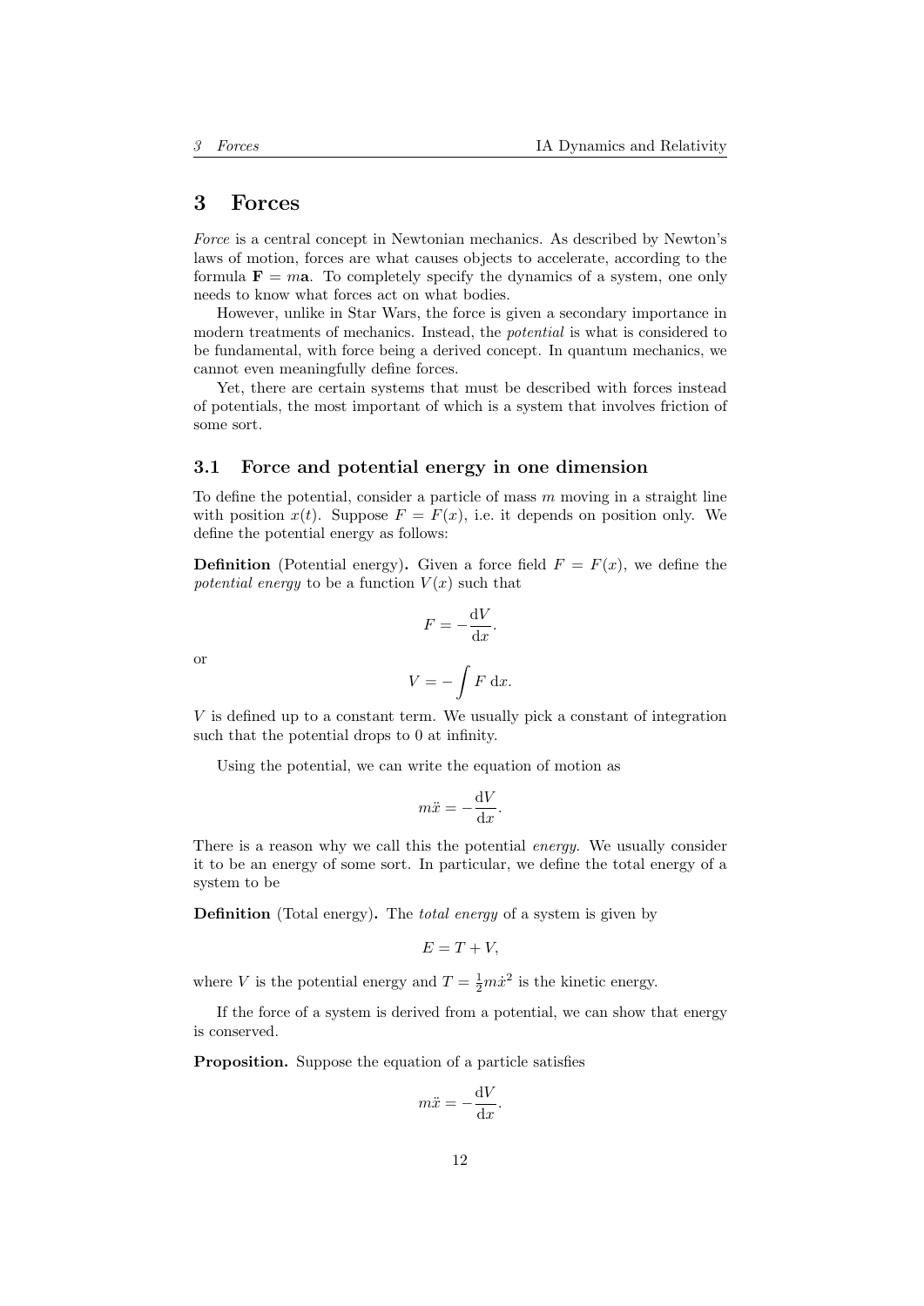# 3 Forces

*Force* is a central concept in Newtonian mechanics. As described by Newton's laws of motion, forces are what causes objects to accelerate, according to the formula $\mathbf{F} = m\mathbf{a}$. To completely specify the dynamics of a system, one only needs to know what forces act on what bodies.

However, unlike in Star Wars, the force is given a secondary importance in modern treatments of mechanics. Instead, the *potential* is what is considered to be fundamental, with force being a derived concept. In quantum mechanics, we cannot even meaningfully define forces.

Yet, there are certain systems that must be described with forces instead of potentials, the most important of which is a system that involves friction of some sort.

## 3.1 Force and potential energy in one dimension

To define the potential, consider a particle of mass $m$ moving in a straight line with position $x(t)$. Suppose $F = F(x)$, i.e. it depends on position only. We define the potential energy as follows:

**Definition** (Potential energy)**.** Given a force field $F = F(x)$, we define the *potential energy* to be a function $V(x)$ such that

$$F = -\frac{\mathrm{d}V}{\mathrm{d}x}.$$

or

$$V = -\int F \, \mathrm{d}x.$$

$V$ is defined up to a constant term. We usually pick a constant of integration such that the potential drops to 0 at infinity.

Using the potential, we can write the equation of motion as

$$m\ddot{x} = -\frac{\mathrm{d}V}{\mathrm{d}x}.$$

There is a reason why we call this the potential *energy*. We usually consider it to be an energy of some sort. In particular, we define the total energy of a system to be

**Definition** (Total energy)**.** The *total energy* of a system is given by

$$E = T + V,$$

where $V$ is the potential energy and $T = \frac{1}{2}m\dot{x}^2$ is the kinetic energy.

If the force of a system is derived from a potential, we can show that energy is conserved.

**Proposition.** Suppose the equation of a particle satisfies

$$m\ddot{x} = -\frac{\mathrm{d}V}{\mathrm{d}x}.$$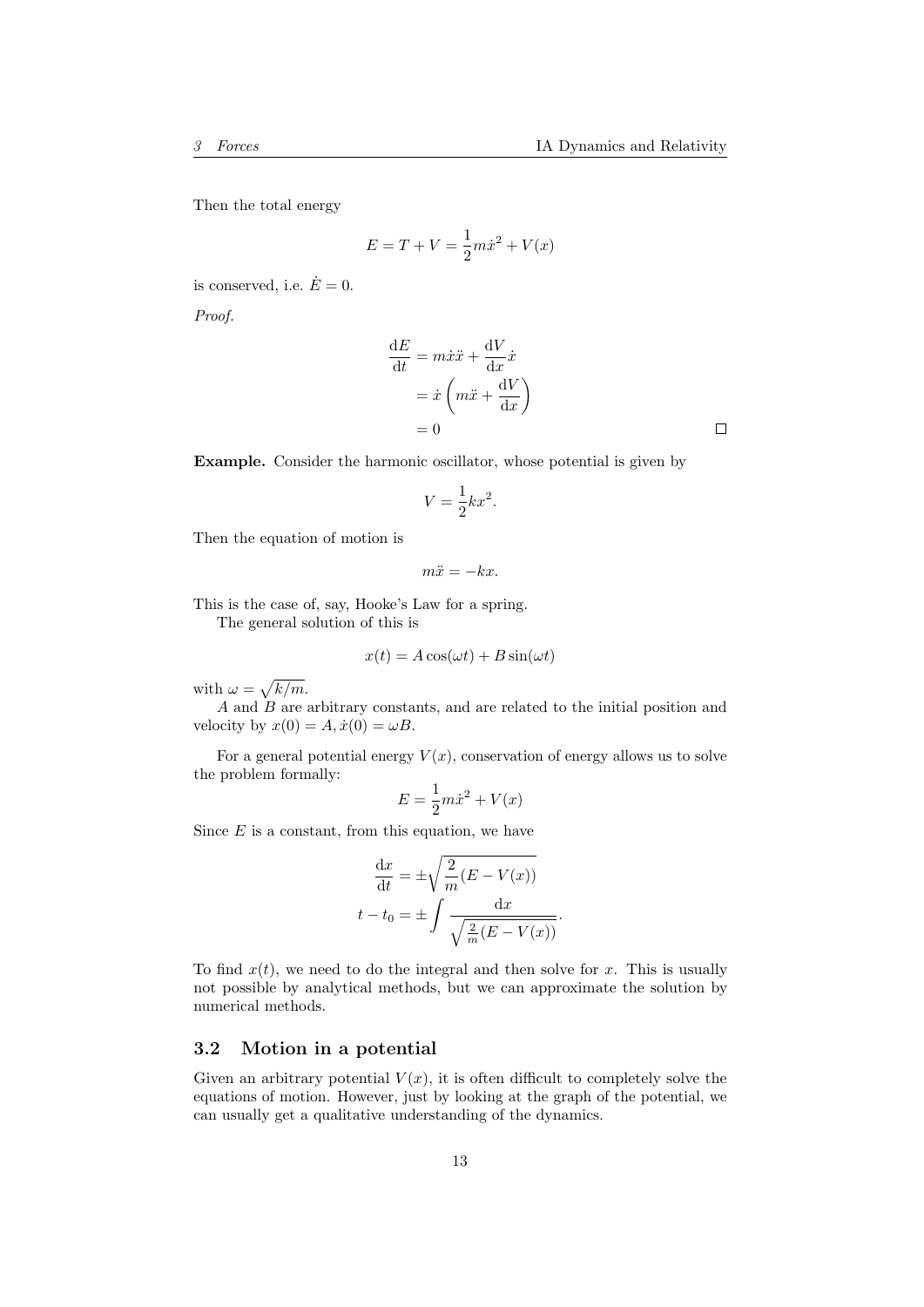Then the total energy

$$E = T + V = \frac{1}{2}m\dot{x}^2 + V(x)$$

is conserved, i.e. $\dot{E} = 0$.

*Proof.*

$$\begin{aligned}
\frac{\mathrm{d}E}{\mathrm{d}t} &= m\dot{x}\ddot{x} + \frac{\mathrm{d}V}{\mathrm{d}x}\dot{x} \\
&= \dot{x}\left(m\ddot{x} + \frac{\mathrm{d}V}{\mathrm{d}x}\right) \\
&= 0
\end{aligned}$$

□

**Example.** Consider the harmonic oscillator, whose potential is given by

$$V = \frac{1}{2}kx^2.$$

Then the equation of motion is

$$m\ddot{x} = -kx.$$

This is the case of, say, Hooke's Law for a spring.

The general solution of this is

$$x(t) = A\cos(\omega t) + B\sin(\omega t)$$

with $\omega = \sqrt{k/m}$.

$A$ and $B$ are arbitrary constants, and are related to the initial position and velocity by $x(0) = A, \dot{x}(0) = \omega B$.

For a general potential energy $V(x)$, conservation of energy allows us to solve the problem formally:

$$E = \frac{1}{2}m\dot{x}^2 + V(x)$$

Since $E$ is a constant, from this equation, we have

$$\begin{aligned}
\frac{\mathrm{d}x}{\mathrm{d}t} &= \pm\sqrt{\frac{2}{m}(E - V(x))} \\
t - t_0 &= \pm\int\frac{\mathrm{d}x}{\sqrt{\frac{2}{m}(E - V(x))}}.
\end{aligned}$$

To find $x(t)$, we need to do the integral and then solve for $x$. This is usually not possible by analytical methods, but we can approximate the solution by numerical methods.

### 3.2 Motion in a potential

Given an arbitrary potential $V(x)$, it is often difficult to completely solve the equations of motion. However, just by looking at the graph of the potential, we can usually get a qualitative understanding of the dynamics.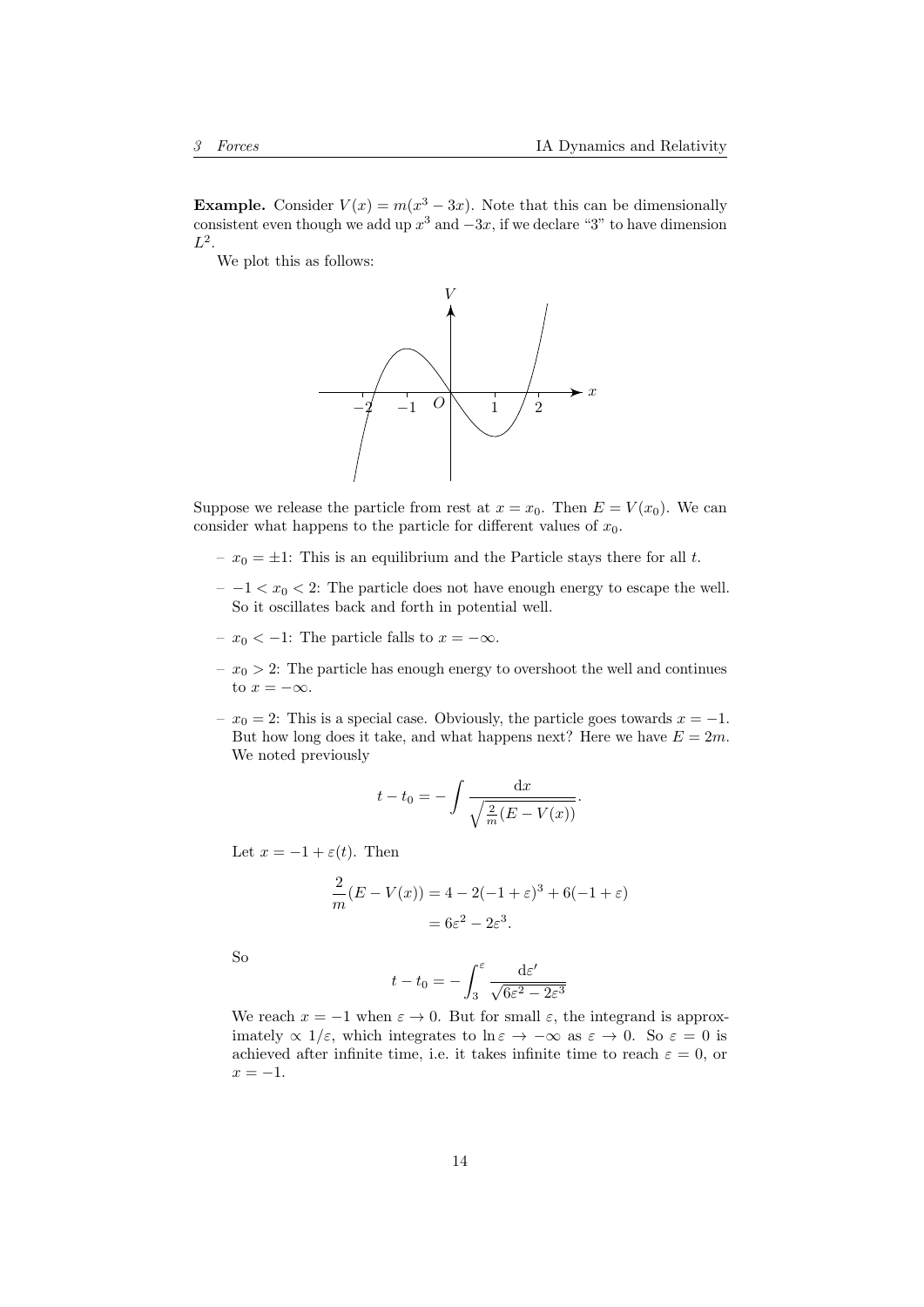**Example.** Consider $V(x) = m(x^3 - 3x)$. Note that this can be dimensionally consistent even though we add up $x^3$ and $-3x$, if we declare "3" to have dimension $L^2$.

We plot this as follows:

Suppose we release the particle from rest at $x = x_0$. Then $E = V(x_0)$. We can consider what happens to the particle for different values of $x_0$.

- $x_0 = \pm 1$: This is an equilibrium and the Particle stays there for all $t$.
- $-1 < x_0 < 2$: The particle does not have enough energy to escape the well. So it oscillates back and forth in potential well.
- $x_0 < -1$: The particle falls to $x = -\infty$.
- $x_0 > 2$: The particle has enough energy to overshoot the well and continues to $x = -\infty$.
- $x_0 = 2$: This is a special case. Obviously, the particle goes towards $x = -1$. But how long does it take, and what happens next? Here we have $E = 2m$. We noted previously

  $$t - t_0 = -\int \frac{\mathrm{d}x}{\sqrt{\frac{2}{m}(E - V(x))}}.$$

  Let $x = -1 + \varepsilon(t)$. Then

  $$\begin{aligned}\frac{2}{m}(E - V(x)) &= 4 - 2(-1+\varepsilon)^3 + 6(-1+\varepsilon) \\ &= 6\varepsilon^2 - 2\varepsilon^3.\end{aligned}$$

  So

  $$t - t_0 = -\int_3^{\varepsilon} \frac{\mathrm{d}\varepsilon'}{\sqrt{6\varepsilon^2 - 2\varepsilon^3}}$$

  We reach $x = -1$ when $\varepsilon \to 0$. But for small $\varepsilon$, the integrand is approximately $\propto 1/\varepsilon$, which integrates to $\ln \varepsilon \to -\infty$ as $\varepsilon \to 0$. So $\varepsilon = 0$ is achieved after infinite time, i.e. it takes infinite time to reach $\varepsilon = 0$, or $x = -1$.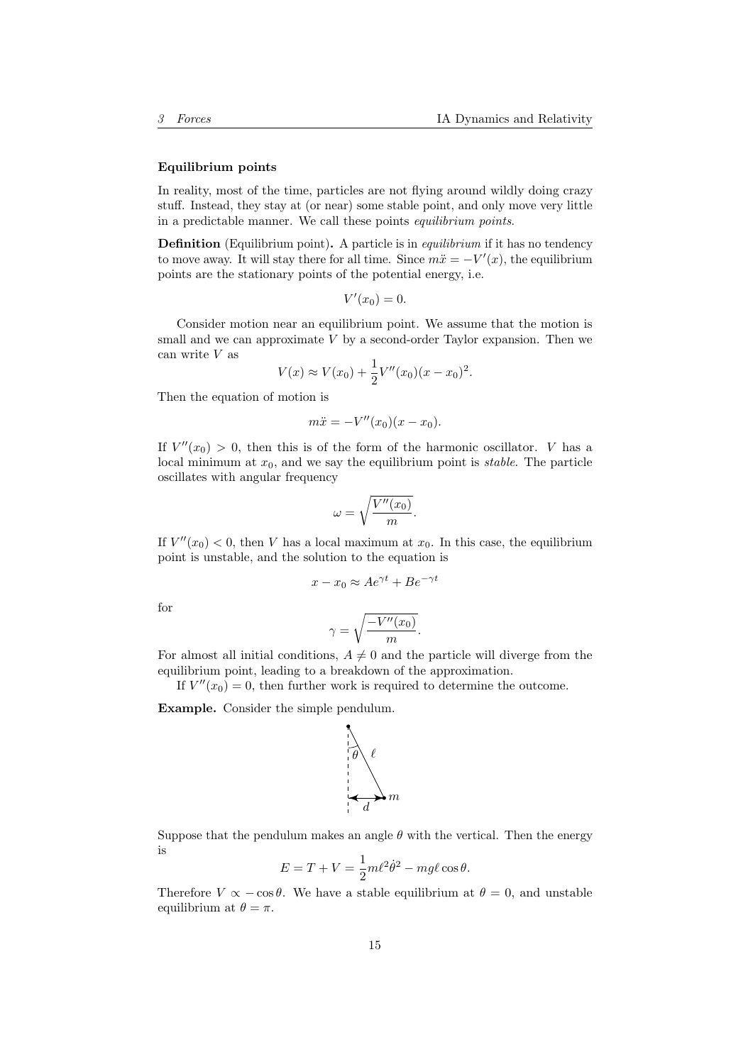#### Equilibrium points

In reality, most of the time, particles are not flying around wildly doing crazy stuff. Instead, they stay at (or near) some stable point, and only move very little in a predictable manner. We call these points *equilibrium points*.

**Definition** (Equilibrium point)**.** A particle is in *equilibrium* if it has no tendency to move away. It will stay there for all time. Since $m\ddot{x} = -V'(x)$, the equilibrium points are the stationary points of the potential energy, i.e.

$$V'(x_0) = 0.$$

Consider motion near an equilibrium point. We assume that the motion is small and we can approximate $V$ by a second-order Taylor expansion. Then we can write $V$ as

$$V(x) \approx V(x_0) + \frac{1}{2}V''(x_0)(x - x_0)^2.$$

Then the equation of motion is

$$m\ddot{x} = -V''(x_0)(x - x_0).$$

If $V''(x_0) > 0$, then this is of the form of the harmonic oscillator. $V$ has a local minimum at $x_0$, and we say the equilibrium point is *stable*. The particle oscillates with angular frequency

$$\omega = \sqrt{\frac{V''(x_0)}{m}}.$$

If $V''(x_0) < 0$, then $V$ has a local maximum at $x_0$. In this case, the equilibrium point is unstable, and the solution to the equation is

$$x - x_0 \approx Ae^{\gamma t} + Be^{-\gamma t}$$

for

$$\gamma = \sqrt{\frac{-V''(x_0)}{m}}.$$

For almost all initial conditions, $A \neq 0$ and the particle will diverge from the equilibrium point, leading to a breakdown of the approximation.

If $V''(x_0) = 0$, then further work is required to determine the outcome.

**Example.** Consider the simple pendulum.

Suppose that the pendulum makes an angle $\theta$ with the vertical. Then the energy is

$$E = T + V = \frac{1}{2}m\ell^2\dot{\theta}^2 - mg\ell\cos\theta.$$

Therefore $V \propto -\cos\theta$. We have a stable equilibrium at $\theta = 0$, and unstable equilibrium at $\theta = \pi$.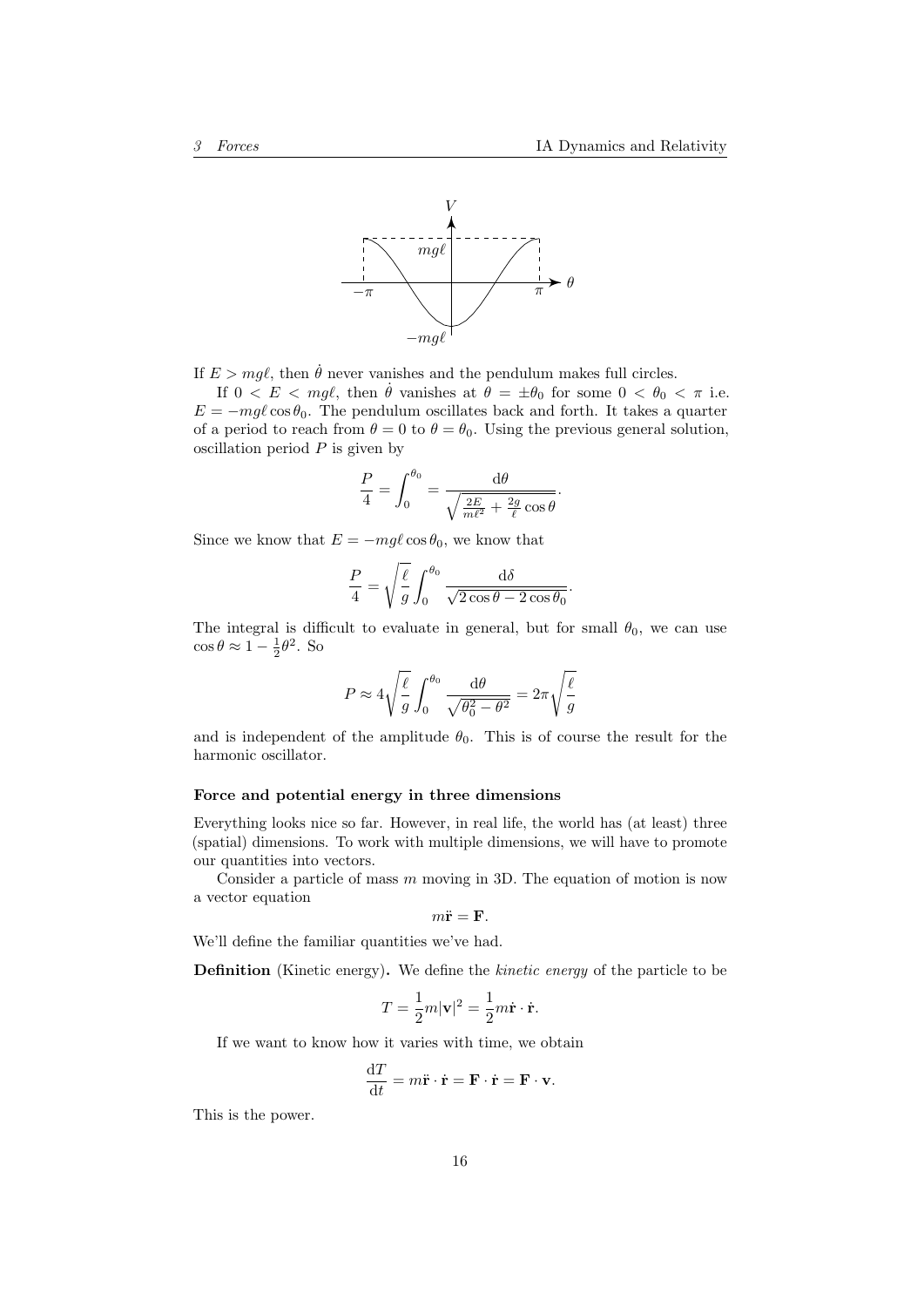If $E > mg\ell$, then $\dot{\theta}$ never vanishes and the pendulum makes full circles.

If $0 < E < mg\ell$, then $\dot{\theta}$ vanishes at $\theta = \pm\theta_0$ for some $0 < \theta_0 < \pi$ i.e. $E = -mg\ell\cos\theta_0$. The pendulum oscillates back and forth. It takes a quarter of a period to reach from $\theta = 0$ to $\theta = \theta_0$. Using the previous general solution, oscillation period $P$ is given by

$$\frac{P}{4} = \int_0^{\theta_0} = \frac{\mathrm{d}\theta}{\sqrt{\frac{2E}{m\ell^2} + \frac{2g}{\ell}\cos\theta}}.$$

Since we know that $E = -mg\ell\cos\theta_0$, we know that

$$\frac{P}{4} = \sqrt{\frac{\ell}{g}}\int_0^{\theta_0} \frac{\mathrm{d}\delta}{\sqrt{2\cos\theta - 2\cos\theta_0}}.$$

The integral is difficult to evaluate in general, but for small $\theta_0$, we can use $\cos\theta \approx 1 - \frac{1}{2}\theta^2$. So

$$P \approx 4\sqrt{\frac{\ell}{g}}\int_0^{\theta_0} \frac{\mathrm{d}\theta}{\sqrt{\theta_0^2 - \theta^2}} = 2\pi\sqrt{\frac{\ell}{g}}$$

and is independent of the amplitude $\theta_0$. This is of course the result for the harmonic oscillator.

**Force and potential energy in three dimensions**

Everything looks nice so far. However, in real life, the world has (at least) three (spatial) dimensions. To work with multiple dimensions, we will have to promote our quantities into vectors.

Consider a particle of mass $m$ moving in 3D. The equation of motion is now a vector equation

$$m\ddot{\mathbf{r}} = \mathbf{F}.$$

We'll define the familiar quantities we've had.

**Definition** (Kinetic energy)**.** We define the *kinetic energy* of the particle to be

$$T = \frac{1}{2}m|\mathbf{v}|^2 = \frac{1}{2}m\dot{\mathbf{r}}\cdot\dot{\mathbf{r}}.$$

If we want to know how it varies with time, we obtain

$$\frac{\mathrm{d}T}{\mathrm{d}t} = m\ddot{\mathbf{r}}\cdot\dot{\mathbf{r}} = \mathbf{F}\cdot\dot{\mathbf{r}} = \mathbf{F}\cdot\mathbf{v}.$$

This is the power.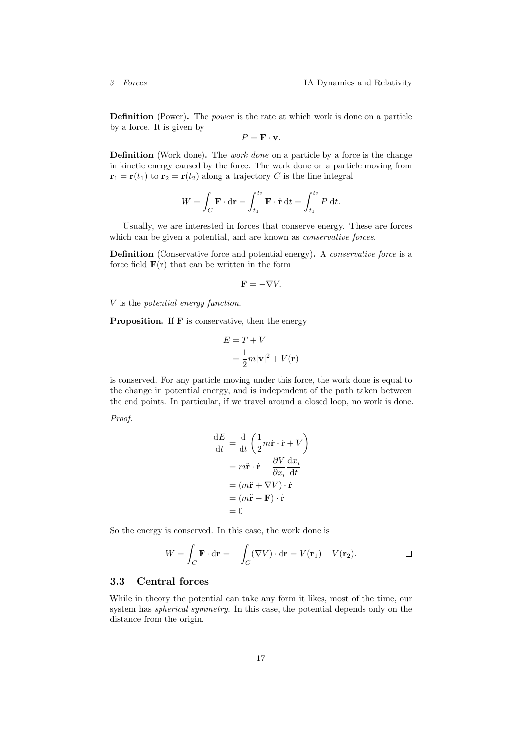**Definition** (Power)**.** The *power* is the rate at which work is done on a particle by a force. It is given by

$$P = \mathbf{F} \cdot \mathbf{v}.$$

**Definition** (Work done)**.** The *work done* on a particle by a force is the change in kinetic energy caused by the force. The work done on a particle moving from $\mathbf{r}_1 = \mathbf{r}(t_1)$ to $\mathbf{r}_2 = \mathbf{r}(t_2)$ along a trajectory $C$ is the line integral

$$W = \int_C \mathbf{F} \cdot \mathrm{d}\mathbf{r} = \int_{t_1}^{t_2} \mathbf{F} \cdot \dot{\mathbf{r}} \; \mathrm{d}t = \int_{t_1}^{t_2} P \; \mathrm{d}t.$$

Usually, we are interested in forces that conserve energy. These are forces which can be given a potential, and are known as *conservative forces*.

**Definition** (Conservative force and potential energy)**.** A *conservative force* is a force field $\mathbf{F}(\mathbf{r})$ that can be written in the form

$$\mathbf{F} = -\nabla V.$$

$V$ is the *potential energy function*.

**Proposition.** If $\mathbf{F}$ is conservative, then the energy

$$\begin{aligned} E &= T + V \\ &= \frac{1}{2} m |\mathbf{v}|^2 + V(\mathbf{r}) \end{aligned}$$

is conserved. For any particle moving under this force, the work done is equal to the change in potential energy, and is independent of the path taken between the end points. In particular, if we travel around a closed loop, no work is done.

*Proof.*

$$\begin{aligned} \frac{\mathrm{d}E}{\mathrm{d}t} &= \frac{\mathrm{d}}{\mathrm{d}t}\left(\frac{1}{2} m \dot{\mathbf{r}} \cdot \dot{\mathbf{r}} + V\right) \\ &= m \ddot{\mathbf{r}} \cdot \dot{\mathbf{r}} + \frac{\partial V}{\partial x_i} \frac{\mathrm{d}x_i}{\mathrm{d}t} \\ &= (m \ddot{\mathbf{r}} + \nabla V) \cdot \dot{\mathbf{r}} \\ &= (m \ddot{\mathbf{r}} - \mathbf{F}) \cdot \dot{\mathbf{r}} \\ &= 0 \end{aligned}$$

So the energy is conserved. In this case, the work done is

$$W = \int_C \mathbf{F} \cdot \mathrm{d}\mathbf{r} = -\int_C (\nabla V) \cdot \mathrm{d}\mathbf{r} = V(\mathbf{r}_1) - V(\mathbf{r}_2).$$

□

## 3.3 Central forces

While in theory the potential can take any form it likes, most of the time, our system has *spherical symmetry*. In this case, the potential depends only on the distance from the origin.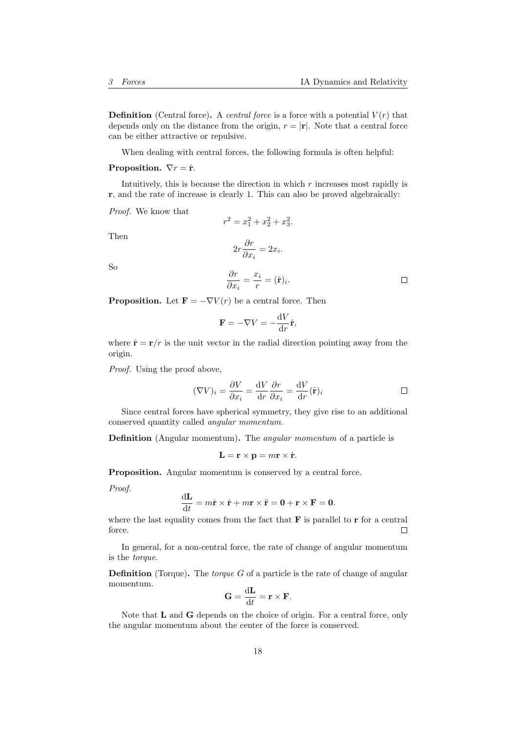**Definition** (Central force)**.** A *central force* is a force with a potential $V(r)$ that depends only on the distance from the origin, $r = |\mathbf{r}|$. Note that a central force can be either attractive or repulsive.

When dealing with central forces, the following formula is often helpful:

**Proposition.** $\nabla r = \hat{\mathbf{r}}$.

Intuitively, this is because the direction in which $r$ increases most rapidly is $\mathbf{r}$, and the rate of increase is clearly 1. This can also be proved algebraically:

*Proof.* We know that

$$r^2 = x_1^2 + x_2^2 + x_3^2.$$

Then

$$2r\frac{\partial r}{\partial x_i} = 2x_i.$$

So

$$\frac{\partial r}{\partial x_i} = \frac{x_i}{r} = (\hat{\mathbf{r}})_i.$$

□

**Proposition.** Let $\mathbf{F} = -\nabla V(r)$ be a central force. Then

$$\mathbf{F} = -\nabla V = -\frac{\mathrm{d}V}{\mathrm{d}r}\hat{\mathbf{r}},$$

where $\hat{\mathbf{r}} = \mathbf{r}/r$ is the unit vector in the radial direction pointing away from the origin.

*Proof.* Using the proof above,

$$(\nabla V)_i = \frac{\partial V}{\partial x_i} = \frac{\mathrm{d}V}{\mathrm{d}r}\frac{\partial r}{\partial x_i} = \frac{\mathrm{d}V}{\mathrm{d}r}(\hat{\mathbf{r}})_i$$

□

Since central forces have spherical symmetry, they give rise to an additional conserved quantity called *angular momentum*.

**Definition** (Angular momentum)**.** The *angular momentum* of a particle is

$$\mathbf{L} = \mathbf{r} \times \mathbf{p} = m\mathbf{r} \times \dot{\mathbf{r}}.$$

**Proposition.** Angular momentum is conserved by a central force.

*Proof.*

$$\frac{\mathrm{d}\mathbf{L}}{\mathrm{d}t} = m\dot{\mathbf{r}} \times \dot{\mathbf{r}} + m\mathbf{r} \times \ddot{\mathbf{r}} = \mathbf{0} + \mathbf{r} \times \mathbf{F} = \mathbf{0}.$$

where the last equality comes from the fact that $\mathbf{F}$ is parallel to $\mathbf{r}$ for a central force. □

In general, for a non-central force, the rate of change of angular momentum is the *torque*.

**Definition** (Torque)**.** The *torque* $G$ of a particle is the rate of change of angular momentum.

$$\mathbf{G} = \frac{\mathrm{d}\mathbf{L}}{\mathrm{d}t} = \mathbf{r} \times \mathbf{F}.$$

Note that $\mathbf{L}$ and $\mathbf{G}$ depends on the choice of origin. For a central force, only the angular momentum about the center of the force is conserved.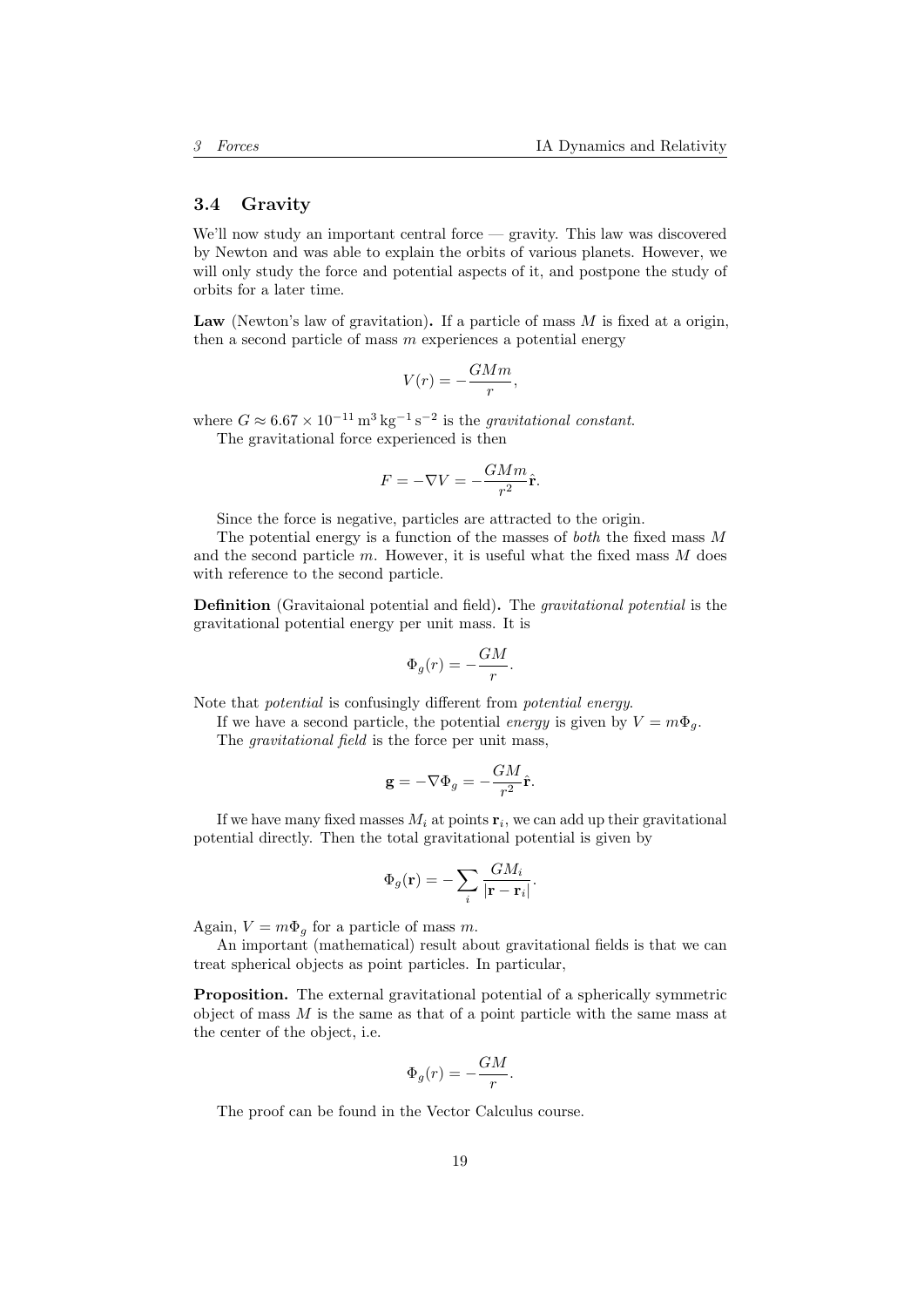### 3.4 Gravity

We'll now study an important central force — gravity. This law was discovered by Newton and was able to explain the orbits of various planets. However, we will only study the force and potential aspects of it, and postpone the study of orbits for a later time.

**Law** (Newton's law of gravitation)**.** If a particle of mass $M$ is fixed at a origin, then a second particle of mass $m$ experiences a potential energy

$$V(r) = -\frac{GMm}{r},$$

where $G \approx 6.67 \times 10^{-11}\,\mathrm{m^3\,kg^{-1}\,s^{-2}}$ is the *gravitational constant*.

The gravitational force experienced is then

$$F = -\nabla V = -\frac{GMm}{r^2}\hat{\mathbf{r}}.$$

Since the force is negative, particles are attracted to the origin.

The potential energy is a function of the masses of *both* the fixed mass $M$ and the second particle $m$. However, it is useful what the fixed mass $M$ does with reference to the second particle.

**Definition** (Gravitaional potential and field)**.** The *gravitational potential* is the gravitational potential energy per unit mass. It is

$$\Phi_g(r) = -\frac{GM}{r}.$$

Note that *potential* is confusingly different from *potential energy*.

If we have a second particle, the potential *energy* is given by $V = m\Phi_g$.

The *gravitational field* is the force per unit mass,

$$\mathbf{g} = -\nabla \Phi_g = -\frac{GM}{r^2}\hat{\mathbf{r}}.$$

If we have many fixed masses $M_i$ at points $\mathbf{r}_i$, we can add up their gravitational potential directly. Then the total gravitational potential is given by

$$\Phi_g(\mathbf{r}) = -\sum_i \frac{GM_i}{|\mathbf{r} - \mathbf{r}_i|}.$$

Again, $V = m\Phi_g$ for a particle of mass $m$.

An important (mathematical) result about gravitational fields is that we can treat spherical objects as point particles. In particular,

**Proposition.** The external gravitational potential of a spherically symmetric object of mass $M$ is the same as that of a point particle with the same mass at the center of the object, i.e.

$$\Phi_g(r) = -\frac{GM}{r}.$$

The proof can be found in the Vector Calculus course.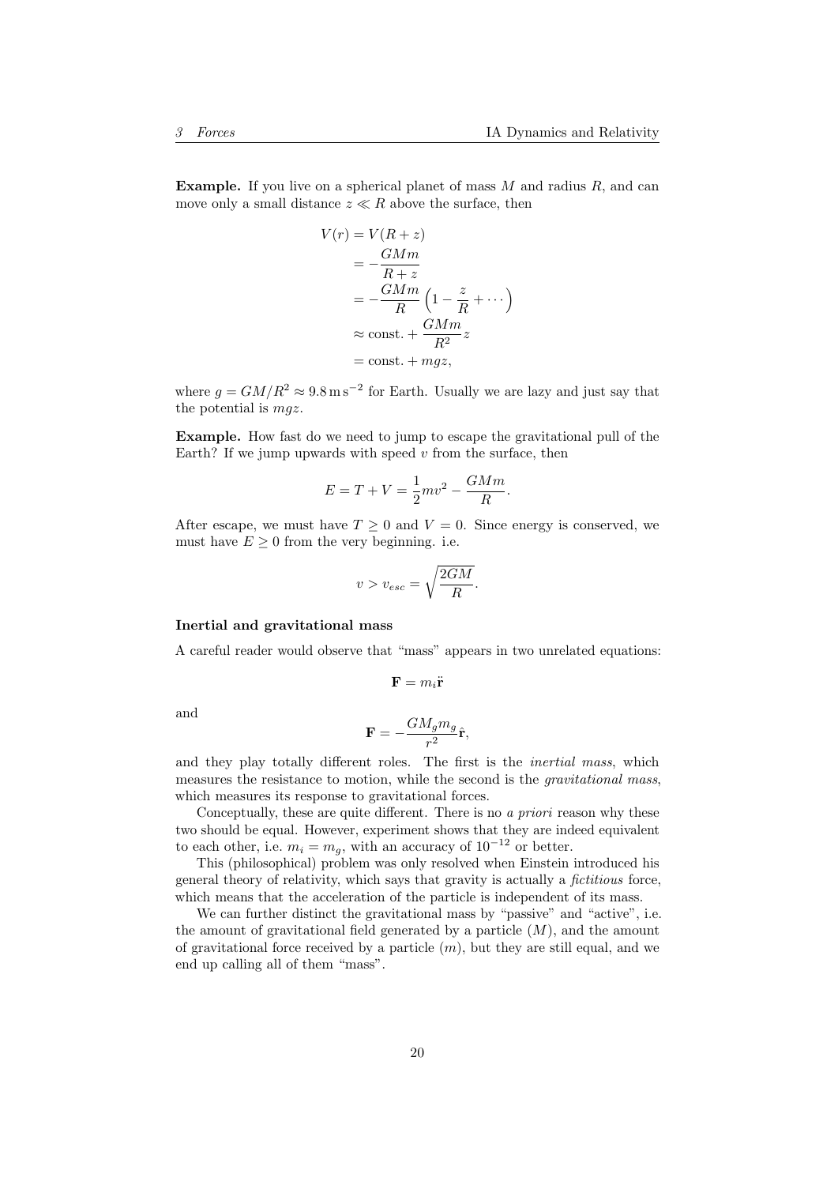**Example.** If you live on a spherical planet of mass $M$ and radius $R$, and can move only a small distance $z \ll R$ above the surface, then

$$
\begin{aligned}
V(r) &= V(R+z) \\
&= -\frac{GMm}{R+z} \\
&= -\frac{GMm}{R}\left(1 - \frac{z}{R} + \cdots\right) \\
&\approx \text{const.} + \frac{GMm}{R^2}z \\
&= \text{const.} + mgz,
\end{aligned}
$$

where $g = GM/R^2 \approx 9.8\,\mathrm{m\,s^{-2}}$ for Earth. Usually we are lazy and just say that the potential is $mgz$.

**Example.** How fast do we need to jump to escape the gravitational pull of the Earth? If we jump upwards with speed $v$ from the surface, then

$$
E = T + V = \frac{1}{2}mv^2 - \frac{GMm}{R}.
$$

After escape, we must have $T \geq 0$ and $V = 0$. Since energy is conserved, we must have $E \geq 0$ from the very beginning. i.e.

$$
v > v_{esc} = \sqrt{\frac{2GM}{R}}.
$$

#### Inertial and gravitational mass

A careful reader would observe that "mass" appears in two unrelated equations:

$$
\mathbf{F} = m_i \ddot{\mathbf{r}}
$$

and

$$
\mathbf{F} = -\frac{GM_g m_g}{r^2}\hat{\mathbf{r}},
$$

and they play totally different roles. The first is the *inertial mass*, which measures the resistance to motion, while the second is the *gravitational mass*, which measures its response to gravitational forces.

Conceptually, these are quite different. There is no *a priori* reason why these two should be equal. However, experiment shows that they are indeed equivalent to each other, i.e. $m_i = m_g$, with an accuracy of $10^{-12}$ or better.

This (philosophical) problem was only resolved when Einstein introduced his general theory of relativity, which says that gravity is actually a *fictitious* force, which means that the acceleration of the particle is independent of its mass.

We can further distinct the gravitational mass by "passive" and "active", i.e. the amount of gravitational field generated by a particle ($M$), and the amount of gravitational force received by a particle ($m$), but they are still equal, and we end up calling all of them "mass".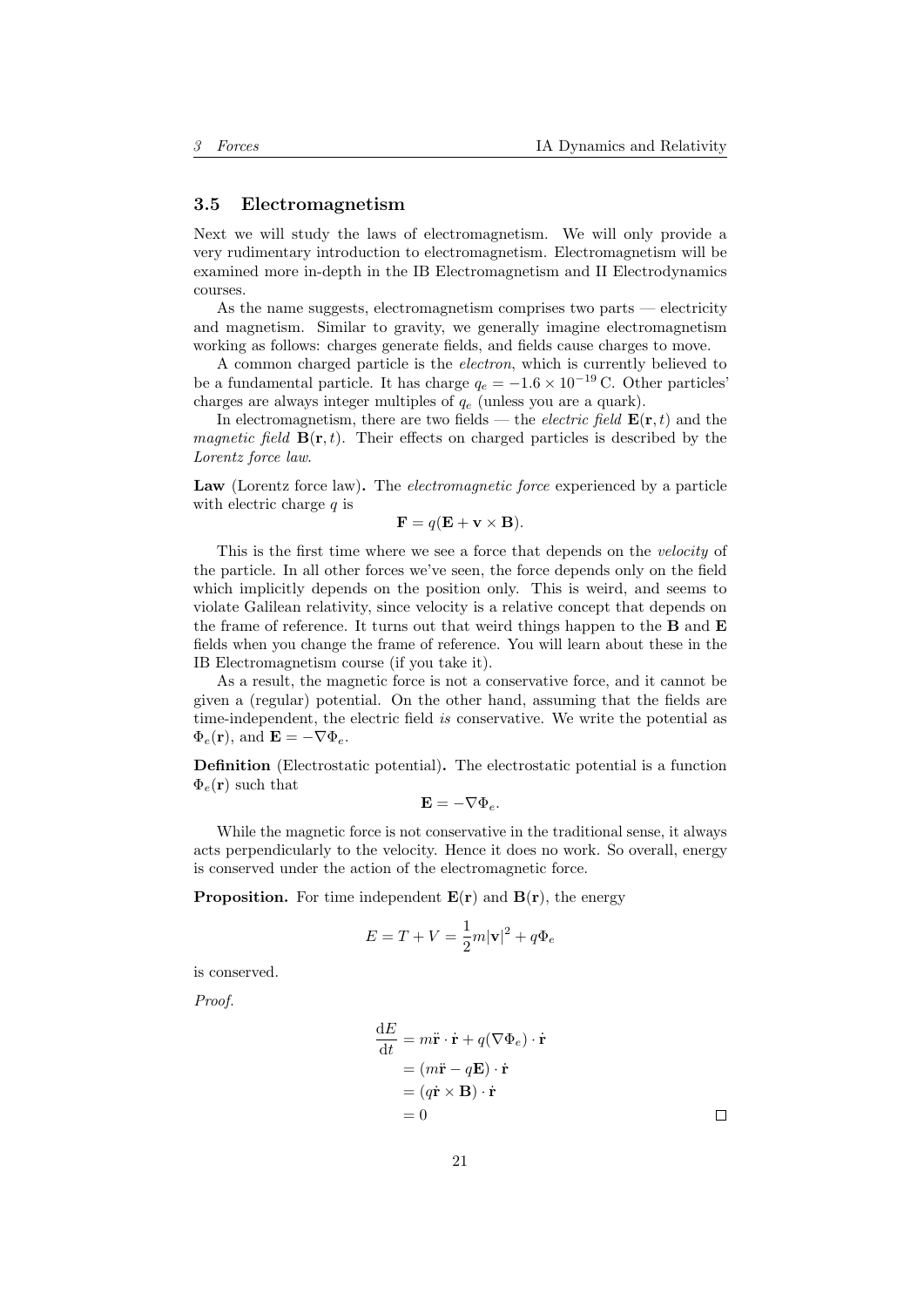## 3.5 Electromagnetism

Next we will study the laws of electromagnetism. We will only provide a very rudimentary introduction to electromagnetism. Electromagnetism will be examined more in-depth in the IB Electromagnetism and II Electrodynamics courses.

As the name suggests, electromagnetism comprises two parts — electricity and magnetism. Similar to gravity, we generally imagine electromagnetism working as follows: charges generate fields, and fields cause charges to move.

A common charged particle is the *electron*, which is currently believed to be a fundamental particle. It has charge $q_e = -1.6 \times 10^{-19}\,\mathrm{C}$. Other particles' charges are always integer multiples of $q_e$ (unless you are a quark).

In electromagnetism, there are two fields — the *electric field* $\mathbf{E}(\mathbf{r}, t)$ and the *magnetic field* $\mathbf{B}(\mathbf{r}, t)$. Their effects on charged particles is described by the *Lorentz force law*.

**Law** (Lorentz force law)**.** The *electromagnetic force* experienced by a particle with electric charge $q$ is

$$\mathbf{F} = q(\mathbf{E} + \mathbf{v} \times \mathbf{B}).$$

This is the first time where we see a force that depends on the *velocity* of the particle. In all other forces we've seen, the force depends only on the field which implicitly depends on the position only. This is weird, and seems to violate Galilean relativity, since velocity is a relative concept that depends on the frame of reference. It turns out that weird things happen to the $\mathbf{B}$ and $\mathbf{E}$ fields when you change the frame of reference. You will learn about these in the IB Electromagnetism course (if you take it).

As a result, the magnetic force is not a conservative force, and it cannot be given a (regular) potential. On the other hand, assuming that the fields are time-independent, the electric field *is* conservative. We write the potential as $\Phi_e(\mathbf{r})$, and $\mathbf{E} = -\nabla \Phi_e$.

**Definition** (Electrostatic potential)**.** The electrostatic potential is a function $\Phi_e(\mathbf{r})$ such that

$$\mathbf{E} = -\nabla \Phi_e.$$

While the magnetic force is not conservative in the traditional sense, it always acts perpendicularly to the velocity. Hence it does no work. So overall, energy is conserved under the action of the electromagnetic force.

**Proposition.** For time independent $\mathbf{E}(\mathbf{r})$ and $\mathbf{B}(\mathbf{r})$, the energy

$$E = T + V = \frac{1}{2}m|\mathbf{v}|^2 + q\Phi_e$$

is conserved.

*Proof.*

$$\begin{aligned}
\frac{\mathrm{d}E}{\mathrm{d}t} &= m\ddot{\mathbf{r}} \cdot \dot{\mathbf{r}} + q(\nabla \Phi_e) \cdot \dot{\mathbf{r}} \\
&= (m\ddot{\mathbf{r}} - q\mathbf{E}) \cdot \dot{\mathbf{r}} \\
&= (q\dot{\mathbf{r}} \times \mathbf{B}) \cdot \dot{\mathbf{r}} \\
&= 0
\end{aligned}$$

□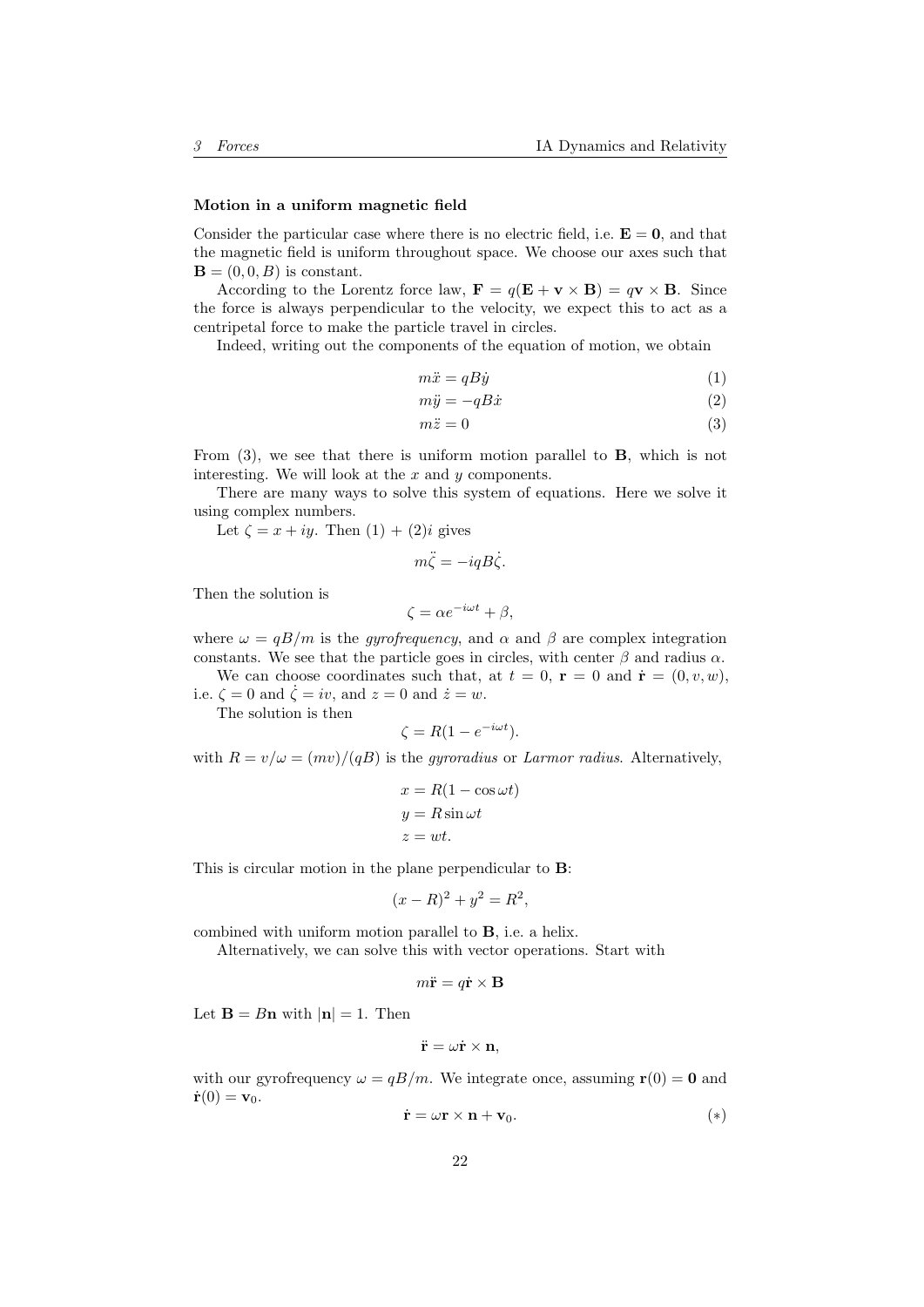**Motion in a uniform magnetic field**

Consider the particular case where there is no electric field, i.e. $\mathbf{E} = \mathbf{0}$, and that the magnetic field is uniform throughout space. We choose our axes such that $\mathbf{B} = (0, 0, B)$ is constant.

According to the Lorentz force law, $\mathbf{F} = q(\mathbf{E} + \mathbf{v} \times \mathbf{B}) = q\mathbf{v} \times \mathbf{B}$. Since the force is always perpendicular to the velocity, we expect this to act as a centripetal force to make the particle travel in circles.

Indeed, writing out the components of the equation of motion, we obtain

$$m\ddot{x} = qB\dot{y} \tag{1}$$

$$m\ddot{y} = -qB\dot{x} \tag{2}$$

$$m\ddot{z} = 0 \tag{3}$$

From (3), we see that there is uniform motion parallel to $\mathbf{B}$, which is not interesting. We will look at the $x$ and $y$ components.

There are many ways to solve this system of equations. Here we solve it using complex numbers.

Let $\zeta = x + iy$. Then (1) + (2)$i$ gives

$$m\ddot{\zeta} = -iqB\dot{\zeta}.$$

Then the solution is

$$\zeta = \alpha e^{-i\omega t} + \beta,$$

where $\omega = qB/m$ is the *gyrofrequency*, and $\alpha$ and $\beta$ are complex integration constants. We see that the particle goes in circles, with center $\beta$ and radius $\alpha$.

We can choose coordinates such that, at $t = 0$, $\mathbf{r} = 0$ and $\dot{\mathbf{r}} = (0, v, w)$, i.e. $\zeta = 0$ and $\dot{\zeta} = iv$, and $z = 0$ and $\dot{z} = w$.

The solution is then

$$\zeta = R(1 - e^{-i\omega t}).$$

with $R = v/\omega = (mv)/(qB)$ is the *gyroradius* or *Larmor radius*. Alternatively,

$$x = R(1 - \cos\omega t)$$

$$y = R\sin\omega t$$

$$z = wt.$$

This is circular motion in the plane perpendicular to $\mathbf{B}$:

$$(x - R)^2 + y^2 = R^2,$$

combined with uniform motion parallel to $\mathbf{B}$, i.e. a helix.

Alternatively, we can solve this with vector operations. Start with

$$m\ddot{\mathbf{r}} = q\dot{\mathbf{r}} \times \mathbf{B}$$

Let $\mathbf{B} = B\mathbf{n}$ with $|\mathbf{n}| = 1$. Then

$$\ddot{\mathbf{r}} = \omega\dot{\mathbf{r}} \times \mathbf{n},$$

with our gyrofrequency $\omega = qB/m$. We integrate once, assuming $\mathbf{r}(0) = \mathbf{0}$ and $\dot{\mathbf{r}}(0) = \mathbf{v}_0$.

$$\dot{\mathbf{r}} = \omega\mathbf{r} \times \mathbf{n} + \mathbf{v}_0. \tag{$*$}$$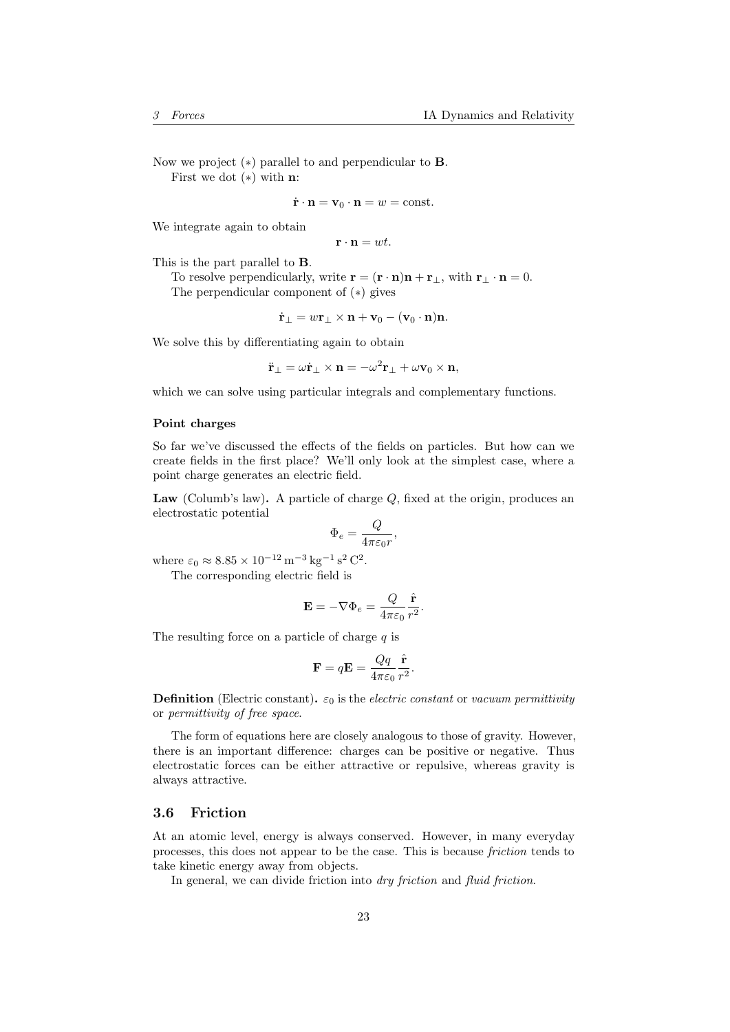Now we project $(*)$ parallel to and perpendicular to $\mathbf{B}$.

First we dot $(*)$ with $\mathbf{n}$:

$$\dot{\mathbf{r}} \cdot \mathbf{n} = \mathbf{v}_0 \cdot \mathbf{n} = w = \text{const}.$$

We integrate again to obtain

$$\mathbf{r} \cdot \mathbf{n} = wt.$$

This is the part parallel to $\mathbf{B}$.

To resolve perpendicularly, write $\mathbf{r} = (\mathbf{r} \cdot \mathbf{n})\mathbf{n} + \mathbf{r}_\perp$, with $\mathbf{r}_\perp \cdot \mathbf{n} = 0$.

The perpendicular component of $(*)$ gives

$$\dot{\mathbf{r}}_\perp = w\mathbf{r}_\perp \times \mathbf{n} + \mathbf{v}_0 - (\mathbf{v}_0 \cdot \mathbf{n})\mathbf{n}.$$

We solve this by differentiating again to obtain

$$\ddot{\mathbf{r}}_\perp = \omega \dot{\mathbf{r}}_\perp \times \mathbf{n} = -\omega^2 \mathbf{r}_\perp + \omega \mathbf{v}_0 \times \mathbf{n},$$

which we can solve using particular integrals and complementary functions.

#### Point charges

So far we've discussed the effects of the fields on particles. But how can we create fields in the first place? We'll only look at the simplest case, where a point charge generates an electric field.

**Law** (Columb's law)**.** A particle of charge $Q$, fixed at the origin, produces an electrostatic potential

$$\Phi_e = \frac{Q}{4\pi\varepsilon_0 r},$$

where $\varepsilon_0 \approx 8.85 \times 10^{-12}\,\mathrm{m}^{-3}\,\mathrm{kg}^{-1}\,\mathrm{s}^2\,\mathrm{C}^2$.

The corresponding electric field is

$$\mathbf{E} = -\nabla \Phi_e = \frac{Q}{4\pi\varepsilon_0} \frac{\hat{\mathbf{r}}}{r^2}.$$

The resulting force on a particle of charge $q$ is

$$\mathbf{F} = q\mathbf{E} = \frac{Qq}{4\pi\varepsilon_0} \frac{\hat{\mathbf{r}}}{r^2}.$$

**Definition** (Electric constant)**.** $\varepsilon_0$ is the *electric constant* or *vacuum permittivity* or *permittivity of free space*.

The form of equations here are closely analogous to those of gravity. However, there is an important difference: charges can be positive or negative. Thus electrostatic forces can be either attractive or repulsive, whereas gravity is always attractive.

### 3.6 Friction

At an atomic level, energy is always conserved. However, in many everyday processes, this does not appear to be the case. This is because *friction* tends to take kinetic energy away from objects.

In general, we can divide friction into *dry friction* and *fluid friction*.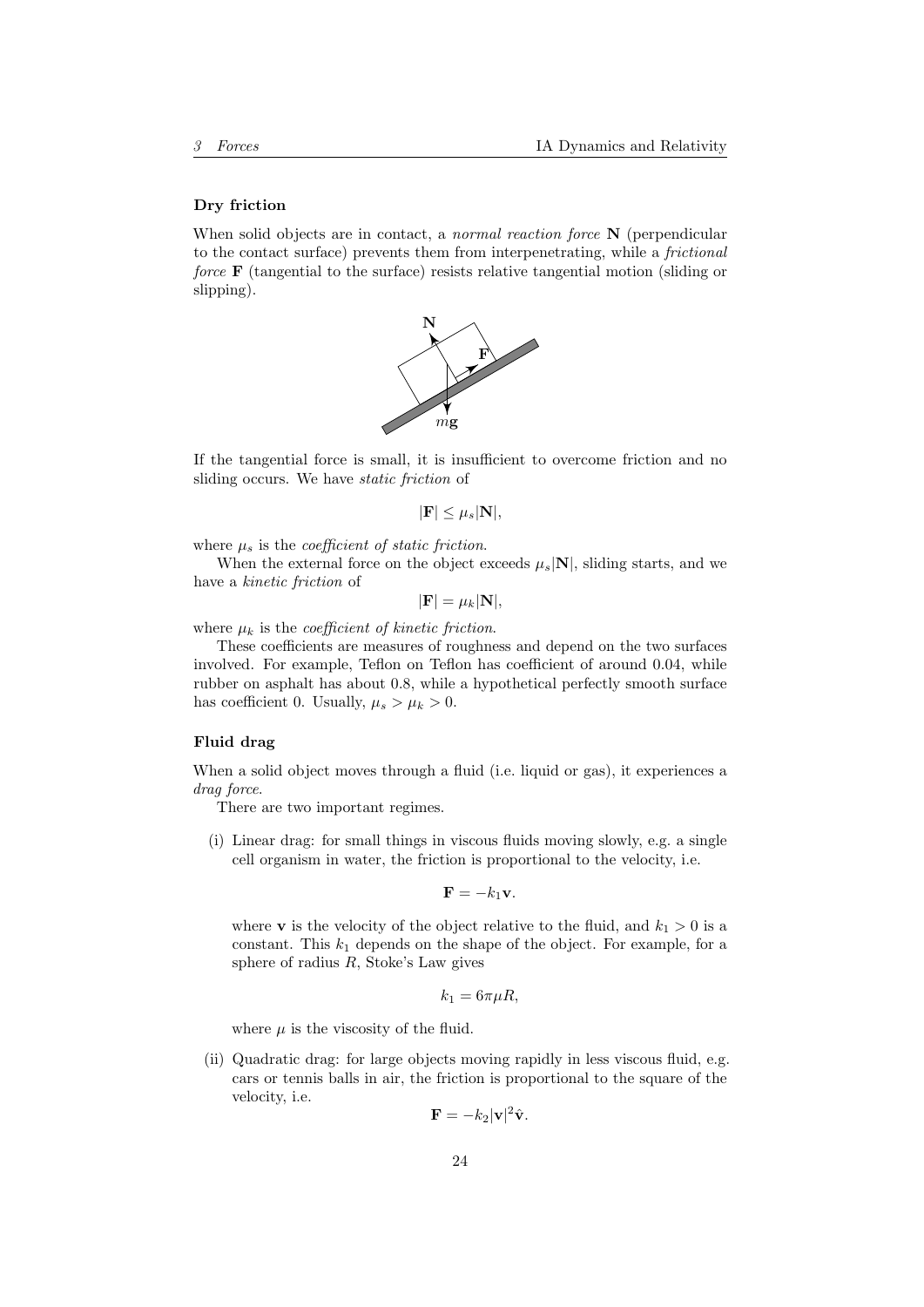### Dry friction

When solid objects are in contact, a *normal reaction force* $\mathbf{N}$ (perpendicular to the contact surface) prevents them from interpenetrating, while a *frictional force* $\mathbf{F}$ (tangential to the surface) resists relative tangential motion (sliding or slipping).

If the tangential force is small, it is insufficient to overcome friction and no sliding occurs. We have *static friction* of

$$|\mathbf{F}| \leq \mu_s |\mathbf{N}|,$$

where $\mu_s$ is the *coefficient of static friction*.

When the external force on the object exceeds $\mu_s |\mathbf{N}|$, sliding starts, and we have a *kinetic friction* of

$$|\mathbf{F}| = \mu_k |\mathbf{N}|,$$

where $\mu_k$ is the *coefficient of kinetic friction*.

These coefficients are measures of roughness and depend on the two surfaces involved. For example, Teflon on Teflon has coefficient of around 0.04, while rubber on asphalt has about 0.8, while a hypothetical perfectly smooth surface has coefficient 0. Usually, $\mu_s > \mu_k > 0$.

### Fluid drag

When a solid object moves through a fluid (i.e. liquid or gas), it experiences a *drag force*.

There are two important regimes.

(i) Linear drag: for small things in viscous fluids moving slowly, e.g. a single cell organism in water, the friction is proportional to the velocity, i.e.

$$\mathbf{F} = -k_1 \mathbf{v}.$$

where $\mathbf{v}$ is the velocity of the object relative to the fluid, and $k_1 > 0$ is a constant. This $k_1$ depends on the shape of the object. For example, for a sphere of radius $R$, Stoke's Law gives

$$k_1 = 6\pi\mu R,$$

where $\mu$ is the viscosity of the fluid.

(ii) Quadratic drag: for large objects moving rapidly in less viscous fluid, e.g. cars or tennis balls in air, the friction is proportional to the square of the velocity, i.e.

$$\mathbf{F} = -k_2 |\mathbf{v}|^2 \hat{\mathbf{v}}.$$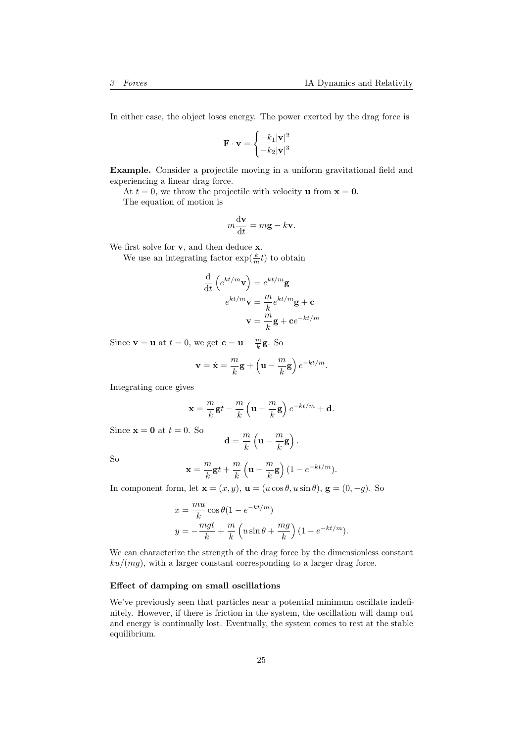In either case, the object loses energy. The power exerted by the drag force is

$$\mathbf{F} \cdot \mathbf{v} = \begin{cases} -k_1|\mathbf{v}|^2 \\ -k_2|\mathbf{v}|^3 \end{cases}$$

**Example.** Consider a projectile moving in a uniform gravitational field and experiencing a linear drag force.

At $t = 0$, we throw the projectile with velocity $\mathbf{u}$ from $\mathbf{x} = \mathbf{0}$.

The equation of motion is

$$m\frac{\mathrm{d}\mathbf{v}}{\mathrm{d}t} = m\mathbf{g} - k\mathbf{v}.$$

We first solve for $\mathbf{v}$, and then deduce $\mathbf{x}$.

We use an integrating factor $\exp(\frac{k}{m}t)$ to obtain

$$\begin{aligned} \frac{\mathrm{d}}{\mathrm{d}t}\left(e^{kt/m}\mathbf{v}\right) &= e^{kt/m}\mathbf{g} \\ e^{kt/m}\mathbf{v} &= \frac{m}{k}e^{kt/m}\mathbf{g} + \mathbf{c} \\ \mathbf{v} &= \frac{m}{k}\mathbf{g} + \mathbf{c}e^{-kt/m} \end{aligned}$$

Since $\mathbf{v} = \mathbf{u}$ at $t = 0$, we get $\mathbf{c} = \mathbf{u} - \frac{m}{k}\mathbf{g}$. So

$$\mathbf{v} = \dot{\mathbf{x}} = \frac{m}{k}\mathbf{g} + \left(\mathbf{u} - \frac{m}{k}\mathbf{g}\right)e^{-kt/m}.$$

Integrating once gives

$$\mathbf{x} = \frac{m}{k}\mathbf{g}t - \frac{m}{k}\left(\mathbf{u} - \frac{m}{k}\mathbf{g}\right)e^{-kt/m} + \mathbf{d}.$$

Since $\mathbf{x} = \mathbf{0}$ at $t = 0$. So

$$\mathbf{d} = \frac{m}{k}\left(\mathbf{u} - \frac{m}{k}\mathbf{g}\right).$$

So

$$\mathbf{x} = \frac{m}{k}\mathbf{g}t + \frac{m}{k}\left(\mathbf{u} - \frac{m}{k}\mathbf{g}\right)(1 - e^{-kt/m}).$$

In component form, let $\mathbf{x} = (x, y)$, $\mathbf{u} = (u\cos\theta, u\sin\theta)$, $\mathbf{g} = (0, -g)$. So

$$\begin{aligned} x &= \frac{mu}{k}\cos\theta(1 - e^{-kt/m}) \\ y &= -\frac{mgt}{k} + \frac{m}{k}\left(u\sin\theta + \frac{mg}{k}\right)(1 - e^{-kt/m}). \end{aligned}$$

We can characterize the strength of the drag force by the dimensionless constant $ku/(mg)$, with a larger constant corresponding to a larger drag force.

#### Effect of damping on small oscillations

We've previously seen that particles near a potential minimum oscillate indefinitely. However, if there is friction in the system, the oscillation will damp out and energy is continually lost. Eventually, the system comes to rest at the stable equilibrium.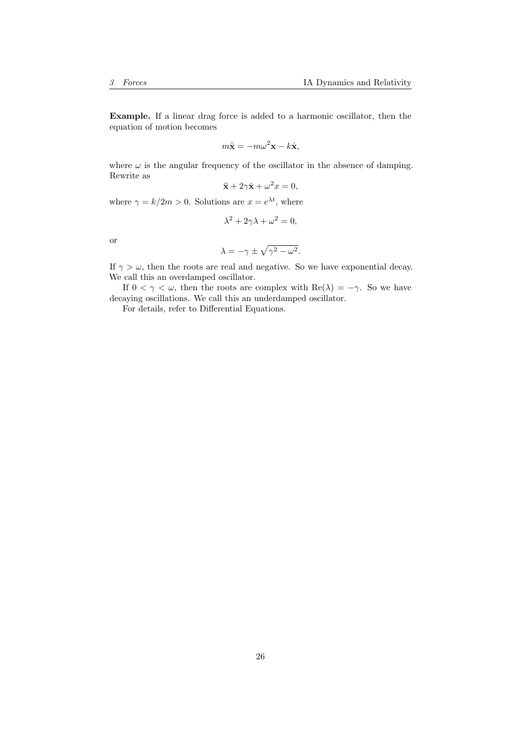**Example.** If a linear drag force is added to a harmonic oscillator, then the equation of motion becomes

$$m\ddot{\mathbf{x}} = -m\omega^2\mathbf{x} - k\dot{\mathbf{x}},$$

where $\omega$ is the angular frequency of the oscillator in the absence of damping. Rewrite as

$$\ddot{\mathbf{x}} + 2\gamma\dot{\mathbf{x}} + \omega^2 x = 0,$$

where $\gamma = k/2m > 0$. Solutions are $x = e^{\lambda t}$, where

$$\lambda^2 + 2\gamma\lambda + \omega^2 = 0,$$

or

$$\lambda = -\gamma \pm \sqrt{\gamma^2 - \omega^2}.$$

If $\gamma > \omega$, then the roots are real and negative. So we have exponential decay. We call this an overdamped oscillator.

If $0 < \gamma < \omega$, then the roots are complex with $\mathrm{Re}(\lambda) = -\gamma$. So we have decaying oscillations. We call this an underdamped oscillator.

For details, refer to Differential Equations.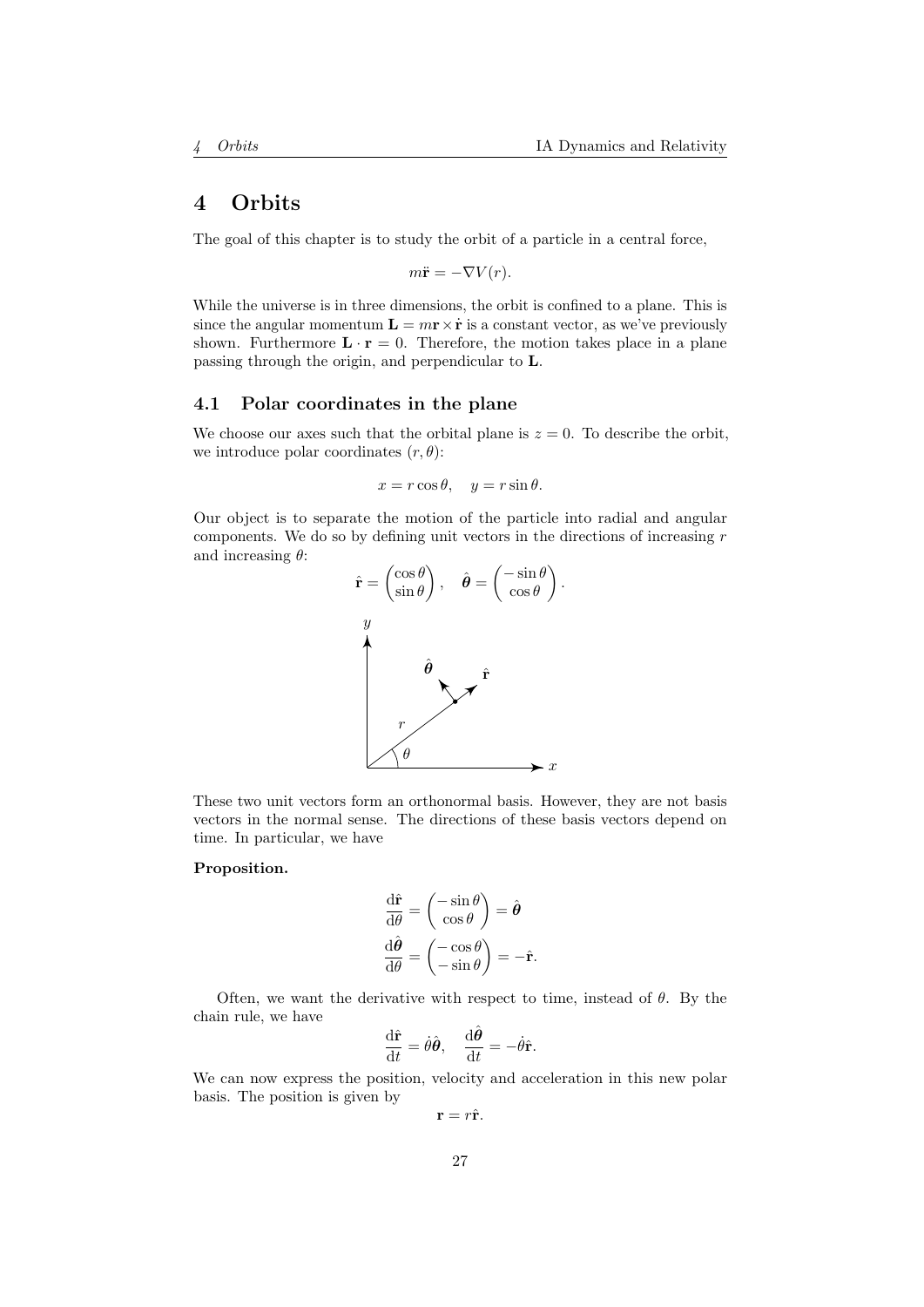# 4 Orbits

The goal of this chapter is to study the orbit of a particle in a central force,

$$m\ddot{\mathbf{r}} = -\nabla V(r).$$

While the universe is in three dimensions, the orbit is confined to a plane. This is since the angular momentum $\mathbf{L} = m\mathbf{r} \times \dot{\mathbf{r}}$ is a constant vector, as we've previously shown. Furthermore $\mathbf{L} \cdot \mathbf{r} = 0$. Therefore, the motion takes place in a plane passing through the origin, and perpendicular to $\mathbf{L}$.

## 4.1 Polar coordinates in the plane

We choose our axes such that the orbital plane is $z = 0$. To describe the orbit, we introduce polar coordinates $(r, \theta)$:

$$x = r\cos\theta, \quad y = r\sin\theta.$$

Our object is to separate the motion of the particle into radial and angular components. We do so by defining unit vectors in the directions of increasing $r$ and increasing $\theta$:

$$\hat{\mathbf{r}} = \begin{pmatrix} \cos\theta \\ \sin\theta \end{pmatrix}, \quad \hat{\boldsymbol{\theta}} = \begin{pmatrix} -\sin\theta \\ \cos\theta \end{pmatrix}.$$

These two unit vectors form an orthonormal basis. However, they are not basis vectors in the normal sense. The directions of these basis vectors depend on time. In particular, we have

**Proposition.**

$$\frac{\mathrm{d}\hat{\mathbf{r}}}{\mathrm{d}\theta} = \begin{pmatrix} -\sin\theta \\ \cos\theta \end{pmatrix} = \hat{\boldsymbol{\theta}}$$

$$\frac{\mathrm{d}\hat{\boldsymbol{\theta}}}{\mathrm{d}\theta} = \begin{pmatrix} -\cos\theta \\ -\sin\theta \end{pmatrix} = -\hat{\mathbf{r}}.$$

Often, we want the derivative with respect to time, instead of $\theta$. By the chain rule, we have

$$\frac{\mathrm{d}\hat{\mathbf{r}}}{\mathrm{d}t} = \dot{\theta}\hat{\boldsymbol{\theta}}, \quad \frac{\mathrm{d}\hat{\boldsymbol{\theta}}}{\mathrm{d}t} = -\dot{\theta}\hat{\mathbf{r}}.$$

We can now express the position, velocity and acceleration in this new polar basis. The position is given by

$$\mathbf{r} = r\hat{\mathbf{r}}.$$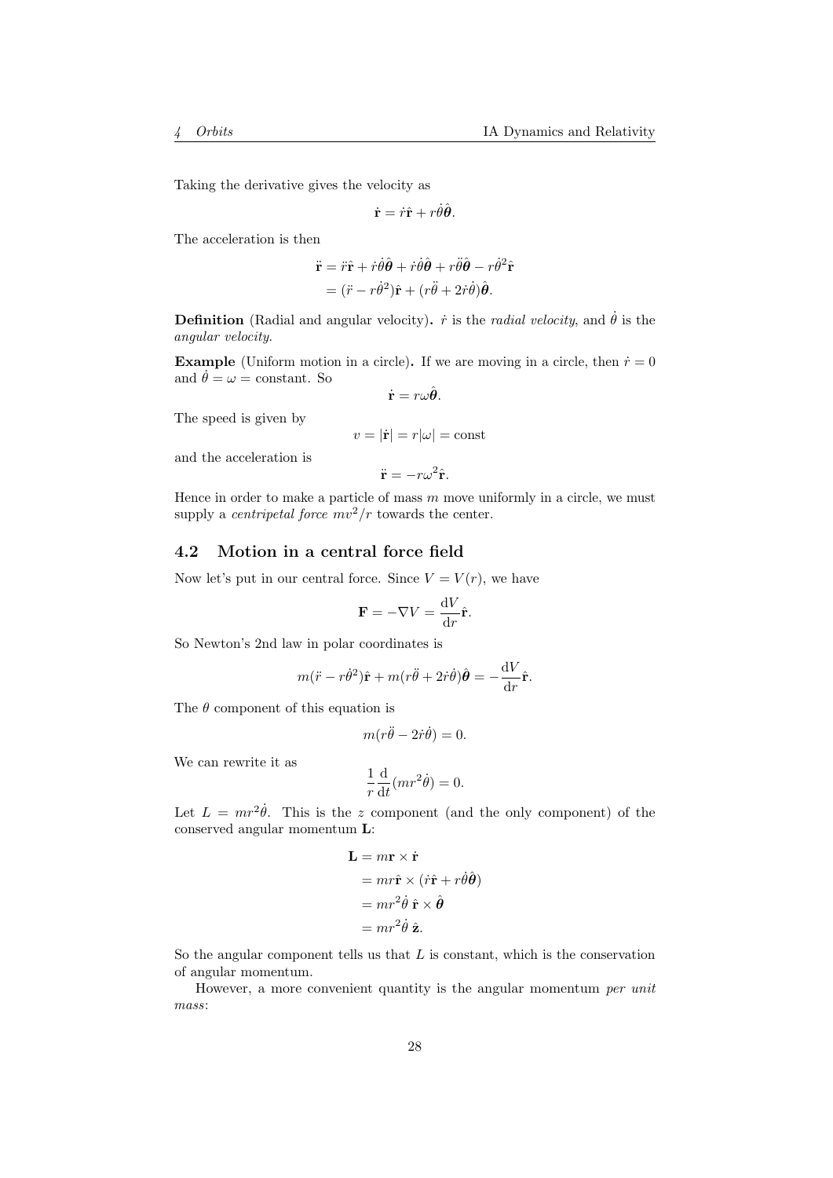Taking the derivative gives the velocity as

$$\dot{\mathbf{r}} = \dot{r}\hat{\mathbf{r}} + r\dot{\theta}\hat{\boldsymbol{\theta}}.$$

The acceleration is then

$$\begin{aligned}
\ddot{\mathbf{r}} &= \ddot{r}\hat{\mathbf{r}} + \dot{r}\dot{\theta}\hat{\boldsymbol{\theta}} + \dot{r}\dot{\theta}\hat{\boldsymbol{\theta}} + r\ddot{\theta}\hat{\boldsymbol{\theta}} - r\dot{\theta}^2\hat{\mathbf{r}} \\
&= (\ddot{r} - r\dot{\theta}^2)\hat{\mathbf{r}} + (r\ddot{\theta} + 2\dot{r}\dot{\theta})\hat{\boldsymbol{\theta}}.
\end{aligned}$$

**Definition** (Radial and angular velocity)**.** $\dot{r}$ is the *radial velocity*, and $\dot{\theta}$ is the *angular velocity*.

**Example** (Uniform motion in a circle)**.** If we are moving in a circle, then $\dot{r} = 0$ and $\dot{\theta} = \omega = \text{constant}$. So

$$\dot{\mathbf{r}} = r\omega\hat{\boldsymbol{\theta}}.$$

The speed is given by

$$v = |\dot{\mathbf{r}}| = r|\omega| = \text{const}$$

and the acceleration is

$$\ddot{\mathbf{r}} = -r\omega^2\hat{\mathbf{r}}.$$

Hence in order to make a particle of mass $m$ move uniformly in a circle, we must supply a *centripetal force* $mv^2/r$ towards the center.

### 4.2 Motion in a central force field

Now let's put in our central force. Since $V = V(r)$, we have

$$\mathbf{F} = -\nabla V = \frac{\mathrm{d}V}{\mathrm{d}r}\hat{\mathbf{r}}.$$

So Newton's 2nd law in polar coordinates is

$$m(\ddot{r} - r\dot{\theta}^2)\hat{\mathbf{r}} + m(r\ddot{\theta} + 2\dot{r}\dot{\theta})\hat{\boldsymbol{\theta}} = -\frac{\mathrm{d}V}{\mathrm{d}r}\hat{\mathbf{r}}.$$

The $\theta$ component of this equation is

$$m(r\ddot{\theta} - 2\dot{r}\dot{\theta}) = 0.$$

We can rewrite it as

$$\frac{1}{r}\frac{\mathrm{d}}{\mathrm{d}t}(mr^2\dot{\theta}) = 0.$$

Let $L = mr^2\dot{\theta}$. This is the $z$ component (and the only component) of the conserved angular momentum $\mathbf{L}$:

$$\begin{aligned}
\mathbf{L} &= m\mathbf{r} \times \dot{\mathbf{r}} \\
&= mr\hat{\mathbf{r}} \times (\dot{r}\hat{\mathbf{r}} + r\dot{\theta}\hat{\boldsymbol{\theta}}) \\
&= mr^2\dot{\theta}\ \hat{\mathbf{r}} \times \hat{\boldsymbol{\theta}} \\
&= mr^2\dot{\theta}\ \hat{\mathbf{z}}.
\end{aligned}$$

So the angular component tells us that $L$ is constant, which is the conservation of angular momentum.

However, a more convenient quantity is the angular momentum *per unit mass*: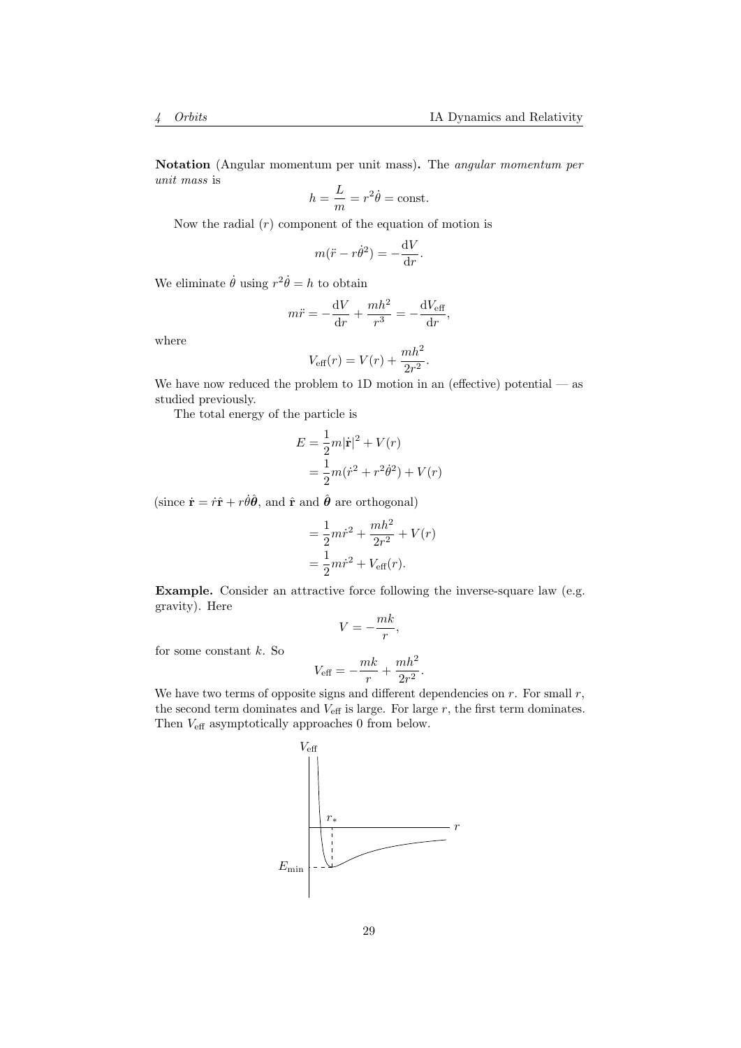**Notation** (Angular momentum per unit mass)**.** The *angular momentum per unit mass* is

$$h = \frac{L}{m} = r^2\dot{\theta} = \text{const.}$$

Now the radial ($r$) component of the equation of motion is

$$m(\ddot{r} - r\dot{\theta}^2) = -\frac{\mathrm{d}V}{\mathrm{d}r}.$$

We eliminate $\dot{\theta}$ using $r^2\dot{\theta} = h$ to obtain

$$m\ddot{r} = -\frac{\mathrm{d}V}{\mathrm{d}r} + \frac{mh^2}{r^3} = -\frac{\mathrm{d}V_{\text{eff}}}{\mathrm{d}r},$$

where

$$V_{\text{eff}}(r) = V(r) + \frac{mh^2}{2r^2}.$$

We have now reduced the problem to 1D motion in an (effective) potential — as studied previously.

The total energy of the particle is

$$\begin{aligned}
E &= \frac{1}{2}m|\dot{\mathbf{r}}|^2 + V(r) \\
&= \frac{1}{2}m(\dot{r}^2 + r^2\dot{\theta}^2) + V(r)
\end{aligned}$$

(since $\dot{\mathbf{r}} = \dot{r}\hat{\mathbf{r}} + r\dot{\theta}\hat{\boldsymbol{\theta}}$, and $\hat{\mathbf{r}}$ and $\hat{\boldsymbol{\theta}}$ are orthogonal)

$$\begin{aligned}
&= \frac{1}{2}m\dot{r}^2 + \frac{mh^2}{2r^2} + V(r) \\
&= \frac{1}{2}m\dot{r}^2 + V_{\text{eff}}(r).
\end{aligned}$$

**Example.** Consider an attractive force following the inverse-square law (e.g. gravity). Here

$$V = -\frac{mk}{r},$$

for some constant $k$. So

$$V_{\text{eff}} = -\frac{mk}{r} + \frac{mh^2}{2r^2}.$$

We have two terms of opposite signs and different dependencies on $r$. For small $r$, the second term dominates and $V_{\text{eff}}$ is large. For large $r$, the first term dominates. Then $V_{\text{eff}}$ asymptotically approaches 0 from below.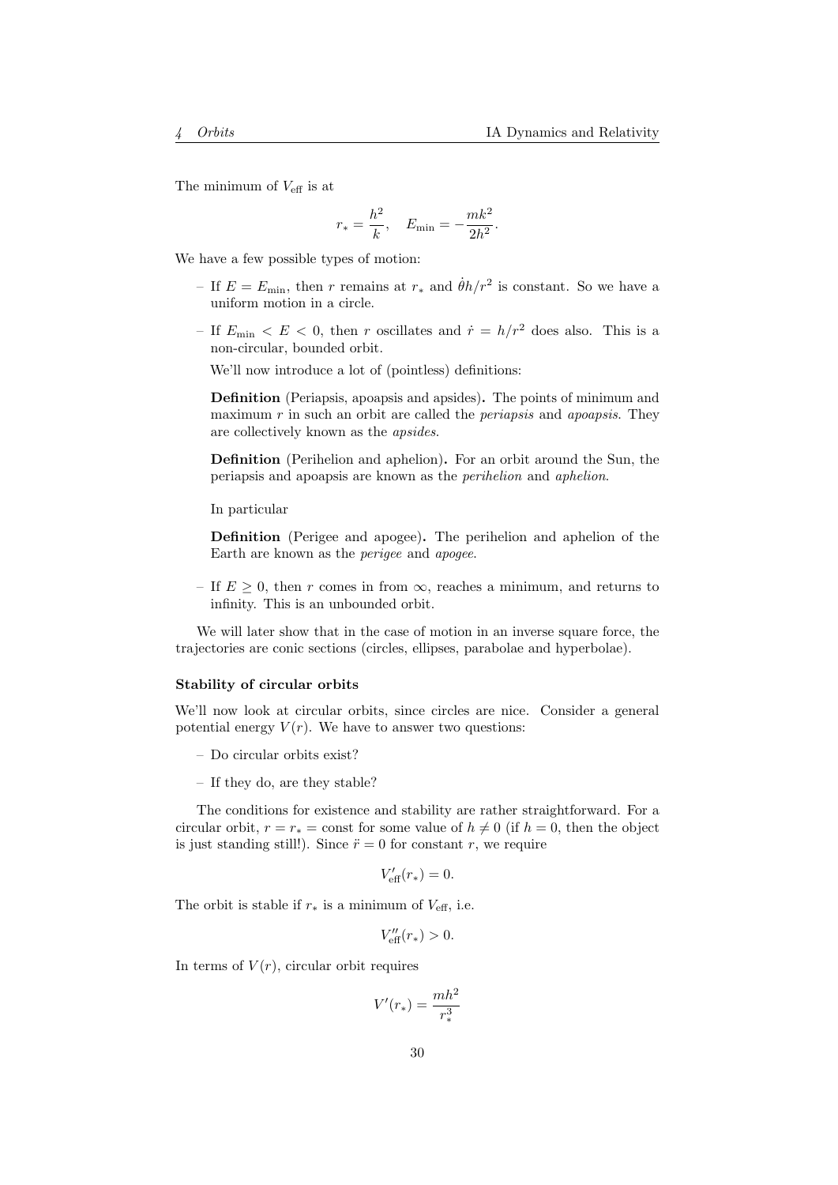The minimum of $V_{\text{eff}}$ is at

$$r_* = \frac{h^2}{k}, \quad E_{\text{min}} = -\frac{mk^2}{2h^2}.$$

We have a few possible types of motion:

– If $E = E_{\text{min}}$, then $r$ remains at $r_*$ and $\dot{\theta}h/r^2$ is constant. So we have a uniform motion in a circle.

– If $E_{\text{min}} < E < 0$, then $r$ oscillates and $\dot{r} = h/r^2$ does also. This is a non-circular, bounded orbit.

  We'll now introduce a lot of (pointless) definitions:

  **Definition** (Periapsis, apoapsis and apsides)**.** The points of minimum and maximum $r$ in such an orbit are called the *periapsis* and *apoapsis*. They are collectively known as the *apsides*.

  **Definition** (Perihelion and aphelion)**.** For an orbit around the Sun, the periapsis and apoapsis are known as the *perihelion* and *aphelion*.

  In particular

  **Definition** (Perigee and apogee)**.** The perihelion and aphelion of the Earth are known as the *perigee* and *apogee*.

– If $E \geq 0$, then $r$ comes in from $\infty$, reaches a minimum, and returns to infinity. This is an unbounded orbit.

We will later show that in the case of motion in an inverse square force, the trajectories are conic sections (circles, ellipses, parabolae and hyperbolae).

### Stability of circular orbits

We'll now look at circular orbits, since circles are nice. Consider a general potential energy $V(r)$. We have to answer two questions:

– Do circular orbits exist?

– If they do, are they stable?

The conditions for existence and stability are rather straightforward. For a circular orbit, $r = r_* = \text{const}$ for some value of $h \neq 0$ (if $h = 0$, then the object is just standing still!). Since $\ddot{r} = 0$ for constant $r$, we require

$$V'_{\text{eff}}(r_*) = 0.$$

The orbit is stable if $r_*$ is a minimum of $V_{\text{eff}}$, i.e.

$$V''_{\text{eff}}(r_*) > 0.$$

In terms of $V(r)$, circular orbit requires

$$V'(r_*) = \frac{mh^2}{r_*^3}$$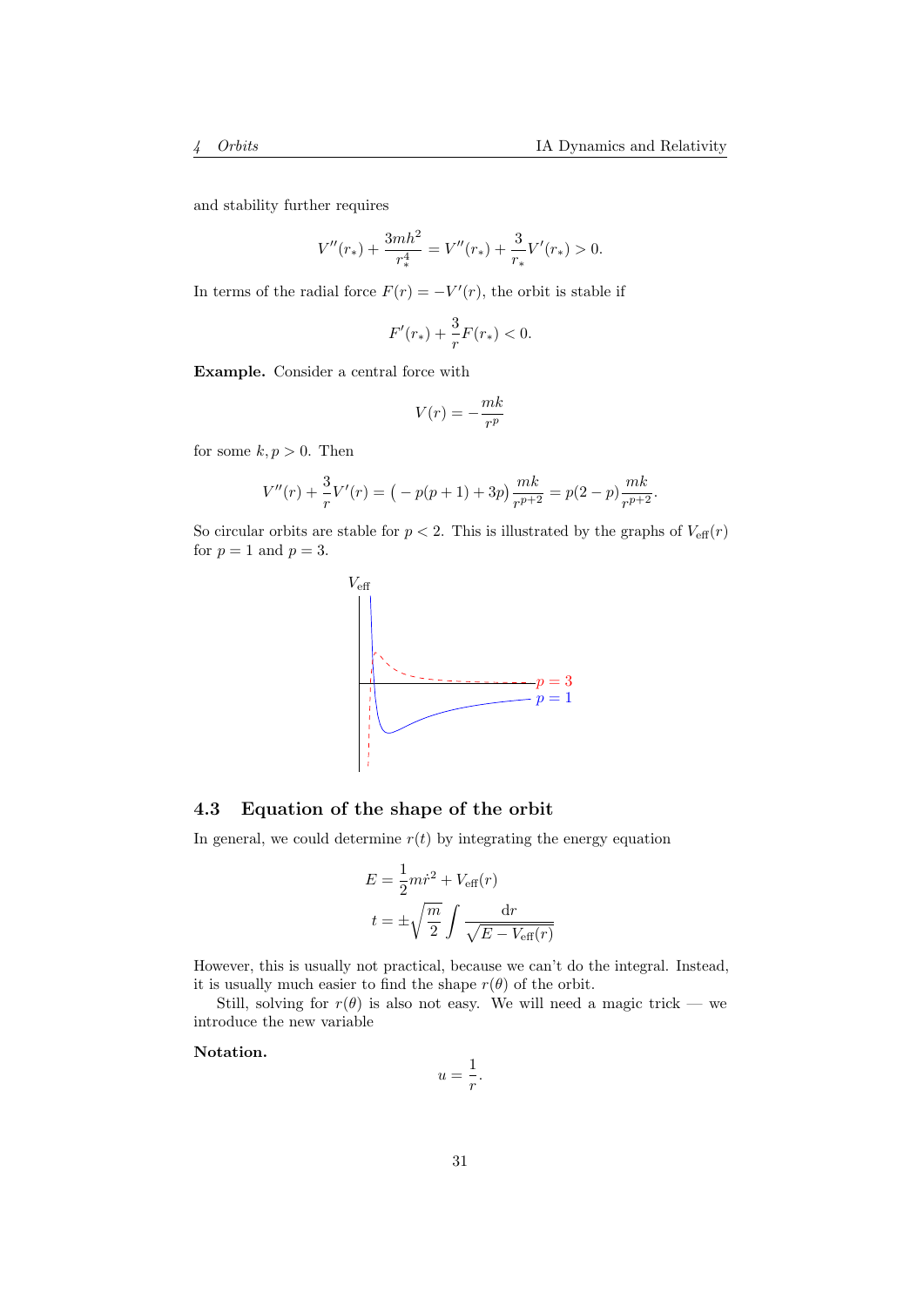and stability further requires

$$V''(r_*) + \frac{3mh^2}{r_*^4} = V''(r_*) + \frac{3}{r_*}V'(r_*) > 0.$$

In terms of the radial force $F(r) = -V'(r)$, the orbit is stable if

$$F'(r_*) + \frac{3}{r}F(r_*) < 0.$$

**Example.** Consider a central force with

$$V(r) = -\frac{mk}{r^p}$$

for some $k, p > 0$. Then

$$V''(r) + \frac{3}{r}V'(r) = \big(-p(p+1) + 3p\big)\frac{mk}{r^{p+2}} = p(2-p)\frac{mk}{r^{p+2}}.$$

So circular orbits are stable for $p < 2$. This is illustrated by the graphs of $V_{\text{eff}}(r)$ for $p = 1$ and $p = 3$.

## 4.3 Equation of the shape of the orbit

In general, we could determine $r(t)$ by integrating the energy equation

$$E = \frac{1}{2}m\dot{r}^2 + V_{\text{eff}}(r)$$

$$t = \pm\sqrt{\frac{m}{2}}\int\frac{\mathrm{d}r}{\sqrt{E - V_{\text{eff}}(r)}}$$

However, this is usually not practical, because we can't do the integral. Instead, it is usually much easier to find the shape $r(\theta)$ of the orbit.

Still, solving for $r(\theta)$ is also not easy. We will need a magic trick — we introduce the new variable

**Notation.**

$$u = \frac{1}{r}.$$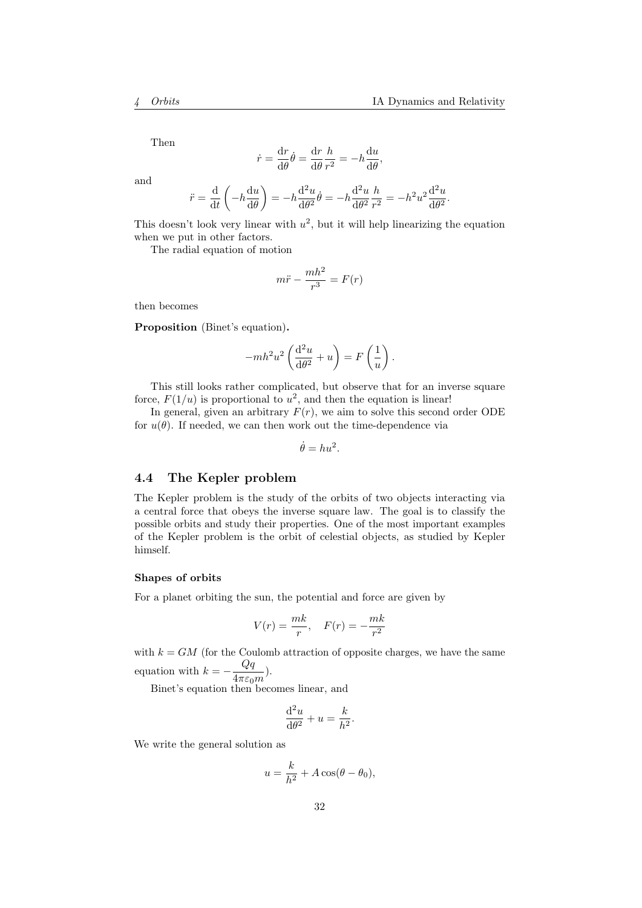Then

$$\dot{r} = \frac{\mathrm{d}r}{\mathrm{d}\theta}\dot{\theta} = \frac{\mathrm{d}r}{\mathrm{d}\theta}\frac{h}{r^2} = -h\frac{\mathrm{d}u}{\mathrm{d}\theta},$$

and

$$\ddot{r} = \frac{\mathrm{d}}{\mathrm{d}t}\left(-h\frac{\mathrm{d}u}{\mathrm{d}\theta}\right) = -h\frac{\mathrm{d}^2u}{\mathrm{d}\theta^2}\dot{\theta} = -h\frac{\mathrm{d}^2u}{\mathrm{d}\theta^2}\frac{h}{r^2} = -h^2u^2\frac{\mathrm{d}^2u}{\mathrm{d}\theta^2}.$$

This doesn't look very linear with $u^2$, but it will help linearizing the equation when we put in other factors.

The radial equation of motion

$$m\ddot{r} - \frac{mh^2}{r^3} = F(r)$$

then becomes

**Proposition** (Binet's equation)**.**

$$-mh^2u^2\left(\frac{\mathrm{d}^2u}{\mathrm{d}\theta^2} + u\right) = F\left(\frac{1}{u}\right).$$

This still looks rather complicated, but observe that for an inverse square force, $F(1/u)$ is proportional to $u^2$, and then the equation is linear!

In general, given an arbitrary $F(r)$, we aim to solve this second order ODE for $u(\theta)$. If needed, we can then work out the time-dependence via

$$\dot{\theta} = hu^2.$$

## 4.4 The Kepler problem

The Kepler problem is the study of the orbits of two objects interacting via a central force that obeys the inverse square law. The goal is to classify the possible orbits and study their properties. One of the most important examples of the Kepler problem is the orbit of celestial objects, as studied by Kepler himself.

#### Shapes of orbits

For a planet orbiting the sun, the potential and force are given by

$$V(r) = \frac{mk}{r}, \quad F(r) = -\frac{mk}{r^2}$$

with $k = GM$ (for the Coulomb attraction of opposite charges, we have the same equation with $k = -\dfrac{Qq}{4\pi\varepsilon_0 m}$).

Binet's equation then becomes linear, and

$$\frac{\mathrm{d}^2u}{\mathrm{d}\theta^2} + u = \frac{k}{h^2}.$$

We write the general solution as

$$u = \frac{k}{h^2} + A\cos(\theta - \theta_0),$$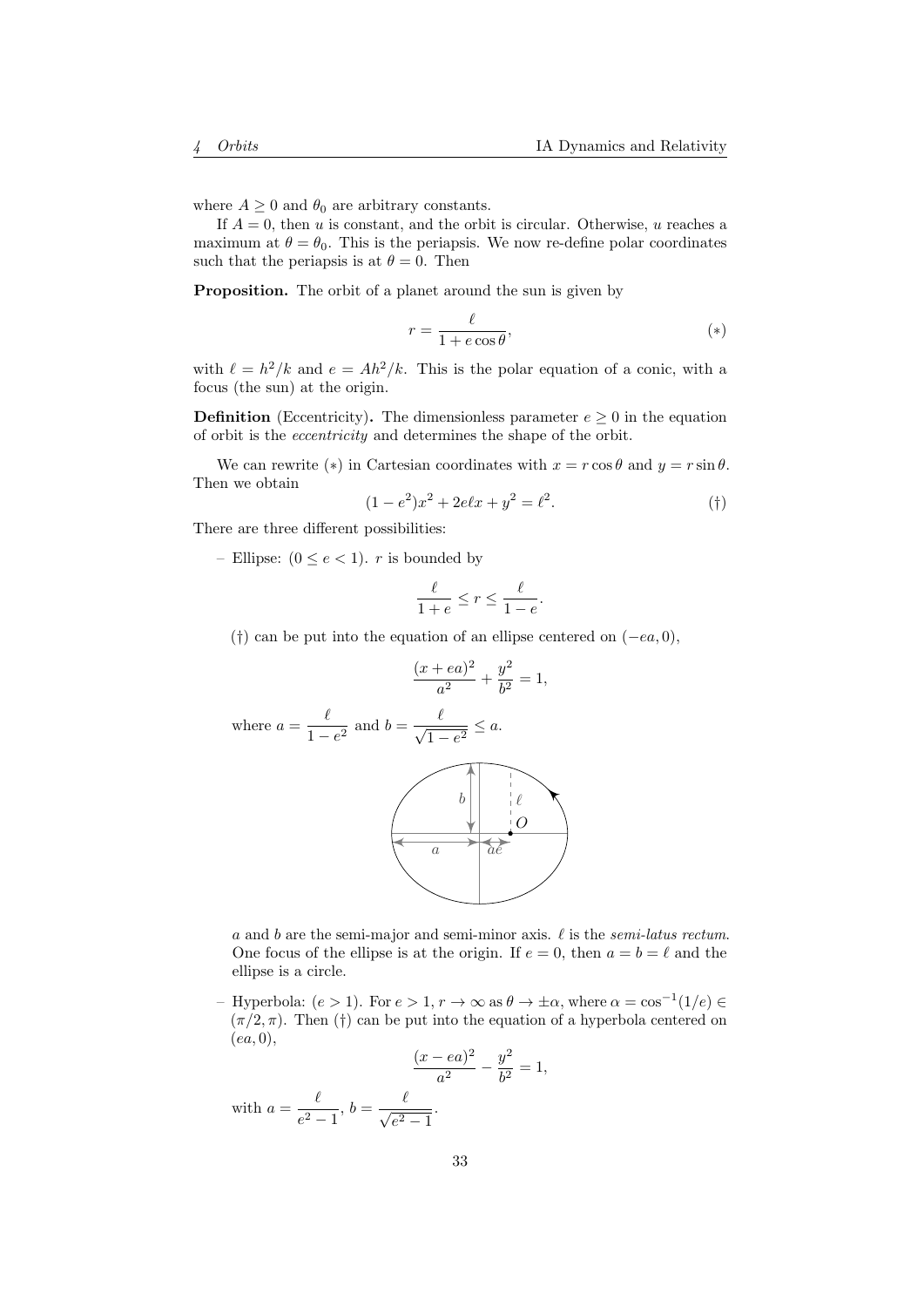where $A \geq 0$ and $\theta_0$ are arbitrary constants.

If $A = 0$, then $u$ is constant, and the orbit is circular. Otherwise, $u$ reaches a maximum at $\theta = \theta_0$. This is the periapsis. We now re-define polar coordinates such that the periapsis is at $\theta = 0$. Then

**Proposition.** The orbit of a planet around the sun is given by

$$r = \frac{\ell}{1 + e\cos\theta}, \tag{$*$}$$

with $\ell = h^2/k$ and $e = Ah^2/k$. This is the polar equation of a conic, with a focus (the sun) at the origin.

**Definition** (Eccentricity)**.** The dimensionless parameter $e \geq 0$ in the equation of orbit is the *eccentricity* and determines the shape of the orbit.

We can rewrite $(*)$ in Cartesian coordinates with $x = r\cos\theta$ and $y = r\sin\theta$. Then we obtain

$$(1 - e^2)x^2 + 2e\ell x + y^2 = \ell^2. \tag{†}$$

There are three different possibilities:

– Ellipse: $(0 \leq e < 1)$. $r$ is bounded by

$$\frac{\ell}{1+e} \leq r \leq \frac{\ell}{1-e}.$$

(†) can be put into the equation of an ellipse centered on $(-ea, 0)$,

$$\frac{(x + ea)^2}{a^2} + \frac{y^2}{b^2} = 1,$$

where $a = \dfrac{\ell}{1 - e^2}$ and $b = \dfrac{\ell}{\sqrt{1 - e^2}} \leq a$.

$a$ and $b$ are the semi-major and semi-minor axis. $\ell$ is the *semi-latus rectum*. One focus of the ellipse is at the origin. If $e = 0$, then $a = b = \ell$ and the ellipse is a circle.

– Hyperbola: $(e > 1)$. For $e > 1$, $r \to \infty$ as $\theta \to \pm\alpha$, where $\alpha = \cos^{-1}(1/e) \in (\pi/2, \pi)$. Then (†) can be put into the equation of a hyperbola centered on $(ea, 0)$,

$$\frac{(x - ea)^2}{a^2} - \frac{y^2}{b^2} = 1,$$

with $a = \dfrac{\ell}{e^2 - 1}$, $b = \dfrac{\ell}{\sqrt{e^2 - 1}}$.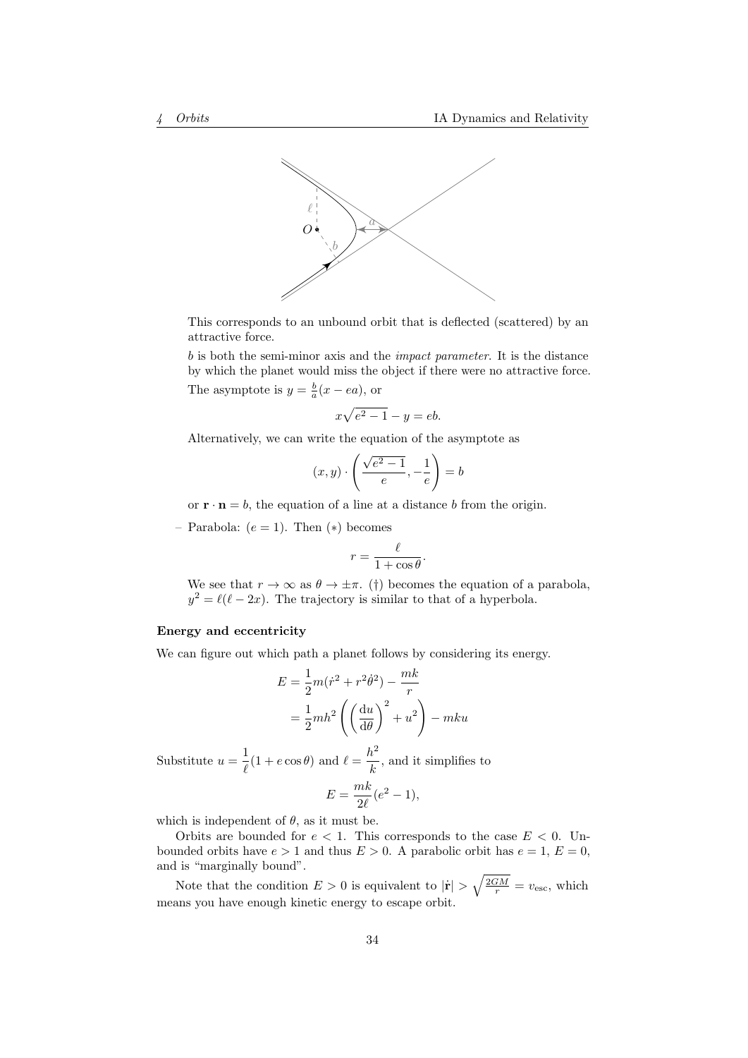This corresponds to an unbound orbit that is deflected (scattered) by an attractive force.

$b$ is both the semi-minor axis and the *impact parameter*. It is the distance by which the planet would miss the object if there were no attractive force.

The asymptote is $y = \frac{b}{a}(x - ea)$, or

$$x\sqrt{e^2 - 1} - y = eb.$$

Alternatively, we can write the equation of the asymptote as

$$(x, y) \cdot \left(\frac{\sqrt{e^2 - 1}}{e}, -\frac{1}{e}\right) = b$$

or $\mathbf{r} \cdot \mathbf{n} = b$, the equation of a line at a distance $b$ from the origin.

– Parabola: $(e = 1)$. Then $(*)$ becomes

$$r = \frac{\ell}{1 + \cos\theta}.$$

We see that $r \to \infty$ as $\theta \to \pm\pi$. (†) becomes the equation of a parabola, $y^2 = \ell(\ell - 2x)$. The trajectory is similar to that of a hyperbola.

#### Energy and eccentricity

We can figure out which path a planet follows by considering its energy.

$$\begin{aligned}
E &= \frac{1}{2}m(\dot{r}^2 + r^2\dot{\theta}^2) - \frac{mk}{r} \\
&= \frac{1}{2}mh^2\left(\left(\frac{\mathrm{d}u}{\mathrm{d}\theta}\right)^2 + u^2\right) - mku
\end{aligned}$$

Substitute $u = \dfrac{1}{\ell}(1 + e\cos\theta)$ and $\ell = \dfrac{h^2}{k}$, and it simplifies to

$$E = \frac{mk}{2\ell}(e^2 - 1),$$

which is independent of $\theta$, as it must be.

Orbits are bounded for $e < 1$. This corresponds to the case $E < 0$. Unbounded orbits have $e > 1$ and thus $E > 0$. A parabolic orbit has $e = 1$, $E = 0$, and is "marginally bound".

Note that the condition $E > 0$ is equivalent to $|\dot{\mathbf{r}}| > \sqrt{\frac{2GM}{r}} = v_{\text{esc}}$, which means you have enough kinetic energy to escape orbit.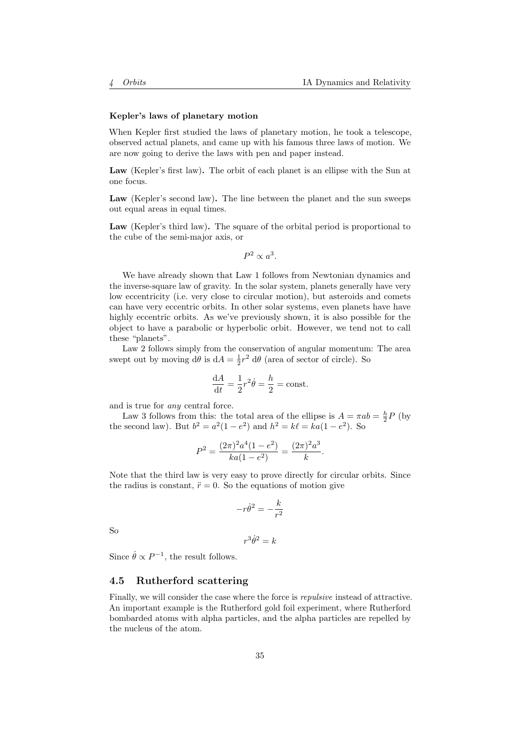#### Kepler's laws of planetary motion

When Kepler first studied the laws of planetary motion, he took a telescope, observed actual planets, and came up with his famous three laws of motion. We are now going to derive the laws with pen and paper instead.

**Law** (Kepler's first law)**.** The orbit of each planet is an ellipse with the Sun at one focus.

**Law** (Kepler's second law)**.** The line between the planet and the sun sweeps out equal areas in equal times.

**Law** (Kepler's third law)**.** The square of the orbital period is proportional to the cube of the semi-major axis, or

$$P^2 \propto a^3.$$

We have already shown that Law 1 follows from Newtonian dynamics and the inverse-square law of gravity. In the solar system, planets generally have very low eccentricity (i.e. very close to circular motion), but asteroids and comets can have very eccentric orbits. In other solar systems, even planets have have highly eccentric orbits. As we've previously shown, it is also possible for the object to have a parabolic or hyperbolic orbit. However, we tend not to call these "planets".

Law 2 follows simply from the conservation of angular momentum: The area swept out by moving $\mathrm{d}\theta$ is $\mathrm{d}A = \frac{1}{2}r^2\;\mathrm{d}\theta$ (area of sector of circle). So

$$\frac{\mathrm{d}A}{\mathrm{d}t} = \frac{1}{2}r^2\dot{\theta} = \frac{h}{2} = \text{const}.$$

and is true for *any* central force.

Law 3 follows from this: the total area of the ellipse is $A = \pi ab = \frac{h}{2}P$ (by the second law). But $b^2 = a^2(1-e^2)$ and $h^2 = k\ell = ka(1-e^2)$. So

$$P^2 = \frac{(2\pi)^2 a^4(1-e^2)}{ka(1-e^2)} = \frac{(2\pi)^2 a^3}{k}.$$

Note that the third law is very easy to prove directly for circular orbits. Since the radius is constant, $\ddot{r} = 0$. So the equations of motion give

$$-r\dot{\theta}^2 = -\frac{k}{r^2}$$

So

$$r^3\dot{\theta}^2 = k$$

Since $\dot{\theta} \propto P^{-1}$, the result follows.

## 4.5 Rutherford scattering

Finally, we will consider the case where the force is *repulsive* instead of attractive. An important example is the Rutherford gold foil experiment, where Rutherford bombarded atoms with alpha particles, and the alpha particles are repelled by the nucleus of the atom.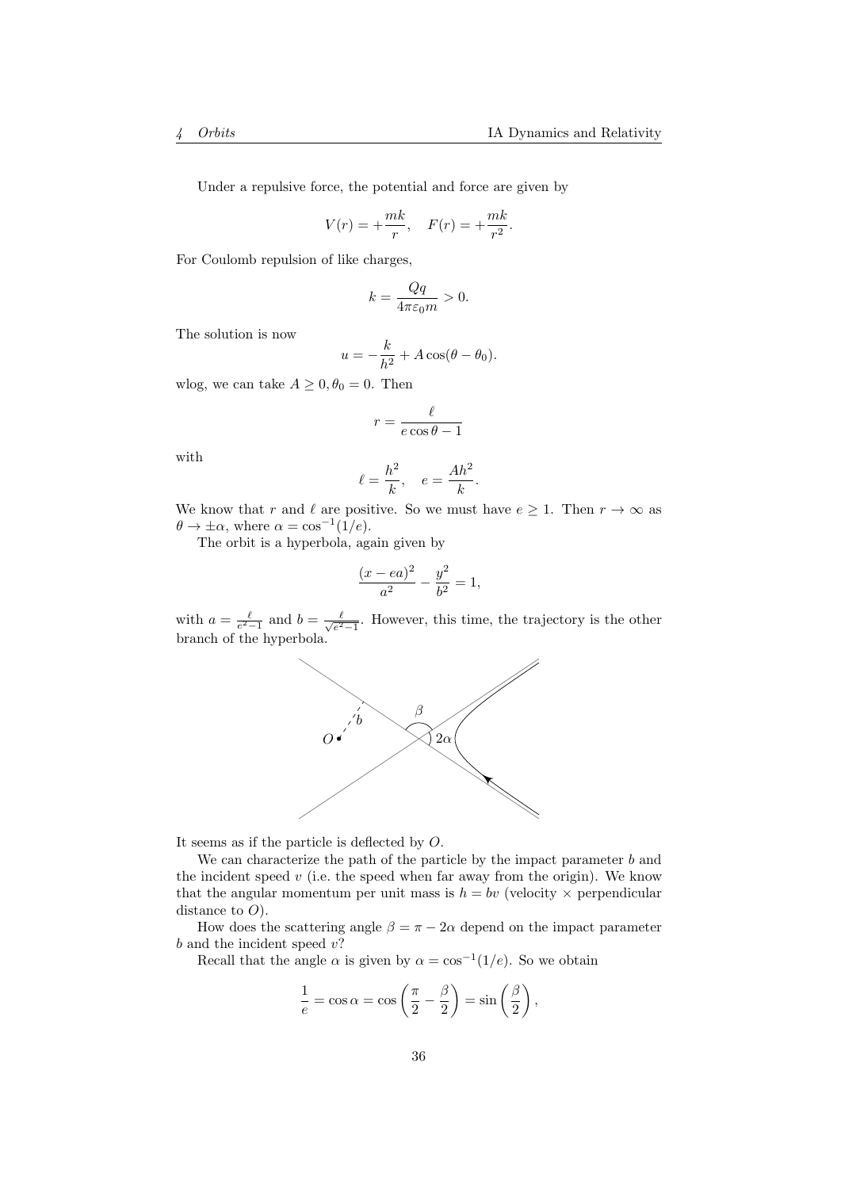Under a repulsive force, the potential and force are given by

$$V(r) = +\frac{mk}{r}, \quad F(r) = +\frac{mk}{r^2}.$$

For Coulomb repulsion of like charges,

$$k = \frac{Qq}{4\pi\varepsilon_0 m} > 0.$$

The solution is now

$$u = -\frac{k}{h^2} + A\cos(\theta - \theta_0).$$

wlog, we can take $A \geq 0, \theta_0 = 0$. Then

$$r = \frac{\ell}{e\cos\theta - 1}$$

with

$$\ell = \frac{h^2}{k}, \quad e = \frac{Ah^2}{k}.$$

We know that $r$ and $\ell$ are positive. So we must have $e \geq 1$. Then $r \to \infty$ as $\theta \to \pm\alpha$, where $\alpha = \cos^{-1}(1/e)$.

The orbit is a hyperbola, again given by

$$\frac{(x - ea)^2}{a^2} - \frac{y^2}{b^2} = 1,$$

with $a = \frac{\ell}{e^2 - 1}$ and $b = \frac{\ell}{\sqrt{e^2 - 1}}$. However, this time, the trajectory is the other branch of the hyperbola.

It seems as if the particle is deflected by $O$.

We can characterize the path of the particle by the impact parameter $b$ and the incident speed $v$ (i.e. the speed when far away from the origin). We know that the angular momentum per unit mass is $h = bv$ (velocity $\times$ perpendicular distance to $O$).

How does the scattering angle $\beta = \pi - 2\alpha$ depend on the impact parameter $b$ and the incident speed $v$?

Recall that the angle $\alpha$ is given by $\alpha = \cos^{-1}(1/e)$. So we obtain

$$\frac{1}{e} = \cos\alpha = \cos\left(\frac{\pi}{2} - \frac{\beta}{2}\right) = \sin\left(\frac{\beta}{2}\right),$$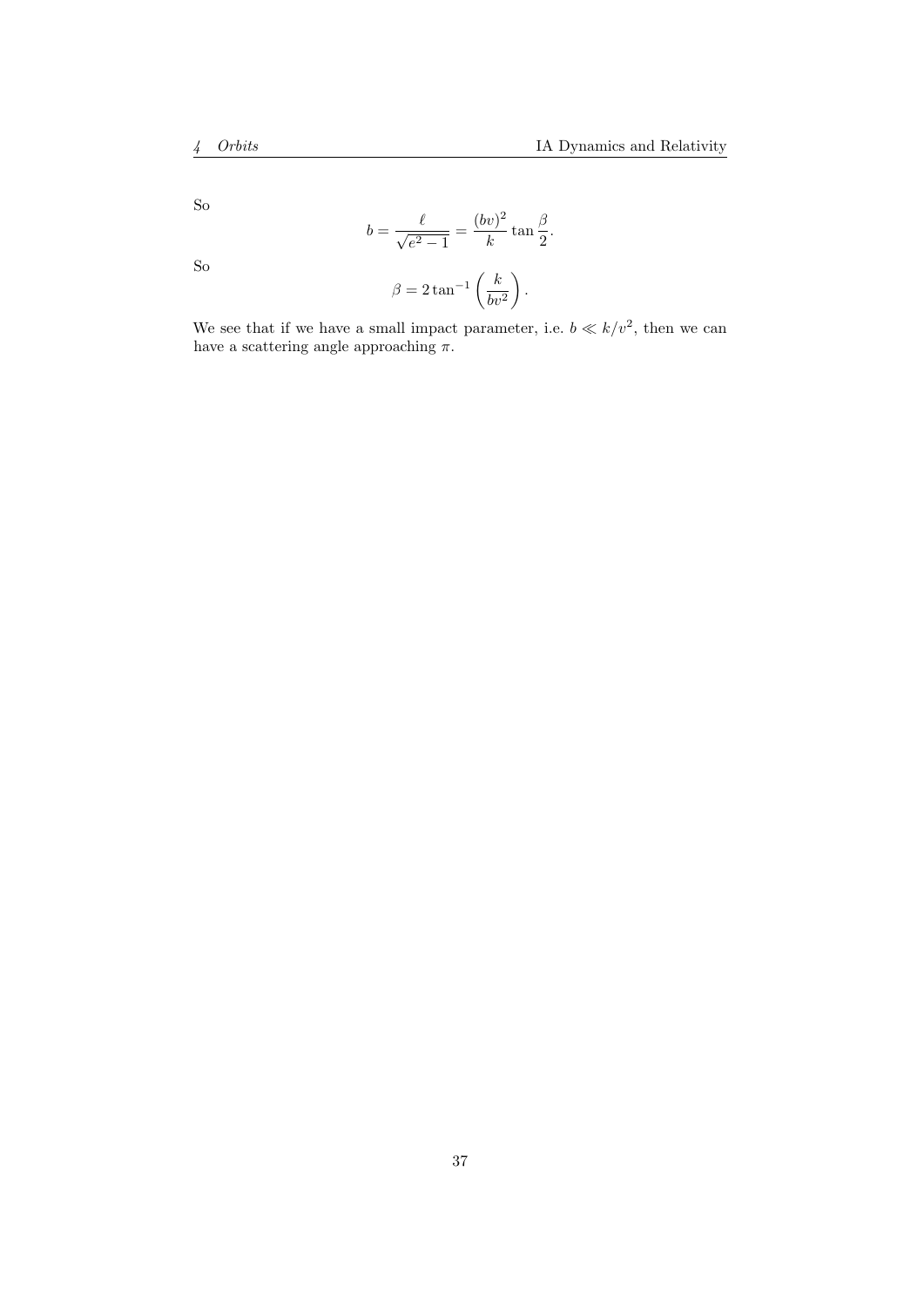So

$$b = \frac{\ell}{\sqrt{e^2 - 1}} = \frac{(bv)^2}{k} \tan \frac{\beta}{2}.$$

So

$$\beta = 2 \tan^{-1} \left( \frac{k}{bv^2} \right).$$

We see that if we have a small impact parameter, i.e. $b \ll k/v^2$, then we can have a scattering angle approaching $\pi$.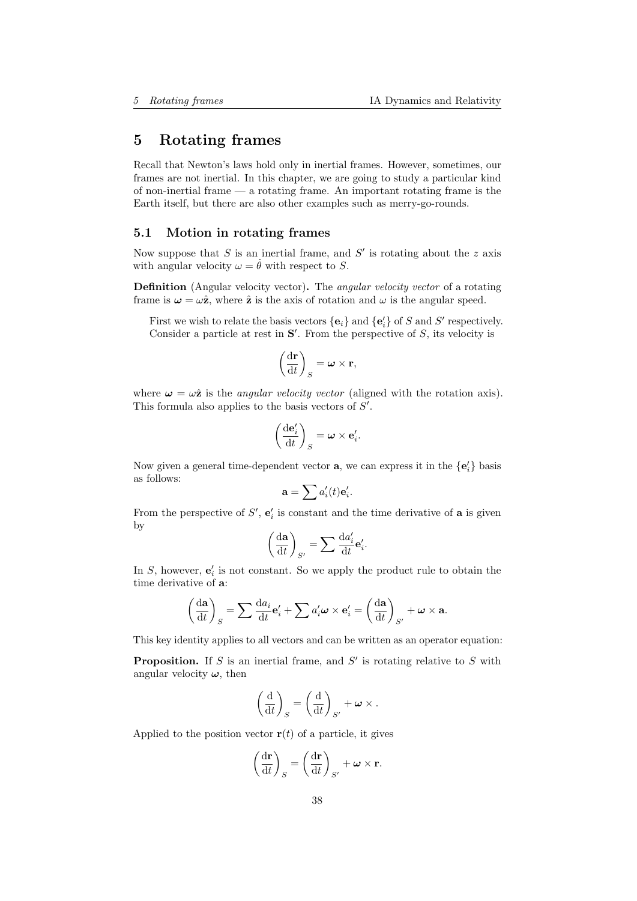# 5 Rotating frames

Recall that Newton's laws hold only in inertial frames. However, sometimes, our frames are not inertial. In this chapter, we are going to study a particular kind of non-inertial frame — a rotating frame. An important rotating frame is the Earth itself, but there are also other examples such as merry-go-rounds.

## 5.1 Motion in rotating frames

Now suppose that $S$ is an inertial frame, and $S'$ is rotating about the $z$ axis with angular velocity $\omega = \dot{\theta}$ with respect to $S$.

**Definition** (Angular velocity vector)**.** The *angular velocity vector* of a rotating frame is $\boldsymbol{\omega} = \omega\hat{\mathbf{z}}$, where $\hat{\mathbf{z}}$ is the axis of rotation and $\omega$ is the angular speed.

First we wish to relate the basis vectors $\{\mathbf{e}_i\}$ and $\{\mathbf{e}'_i\}$ of $S$ and $S'$ respectively. Consider a particle at rest in $\mathbf{S'}$. From the perspective of $S$, its velocity is

$$\left(\frac{\mathrm{d}\mathbf{r}}{\mathrm{d}t}\right)_S = \boldsymbol{\omega} \times \mathbf{r},$$

where $\boldsymbol{\omega} = \omega\hat{\mathbf{z}}$ is the *angular velocity vector* (aligned with the rotation axis). This formula also applies to the basis vectors of $S'$.

$$\left(\frac{\mathrm{d}\mathbf{e}'_i}{\mathrm{d}t}\right)_S = \boldsymbol{\omega} \times \mathbf{e}'_i.$$

Now given a general time-dependent vector $\mathbf{a}$, we can express it in the $\{\mathbf{e}'_i\}$ basis as follows:

$$\mathbf{a} = \sum a'_i(t)\mathbf{e}'_i.$$

From the perspective of $S'$, $\mathbf{e}'_i$ is constant and the time derivative of $\mathbf{a}$ is given by

$$\left(\frac{\mathrm{d}\mathbf{a}}{\mathrm{d}t}\right)_{S'} = \sum \frac{\mathrm{d}a'_i}{\mathrm{d}t}\mathbf{e}'_i.$$

In $S$, however, $\mathbf{e}'_i$ is not constant. So we apply the product rule to obtain the time derivative of $\mathbf{a}$:

$$\left(\frac{\mathrm{d}\mathbf{a}}{\mathrm{d}t}\right)_S = \sum \frac{\mathrm{d}a_i}{\mathrm{d}t}\mathbf{e}'_i + \sum a'_i\boldsymbol{\omega} \times \mathbf{e}'_i = \left(\frac{\mathrm{d}\mathbf{a}}{\mathrm{d}t}\right)_{S'} + \boldsymbol{\omega} \times \mathbf{a}.$$

This key identity applies to all vectors and can be written as an operator equation:

**Proposition.** If $S$ is an inertial frame, and $S'$ is rotating relative to $S$ with angular velocity $\boldsymbol{\omega}$, then

$$\left(\frac{\mathrm{d}}{\mathrm{d}t}\right)_S = \left(\frac{\mathrm{d}}{\mathrm{d}t}\right)_{S'} + \boldsymbol{\omega} \times .$$

Applied to the position vector $\mathbf{r}(t)$ of a particle, it gives

$$\left(\frac{\mathrm{d}\mathbf{r}}{\mathrm{d}t}\right)_S = \left(\frac{\mathrm{d}\mathbf{r}}{\mathrm{d}t}\right)_{S'} + \boldsymbol{\omega} \times \mathbf{r}.$$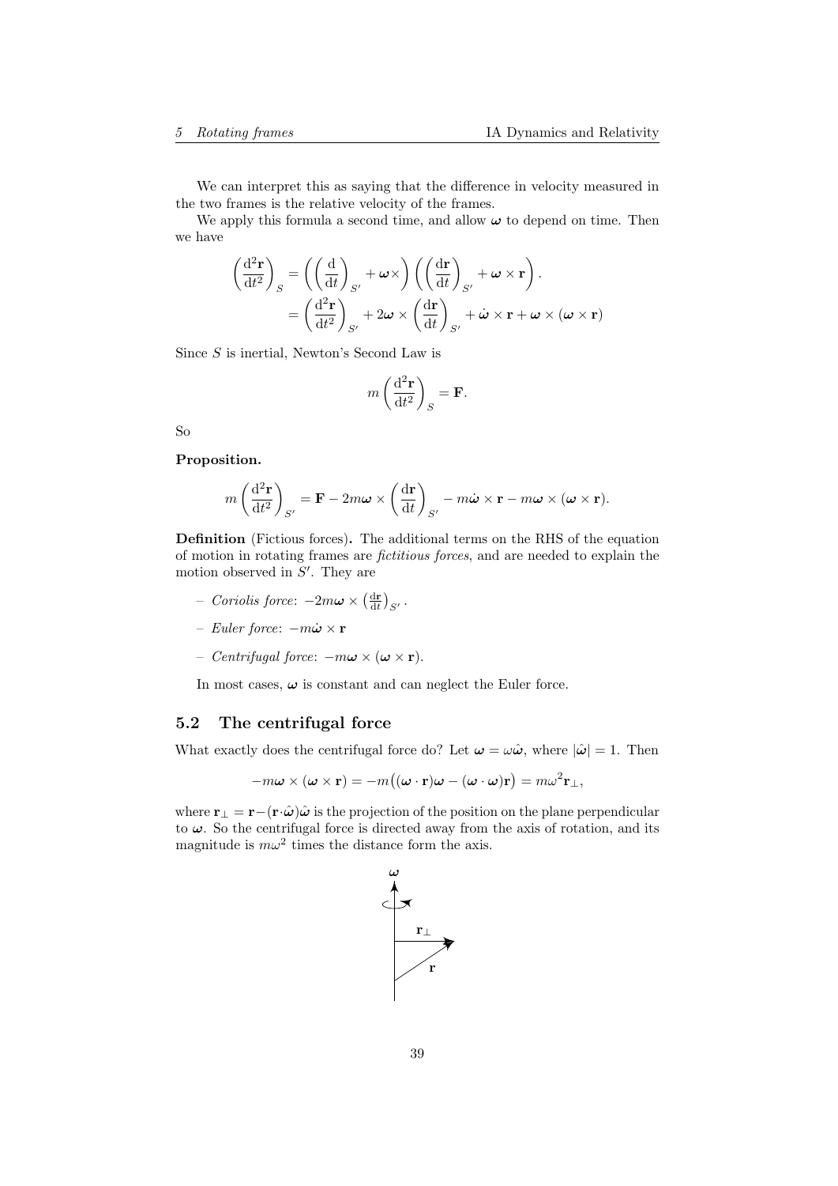We can interpret this as saying that the difference in velocity measured in the two frames is the relative velocity of the frames.

We apply this formula a second time, and allow $\boldsymbol{\omega}$ to depend on time. Then we have

$$
\begin{aligned}
\left(\frac{\mathrm{d}^2\mathbf{r}}{\mathrm{d}t^2}\right)_S &= \left(\left(\frac{\mathrm{d}}{\mathrm{d}t}\right)_{S'} + \boldsymbol{\omega}\times\right)\left(\left(\frac{\mathrm{d}\mathbf{r}}{\mathrm{d}t}\right)_{S'} + \boldsymbol{\omega}\times\mathbf{r}\right). \\
&= \left(\frac{\mathrm{d}^2\mathbf{r}}{\mathrm{d}t^2}\right)_{S'} + 2\boldsymbol{\omega}\times\left(\frac{\mathrm{d}\mathbf{r}}{\mathrm{d}t}\right)_{S'} + \dot{\boldsymbol{\omega}}\times\mathbf{r} + \boldsymbol{\omega}\times(\boldsymbol{\omega}\times\mathbf{r})
\end{aligned}
$$

Since $S$ is inertial, Newton's Second Law is

$$
m\left(\frac{\mathrm{d}^2\mathbf{r}}{\mathrm{d}t^2}\right)_S = \mathbf{F}.
$$

So

**Proposition.**

$$
m\left(\frac{\mathrm{d}^2\mathbf{r}}{\mathrm{d}t^2}\right)_{S'} = \mathbf{F} - 2m\boldsymbol{\omega}\times\left(\frac{\mathrm{d}\mathbf{r}}{\mathrm{d}t}\right)_{S'} - m\dot{\boldsymbol{\omega}}\times\mathbf{r} - m\boldsymbol{\omega}\times(\boldsymbol{\omega}\times\mathbf{r}).
$$

**Definition** (Fictious forces)**.** The additional terms on the RHS of the equation of motion in rotating frames are *fictitious forces*, and are needed to explain the motion observed in $S'$. They are

- *Coriolis force*: $-2m\boldsymbol{\omega}\times\left(\frac{\mathrm{d}\mathbf{r}}{\mathrm{d}t}\right)_{S'}$.
- *Euler force*: $-m\dot{\boldsymbol{\omega}}\times\mathbf{r}$
- *Centrifugal force*: $-m\boldsymbol{\omega}\times(\boldsymbol{\omega}\times\mathbf{r})$.

In most cases, $\boldsymbol{\omega}$ is constant and can neglect the Euler force.

## 5.2 The centrifugal force

What exactly does the centrifugal force do? Let $\boldsymbol{\omega} = \omega\hat{\boldsymbol{\omega}}$, where $|\hat{\boldsymbol{\omega}}| = 1$. Then

$$
-m\boldsymbol{\omega}\times(\boldsymbol{\omega}\times\mathbf{r}) = -m\big((\boldsymbol{\omega}\cdot\mathbf{r})\boldsymbol{\omega} - (\boldsymbol{\omega}\cdot\boldsymbol{\omega})\mathbf{r}\big) = m\omega^2\mathbf{r}_\perp,
$$

where $\mathbf{r}_\perp = \mathbf{r} - (\mathbf{r}\cdot\hat{\boldsymbol{\omega}})\hat{\boldsymbol{\omega}}$ is the projection of the position on the plane perpendicular to $\boldsymbol{\omega}$. So the centrifugal force is directed away from the axis of rotation, and its magnitude is $m\omega^2$ times the distance form the axis.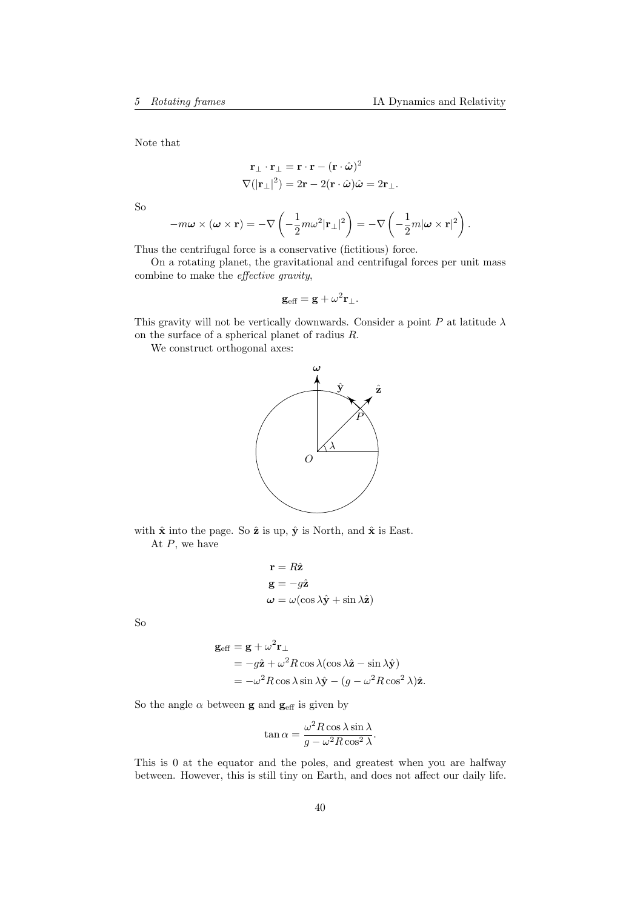Note that

$$
\begin{aligned}
\mathbf{r}_\perp \cdot \mathbf{r}_\perp &= \mathbf{r}\cdot\mathbf{r} - (\mathbf{r}\cdot\hat{\boldsymbol{\omega}})^2\\
\nabla(|\mathbf{r}_\perp|^2) &= 2\mathbf{r} - 2(\mathbf{r}\cdot\hat{\boldsymbol{\omega}})\hat{\boldsymbol{\omega}} = 2\mathbf{r}_\perp.
\end{aligned}
$$

So

$$
-m\boldsymbol{\omega}\times(\boldsymbol{\omega}\times\mathbf{r}) = -\nabla\left(-\frac{1}{2}m\omega^2|\mathbf{r}_\perp|^2\right) = -\nabla\left(-\frac{1}{2}m|\boldsymbol{\omega}\times\mathbf{r}|^2\right).
$$

Thus the centrifugal force is a conservative (fictitious) force.

On a rotating planet, the gravitational and centrifugal forces per unit mass combine to make the *effective gravity*,

$$
\mathbf{g}_{\text{eff}} = \mathbf{g} + \omega^2\mathbf{r}_\perp.
$$

This gravity will not be vertically downwards. Consider a point $P$ at latitude $\lambda$ on the surface of a spherical planet of radius $R$.

We construct orthogonal axes:

with $\hat{\mathbf{x}}$ into the page. So $\hat{\mathbf{z}}$ is up, $\hat{\mathbf{y}}$ is North, and $\hat{\mathbf{x}}$ is East.

At $P$, we have

$$
\begin{aligned}
\mathbf{r} &= R\hat{\mathbf{z}}\\
\mathbf{g} &= -g\hat{\mathbf{z}}\\
\boldsymbol{\omega} &= \omega(\cos\lambda\hat{\mathbf{y}} + \sin\lambda\hat{\mathbf{z}})
\end{aligned}
$$

So

$$
\begin{aligned}
\mathbf{g}_{\text{eff}} &= \mathbf{g} + \omega^2\mathbf{r}_\perp\\
&= -g\hat{\mathbf{z}} + \omega^2 R\cos\lambda(\cos\lambda\hat{\mathbf{z}} - \sin\lambda\hat{\mathbf{y}})\\
&= -\omega^2 R\cos\lambda\sin\lambda\hat{\mathbf{y}} - (g - \omega^2 R\cos^2\lambda)\hat{\mathbf{z}}.
\end{aligned}
$$

So the angle $\alpha$ between $\mathbf{g}$ and $\mathbf{g}_{\text{eff}}$ is given by

$$
\tan\alpha = \frac{\omega^2 R\cos\lambda\sin\lambda}{g - \omega^2 R\cos^2\lambda}.
$$

This is 0 at the equator and the poles, and greatest when you are halfway between. However, this is still tiny on Earth, and does not affect our daily life.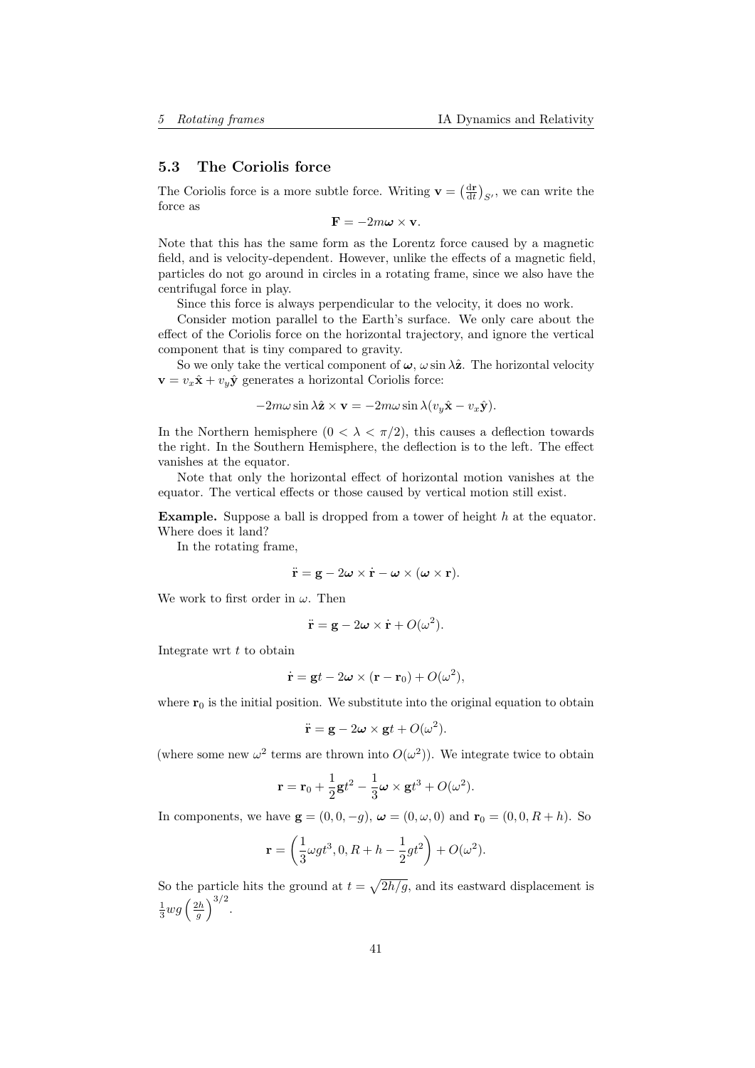## 5.3 The Coriolis force

The Coriolis force is a more subtle force. Writing $\mathbf{v} = \left(\frac{\mathrm{d}\mathbf{r}}{\mathrm{d}t}\right)_{S'}$, we can write the force as

$$\mathbf{F} = -2m\boldsymbol{\omega} \times \mathbf{v}.$$

Note that this has the same form as the Lorentz force caused by a magnetic field, and is velocity-dependent. However, unlike the effects of a magnetic field, particles do not go around in circles in a rotating frame, since we also have the centrifugal force in play.

Since this force is always perpendicular to the velocity, it does no work.

Consider motion parallel to the Earth's surface. We only care about the effect of the Coriolis force on the horizontal trajectory, and ignore the vertical component that is tiny compared to gravity.

So we only take the vertical component of $\boldsymbol{\omega}$, $\omega \sin \lambda \hat{\mathbf{z}}$. The horizontal velocity $\mathbf{v} = v_x \hat{\mathbf{x}} + v_y \hat{\mathbf{y}}$ generates a horizontal Coriolis force:

$$-2m\omega \sin \lambda \hat{\mathbf{z}} \times \mathbf{v} = -2m\omega \sin \lambda (v_y \hat{\mathbf{x}} - v_x \hat{\mathbf{y}}).$$

In the Northern hemisphere ($0 < \lambda < \pi/2$), this causes a deflection towards the right. In the Southern Hemisphere, the deflection is to the left. The effect vanishes at the equator.

Note that only the horizontal effect of horizontal motion vanishes at the equator. The vertical effects or those caused by vertical motion still exist.

**Example.** Suppose a ball is dropped from a tower of height $h$ at the equator. Where does it land?

In the rotating frame,

$$\ddot{\mathbf{r}} = \mathbf{g} - 2\boldsymbol{\omega} \times \dot{\mathbf{r}} - \boldsymbol{\omega} \times (\boldsymbol{\omega} \times \mathbf{r}).$$

We work to first order in $\omega$. Then

$$\ddot{\mathbf{r}} = \mathbf{g} - 2\boldsymbol{\omega} \times \dot{\mathbf{r}} + O(\omega^2).$$

Integrate wrt $t$ to obtain

$$\dot{\mathbf{r}} = \mathbf{g}t - 2\boldsymbol{\omega} \times (\mathbf{r} - \mathbf{r}_0) + O(\omega^2),$$

where $\mathbf{r}_0$ is the initial position. We substitute into the original equation to obtain

$$\ddot{\mathbf{r}} = \mathbf{g} - 2\boldsymbol{\omega} \times \mathbf{g}t + O(\omega^2).$$

(where some new $\omega^2$ terms are thrown into $O(\omega^2)$). We integrate twice to obtain

$$\mathbf{r} = \mathbf{r}_0 + \frac{1}{2}\mathbf{g}t^2 - \frac{1}{3}\boldsymbol{\omega} \times \mathbf{g}t^3 + O(\omega^2).$$

In components, we have $\mathbf{g} = (0, 0, -g)$, $\boldsymbol{\omega} = (0, \omega, 0)$ and $\mathbf{r}_0 = (0, 0, R + h)$. So

$$\mathbf{r} = \left(\frac{1}{3}\omega g t^3, 0, R + h - \frac{1}{2}gt^2\right) + O(\omega^2).$$

So the particle hits the ground at $t = \sqrt{2h/g}$, and its eastward displacement is $\frac{1}{3}wg\left(\frac{2h}{g}\right)^{3/2}$.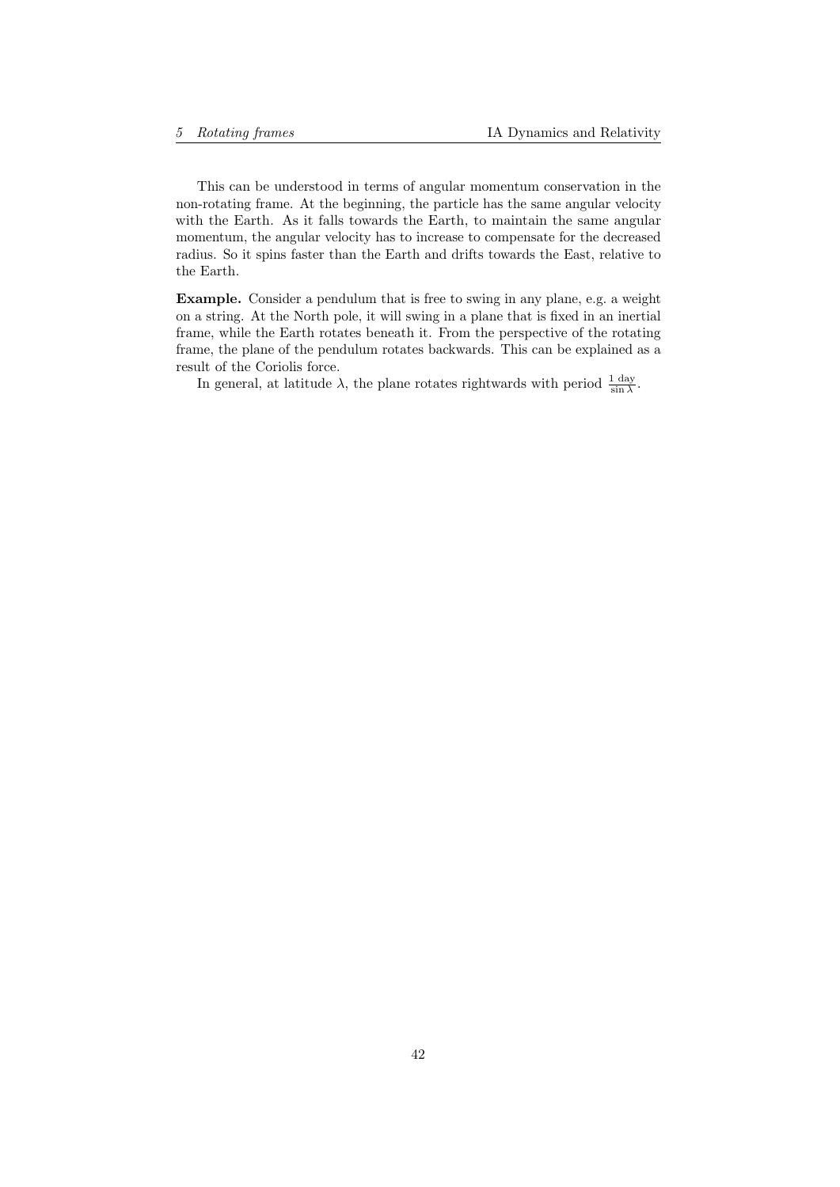This can be understood in terms of angular momentum conservation in the non-rotating frame. At the beginning, the particle has the same angular velocity with the Earth. As it falls towards the Earth, to maintain the same angular momentum, the angular velocity has to increase to compensate for the decreased radius. So it spins faster than the Earth and drifts towards the East, relative to the Earth.

**Example.** Consider a pendulum that is free to swing in any plane, e.g. a weight on a string. At the North pole, it will swing in a plane that is fixed in an inertial frame, while the Earth rotates beneath it. From the perspective of the rotating frame, the plane of the pendulum rotates backwards. This can be explained as a result of the Coriolis force.

In general, at latitude $\lambda$, the plane rotates rightwards with period $\frac{1 \text{ day}}{\sin \lambda}$.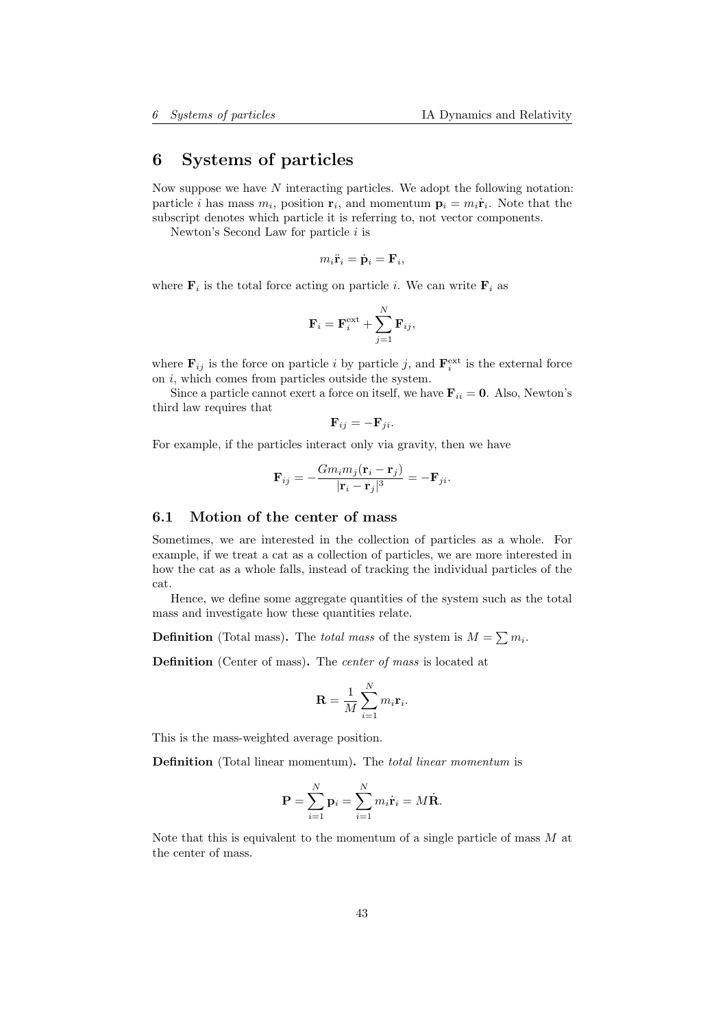# 6 Systems of particles

Now suppose we have $N$ interacting particles. We adopt the following notation: particle $i$ has mass $m_i$, position $\mathbf{r}_i$, and momentum $\mathbf{p}_i = m_i\dot{\mathbf{r}}_i$. Note that the subscript denotes which particle it is referring to, not vector components.

Newton's Second Law for particle $i$ is

$$m_i\ddot{\mathbf{r}}_i = \dot{\mathbf{p}}_i = \mathbf{F}_i,$$

where $\mathbf{F}_i$ is the total force acting on particle $i$. We can write $\mathbf{F}_i$ as

$$\mathbf{F}_i = \mathbf{F}_i^{\text{ext}} + \sum_{j=1}^{N} \mathbf{F}_{ij},$$

where $\mathbf{F}_{ij}$ is the force on particle $i$ by particle $j$, and $\mathbf{F}_i^{\text{ext}}$ is the external force on $i$, which comes from particles outside the system.

Since a particle cannot exert a force on itself, we have $\mathbf{F}_{ii} = \mathbf{0}$. Also, Newton's third law requires that

$$\mathbf{F}_{ij} = -\mathbf{F}_{ji}.$$

For example, if the particles interact only via gravity, then we have

$$\mathbf{F}_{ij} = -\frac{Gm_i m_j(\mathbf{r}_i - \mathbf{r}_j)}{|\mathbf{r}_i - \mathbf{r}_j|^3} = -\mathbf{F}_{ji}.$$

## 6.1 Motion of the center of mass

Sometimes, we are interested in the collection of particles as a whole. For example, if we treat a cat as a collection of particles, we are more interested in how the cat as a whole falls, instead of tracking the individual particles of the cat.

Hence, we define some aggregate quantities of the system such as the total mass and investigate how these quantities relate.

**Definition** (Total mass)**.** The *total mass* of the system is $M = \sum m_i$.

**Definition** (Center of mass)**.** The *center of mass* is located at

$$\mathbf{R} = \frac{1}{M}\sum_{i=1}^{N} m_i\mathbf{r}_i.$$

This is the mass-weighted average position.

**Definition** (Total linear momentum)**.** The *total linear momentum* is

$$\mathbf{P} = \sum_{i=1}^{N} \mathbf{p}_i = \sum_{i=1}^{N} m_i\dot{\mathbf{r}}_i = M\dot{\mathbf{R}}.$$

Note that this is equivalent to the momentum of a single particle of mass $M$ at the center of mass.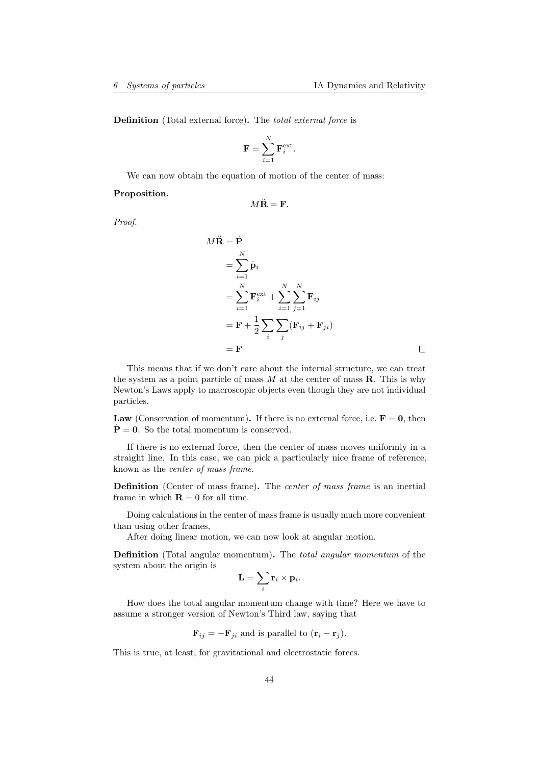**Definition** (Total external force)**.** The *total external force* is

$$\mathbf{F} = \sum_{i=1}^{N} \mathbf{F}_i^{\text{ext}}.$$

We can now obtain the equation of motion of the center of mass:

**Proposition.**

$$M\ddot{\mathbf{R}} = \mathbf{F}.$$

*Proof.*

$$\begin{aligned}
M\ddot{\mathbf{R}} &= \dot{\mathbf{P}} \\
&= \sum_{i=1}^{N} \dot{\mathbf{p}}_i \\
&= \sum_{i=1}^{N} \mathbf{F}_i^{\text{ext}} + \sum_{i=1}^{N}\sum_{j=1}^{N} \mathbf{F}_{ij} \\
&= \mathbf{F} + \frac{1}{2}\sum_i \sum_j (\mathbf{F}_{ij} + \mathbf{F}_{ji}) \\
&= \mathbf{F}
\end{aligned}$$

□

This means that if we don't care about the internal structure, we can treat the system as a point particle of mass $M$ at the center of mass $\mathbf{R}$. This is why Newton's Laws apply to macroscopic objects even though they are not individual particles.

**Law** (Conservation of momentum)**.** If there is no external force, i.e. $\mathbf{F} = \mathbf{0}$, then $\dot{\mathbf{P}} = \mathbf{0}$. So the total momentum is conserved.

If there is no external force, then the center of mass moves uniformly in a straight line. In this case, we can pick a particularly nice frame of reference, known as the *center of mass frame*.

**Definition** (Center of mass frame)**.** The *center of mass frame* is an inertial frame in which $\mathbf{R} = 0$ for all time.

Doing calculations in the center of mass frame is usually much more convenient than using other frames,

After doing linear motion, we can now look at angular motion.

**Definition** (Total angular momentum)**.** The *total angular momentum* of the system about the origin is

$$\mathbf{L} = \sum_i \mathbf{r}_i \times \mathbf{p}_i.$$

How does the total angular momentum change with time? Here we have to assume a stronger version of Newton's Third law, saying that

$$\mathbf{F}_{ij} = -\mathbf{F}_{ji} \text{ and is parallel to } (\mathbf{r}_i - \mathbf{r}_j).$$

This is true, at least, for gravitational and electrostatic forces.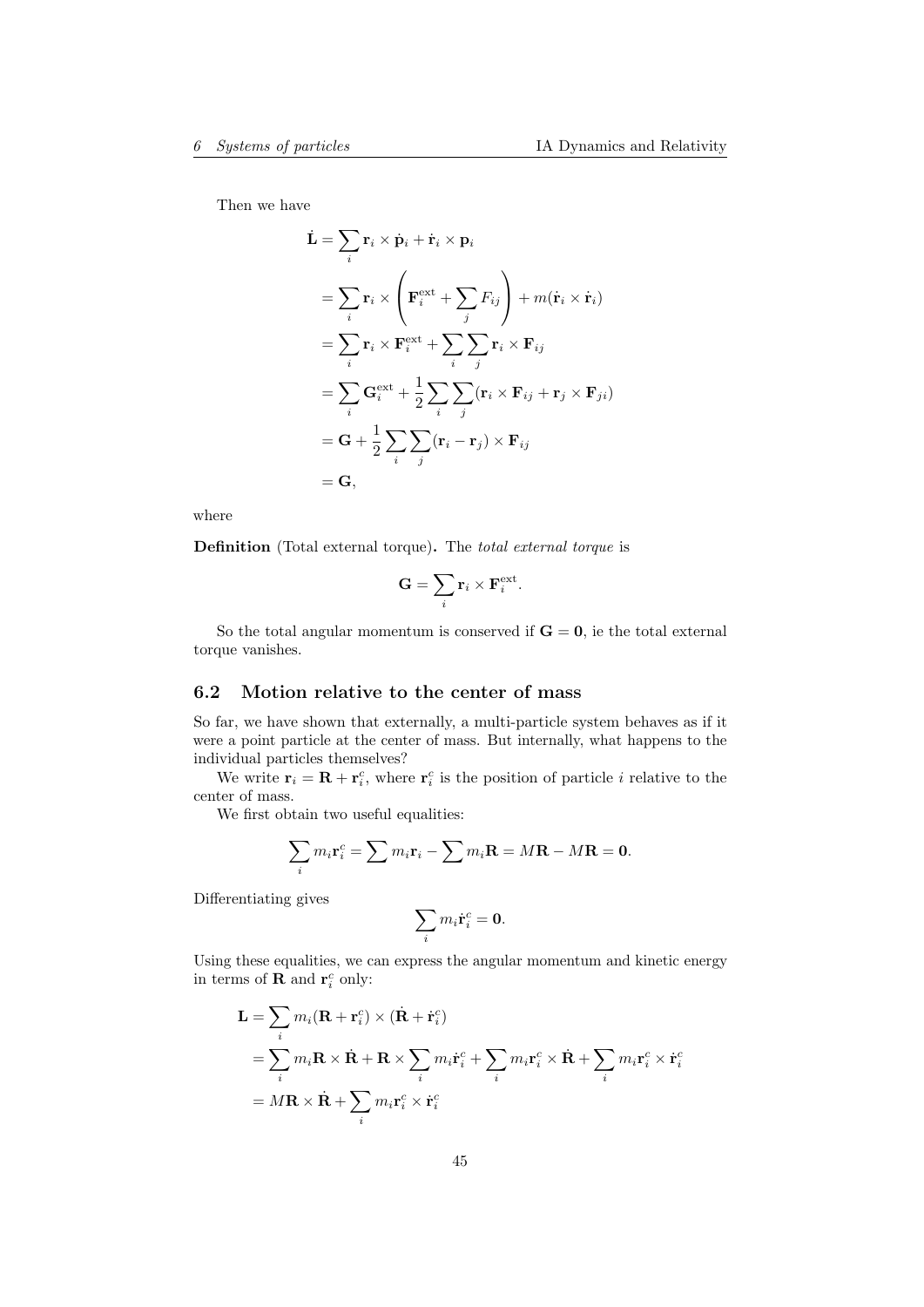Then we have

$$
\begin{aligned}
\dot{\mathbf{L}} &= \sum_i \mathbf{r}_i \times \dot{\mathbf{p}}_i + \dot{\mathbf{r}}_i \times \mathbf{p}_i \\
&= \sum_i \mathbf{r}_i \times \left( \mathbf{F}_i^{\text{ext}} + \sum_j F_{ij} \right) + m(\dot{\mathbf{r}}_i \times \dot{\mathbf{r}}_i) \\
&= \sum_i \mathbf{r}_i \times \mathbf{F}_i^{\text{ext}} + \sum_i \sum_j \mathbf{r}_i \times \mathbf{F}_{ij} \\
&= \sum_i \mathbf{G}_i^{\text{ext}} + \frac{1}{2} \sum_i \sum_j (\mathbf{r}_i \times \mathbf{F}_{ij} + \mathbf{r}_j \times \mathbf{F}_{ji}) \\
&= \mathbf{G} + \frac{1}{2} \sum_i \sum_j (\mathbf{r}_i - \mathbf{r}_j) \times \mathbf{F}_{ij} \\
&= \mathbf{G},
\end{aligned}
$$

where

**Definition** (Total external torque)**.** The *total external torque* is

$$
\mathbf{G} = \sum_i \mathbf{r}_i \times \mathbf{F}_i^{\text{ext}}.
$$

So the total angular momentum is conserved if $\mathbf{G} = \mathbf{0}$, ie the total external torque vanishes.

## 6.2 Motion relative to the center of mass

So far, we have shown that externally, a multi-particle system behaves as if it were a point particle at the center of mass. But internally, what happens to the individual particles themselves?

We write $\mathbf{r}_i = \mathbf{R} + \mathbf{r}_i^c$, where $\mathbf{r}_i^c$ is the position of particle $i$ relative to the center of mass.

We first obtain two useful equalities:

$$
\sum_i m_i \mathbf{r}_i^c = \sum m_i \mathbf{r}_i - \sum m_i \mathbf{R} = M\mathbf{R} - M\mathbf{R} = \mathbf{0}.
$$

Differentiating gives

$$
\sum_i m_i \dot{\mathbf{r}}_i^c = \mathbf{0}.
$$

Using these equalities, we can express the angular momentum and kinetic energy in terms of $\mathbf{R}$ and $\mathbf{r}_i^c$ only:

$$
\begin{aligned}
\mathbf{L} &= \sum_i m_i (\mathbf{R} + \mathbf{r}_i^c) \times (\dot{\mathbf{R}} + \dot{\mathbf{r}}_i^c) \\
&= \sum_i m_i \mathbf{R} \times \dot{\mathbf{R}} + \mathbf{R} \times \sum_i m_i \dot{\mathbf{r}}_i^c + \sum_i m_i \mathbf{r}_i^c \times \dot{\mathbf{R}} + \sum_i m_i \mathbf{r}_i^c \times \dot{\mathbf{r}}_i^c \\
&= M\mathbf{R} \times \dot{\mathbf{R}} + \sum_i m_i \mathbf{r}_i^c \times \dot{\mathbf{r}}_i^c
\end{aligned}
$$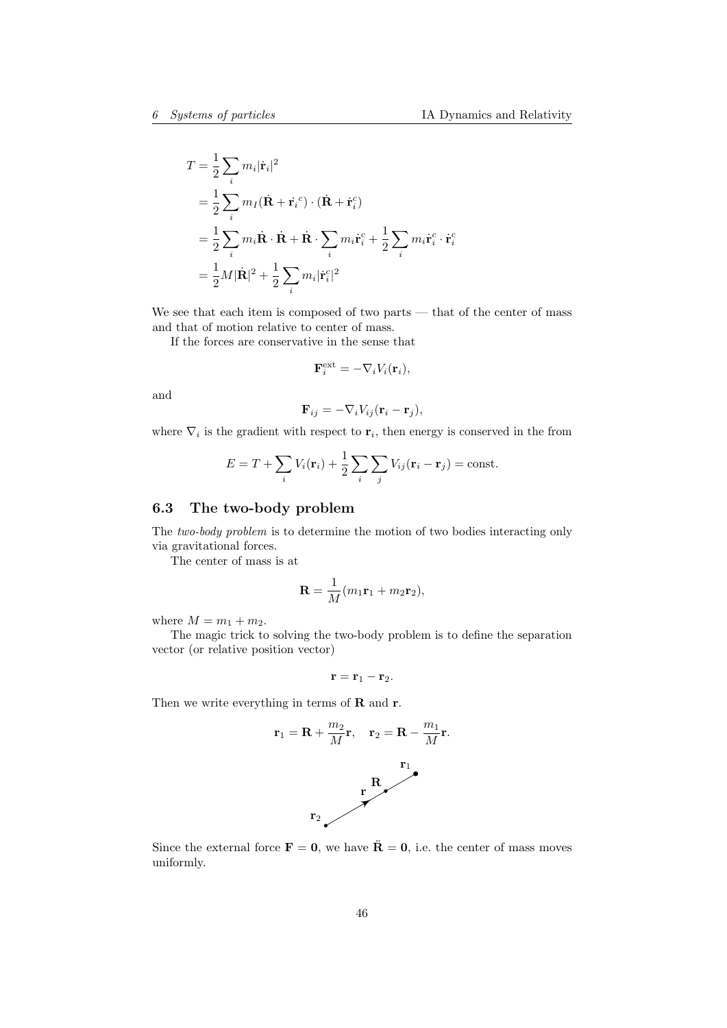$$
\begin{aligned}
T &= \frac{1}{2}\sum_i m_i |\dot{\mathbf{r}}_i|^2 \\
&= \frac{1}{2}\sum_i m_I (\dot{\mathbf{R}} + \dot{\mathbf{r}_i}^c)\cdot(\dot{\mathbf{R}} + \dot{\mathbf{r}}_i^c) \\
&= \frac{1}{2}\sum_i m_i \dot{\mathbf{R}}\cdot\dot{\mathbf{R}} + \dot{\mathbf{R}}\cdot\sum_i m_i \dot{\mathbf{r}}_i^c + \frac{1}{2}\sum_i m_i \dot{\mathbf{r}}_i^c\cdot\dot{\mathbf{r}}_i^c \\
&= \frac{1}{2}M|\dot{\mathbf{R}}|^2 + \frac{1}{2}\sum_i m_i |\dot{\mathbf{r}}_i^c|^2
\end{aligned}
$$

We see that each item is composed of two parts — that of the center of mass and that of motion relative to center of mass.

If the forces are conservative in the sense that

$$
\mathbf{F}_i^{\text{ext}} = -\nabla_i V_i(\mathbf{r}_i),
$$

and

$$
\mathbf{F}_{ij} = -\nabla_i V_{ij}(\mathbf{r}_i - \mathbf{r}_j),
$$

where $\nabla_i$ is the gradient with respect to $\mathbf{r}_i$, then energy is conserved in the from

$$
E = T + \sum_i V_i(\mathbf{r}_i) + \frac{1}{2}\sum_i\sum_j V_{ij}(\mathbf{r}_i - \mathbf{r}_j) = \text{const}.
$$

### 6.3 The two-body problem

The *two-body problem* is to determine the motion of two bodies interacting only via gravitational forces.

The center of mass is at

$$
\mathbf{R} = \frac{1}{M}(m_1\mathbf{r}_1 + m_2\mathbf{r}_2),
$$

where $M = m_1 + m_2$.

The magic trick to solving the two-body problem is to define the separation vector (or relative position vector)

$$
\mathbf{r} = \mathbf{r}_1 - \mathbf{r}_2.
$$

Then we write everything in terms of $\mathbf{R}$ and $\mathbf{r}$.

$$
\mathbf{r}_1 = \mathbf{R} + \frac{m_2}{M}\mathbf{r}, \quad \mathbf{r}_2 = \mathbf{R} - \frac{m_1}{M}\mathbf{r}.
$$

Since the external force $\mathbf{F} = \mathbf{0}$, we have $\ddot{\mathbf{R}} = \mathbf{0}$, i.e. the center of mass moves uniformly.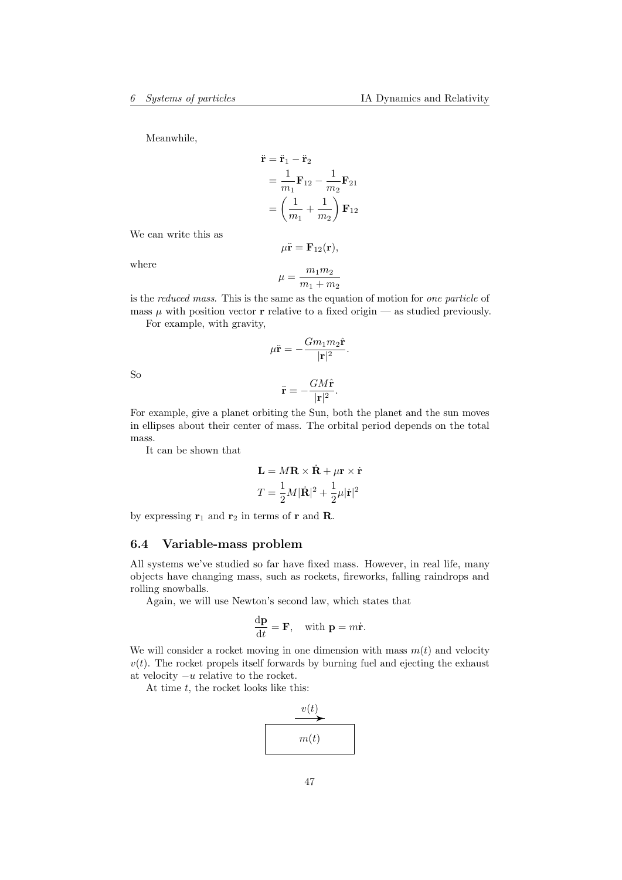Meanwhile,

$$
\begin{aligned}
\ddot{\mathbf{r}} &= \ddot{\mathbf{r}}_1 - \ddot{\mathbf{r}}_2 \\
&= \frac{1}{m_1}\mathbf{F}_{12} - \frac{1}{m_2}\mathbf{F}_{21} \\
&= \left(\frac{1}{m_1} + \frac{1}{m_2}\right)\mathbf{F}_{12}
\end{aligned}
$$

We can write this as

$$
\mu\ddot{\mathbf{r}} = \mathbf{F}_{12}(\mathbf{r}),
$$

where

$$
\mu = \frac{m_1 m_2}{m_1 + m_2}
$$

is the *reduced mass*. This is the same as the equation of motion for *one particle* of mass $\mu$ with position vector $\mathbf{r}$ relative to a fixed origin — as studied previously.

For example, with gravity,

$$
\mu\ddot{\mathbf{r}} = -\frac{Gm_1 m_2 \hat{\mathbf{r}}}{|\mathbf{r}|^2}.
$$

So

$$
\ddot{\mathbf{r}} = -\frac{GM\hat{\mathbf{r}}}{|\mathbf{r}|^2}.
$$

For example, give a planet orbiting the Sun, both the planet and the sun moves in ellipses about their center of mass. The orbital period depends on the total mass.

It can be shown that

$$
\begin{aligned}
\mathbf{L} &= M\mathbf{R} \times \dot{\mathbf{R}} + \mu\mathbf{r} \times \dot{\mathbf{r}} \\
T &= \frac{1}{2}M|\dot{\mathbf{R}}|^2 + \frac{1}{2}\mu|\dot{\mathbf{r}}|^2
\end{aligned}
$$

by expressing $\mathbf{r}_1$ and $\mathbf{r}_2$ in terms of $\mathbf{r}$ and $\mathbf{R}$.

## 6.4 Variable-mass problem

All systems we've studied so far have fixed mass. However, in real life, many objects have changing mass, such as rockets, fireworks, falling raindrops and rolling snowballs.

Again, we will use Newton's second law, which states that

$$
\frac{\mathrm{d}\mathbf{p}}{\mathrm{d}t} = \mathbf{F}, \quad \text{with } \mathbf{p} = m\dot{\mathbf{r}}.
$$

We will consider a rocket moving in one dimension with mass $m(t)$ and velocity $v(t)$. The rocket propels itself forwards by burning fuel and ejecting the exhaust at velocity $-u$ relative to the rocket.

At time $t$, the rocket looks like this:

$v(t)$

$m(t)$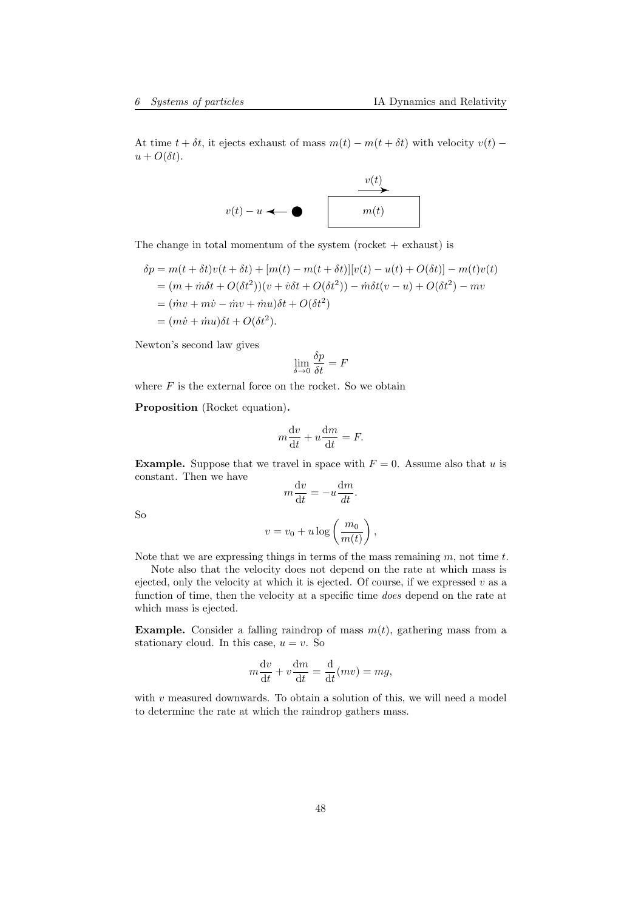At time $t + \delta t$, it ejects exhaust of mass $m(t) - m(t + \delta t)$ with velocity $v(t) - u + O(\delta t)$.

The change in total momentum of the system (rocket + exhaust) is

$$
\begin{aligned}
\delta p &= m(t+\delta t)v(t+\delta t) + [m(t) - m(t+\delta t)][v(t) - u(t) + O(\delta t)] - m(t)v(t) \\
&= (m + \dot{m}\delta t + O(\delta t^2))(v + \dot{v}\delta t + O(\delta t^2)) - \dot{m}\delta t(v - u) + O(\delta t^2) - mv \\
&= (\dot{m}v + m\dot{v} - \dot{m}v + \dot{m}u)\delta t + O(\delta t^2) \\
&= (m\dot{v} + \dot{m}u)\delta t + O(\delta t^2).
\end{aligned}
$$

Newton's second law gives

$$
\lim_{\delta \to 0} \frac{\delta p}{\delta t} = F
$$

where $F$ is the external force on the rocket. So we obtain

**Proposition** (Rocket equation)**.**

$$
m\frac{\mathrm{d}v}{\mathrm{d}t} + u\frac{\mathrm{d}m}{\mathrm{d}t} = F.
$$

**Example.** Suppose that we travel in space with $F = 0$. Assume also that $u$ is constant. Then we have

$$
m\frac{\mathrm{d}v}{\mathrm{d}t} = -u\frac{\mathrm{d}m}{dt}.
$$

So

$$
v = v_0 + u\log\left(\frac{m_0}{m(t)}\right),
$$

Note that we are expressing things in terms of the mass remaining $m$, not time $t$.

Note also that the velocity does not depend on the rate at which mass is ejected, only the velocity at which it is ejected. Of course, if we expressed $v$ as a function of time, then the velocity at a specific time *does* depend on the rate at which mass is ejected.

**Example.** Consider a falling raindrop of mass $m(t)$, gathering mass from a stationary cloud. In this case, $u = v$. So

$$
m\frac{\mathrm{d}v}{\mathrm{d}t} + v\frac{\mathrm{d}m}{\mathrm{d}t} = \frac{\mathrm{d}}{\mathrm{d}t}(mv) = mg,
$$

with $v$ measured downwards. To obtain a solution of this, we will need a model to determine the rate at which the raindrop gathers mass.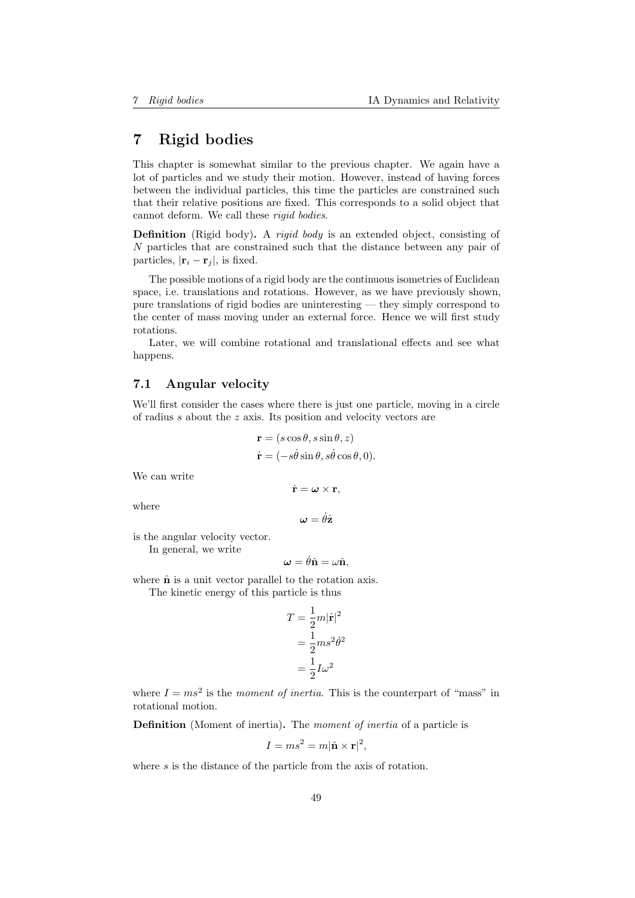# 7 Rigid bodies

This chapter is somewhat similar to the previous chapter. We again have a lot of particles and we study their motion. However, instead of having forces between the individual particles, this time the particles are constrained such that their relative positions are fixed. This corresponds to a solid object that cannot deform. We call these *rigid bodies*.

**Definition** (Rigid body)**.** A *rigid body* is an extended object, consisting of $N$ particles that are constrained such that the distance between any pair of particles, $|\mathbf{r}_i - \mathbf{r}_j|$, is fixed.

The possible motions of a rigid body are the continuous isometries of Euclidean space, i.e. translations and rotations. However, as we have previously shown, pure translations of rigid bodies are uninteresting — they simply correspond to the center of mass moving under an external force. Hence we will first study rotations.

Later, we will combine rotational and translational effects and see what happens.

## 7.1 Angular velocity

We'll first consider the cases where there is just one particle, moving in a circle of radius $s$ about the $z$ axis. Its position and velocity vectors are

$$\mathbf{r} = (s\cos\theta, s\sin\theta, z)$$
$$\dot{\mathbf{r}} = (-s\dot{\theta}\sin\theta, s\dot{\theta}\cos\theta, 0).$$

We can write

$$\dot{\mathbf{r}} = \boldsymbol{\omega} \times \mathbf{r},$$

where

$$\boldsymbol{\omega} = \dot{\theta}\hat{\mathbf{z}}$$

is the angular velocity vector.

In general, we write

$$\boldsymbol{\omega} = \dot{\theta}\hat{\mathbf{n}} = \omega\hat{\mathbf{n}},$$

where $\hat{\mathbf{n}}$ is a unit vector parallel to the rotation axis.

The kinetic energy of this particle is thus

$$\begin{aligned} T &= \frac{1}{2}m|\dot{\mathbf{r}}|^2 \\ &= \frac{1}{2}ms^2\dot{\theta}^2 \\ &= \frac{1}{2}I\omega^2 \end{aligned}$$

where $I = ms^2$ is the *moment of inertia*. This is the counterpart of "mass" in rotational motion.

**Definition** (Moment of inertia)**.** The *moment of inertia* of a particle is

$$I = ms^2 = m|\hat{\mathbf{n}} \times \mathbf{r}|^2,$$

where $s$ is the distance of the particle from the axis of rotation.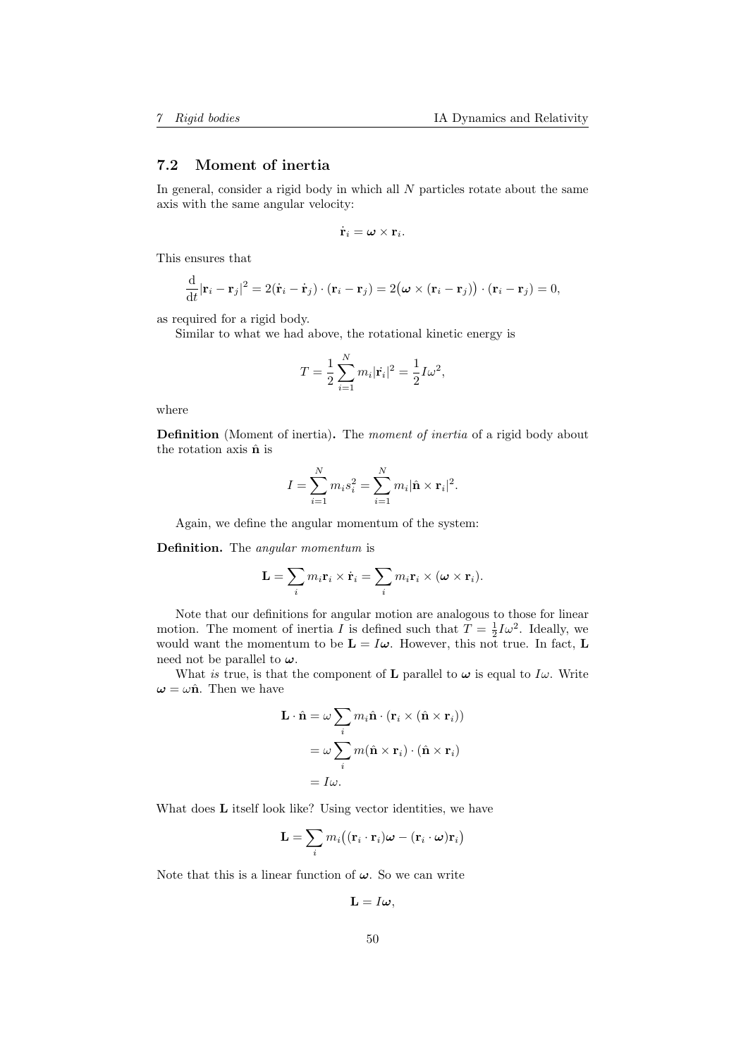## 7.2 Moment of inertia

In general, consider a rigid body in which all $N$ particles rotate about the same axis with the same angular velocity:

$$\dot{\mathbf{r}}_i = \boldsymbol{\omega} \times \mathbf{r}_i.$$

This ensures that

$$\frac{\mathrm{d}}{\mathrm{d}t}|\mathbf{r}_i - \mathbf{r}_j|^2 = 2(\dot{\mathbf{r}}_i - \dot{\mathbf{r}}_j) \cdot (\mathbf{r}_i - \mathbf{r}_j) = 2\big(\boldsymbol{\omega} \times (\mathbf{r}_i - \mathbf{r}_j)\big) \cdot (\mathbf{r}_i - \mathbf{r}_j) = 0,$$

as required for a rigid body.

Similar to what we had above, the rotational kinetic energy is

$$T = \frac{1}{2}\sum_{i=1}^{N} m_i |\dot{\mathbf{r}}_i|^2 = \frac{1}{2} I \omega^2,$$

where

**Definition** (Moment of inertia)**.** The *moment of inertia* of a rigid body about the rotation axis $\hat{\mathbf{n}}$ is

$$I = \sum_{i=1}^{N} m_i s_i^2 = \sum_{i=1}^{N} m_i |\hat{\mathbf{n}} \times \mathbf{r}_i|^2.$$

Again, we define the angular momentum of the system:

**Definition.** The *angular momentum* is

$$\mathbf{L} = \sum_i m_i \mathbf{r}_i \times \dot{\mathbf{r}}_i = \sum_i m_i \mathbf{r}_i \times (\boldsymbol{\omega} \times \mathbf{r}_i).$$

Note that our definitions for angular motion are analogous to those for linear motion. The moment of inertia $I$ is defined such that $T = \frac{1}{2}I\omega^2$. Ideally, we would want the momentum to be $\mathbf{L} = I\boldsymbol{\omega}$. However, this not true. In fact, $\mathbf{L}$ need not be parallel to $\boldsymbol{\omega}$.

What *is* true, is that the component of $\mathbf{L}$ parallel to $\boldsymbol{\omega}$ is equal to $I\omega$. Write $\boldsymbol{\omega} = \omega\hat{\mathbf{n}}$. Then we have

$$\begin{aligned}
\mathbf{L} \cdot \hat{\mathbf{n}} &= \omega \sum_i m_i \hat{\mathbf{n}} \cdot (\mathbf{r}_i \times (\hat{\mathbf{n}} \times \mathbf{r}_i)) \\
&= \omega \sum_i m (\hat{\mathbf{n}} \times \mathbf{r}_i) \cdot (\hat{\mathbf{n}} \times \mathbf{r}_i) \\
&= I\omega.
\end{aligned}$$

What does $\mathbf{L}$ itself look like? Using vector identities, we have

$$\mathbf{L} = \sum_i m_i \big((\mathbf{r}_i \cdot \mathbf{r}_i)\boldsymbol{\omega} - (\mathbf{r}_i \cdot \boldsymbol{\omega})\mathbf{r}_i\big)$$

Note that this is a linear function of $\boldsymbol{\omega}$. So we can write

$$\mathbf{L} = I\boldsymbol{\omega},$$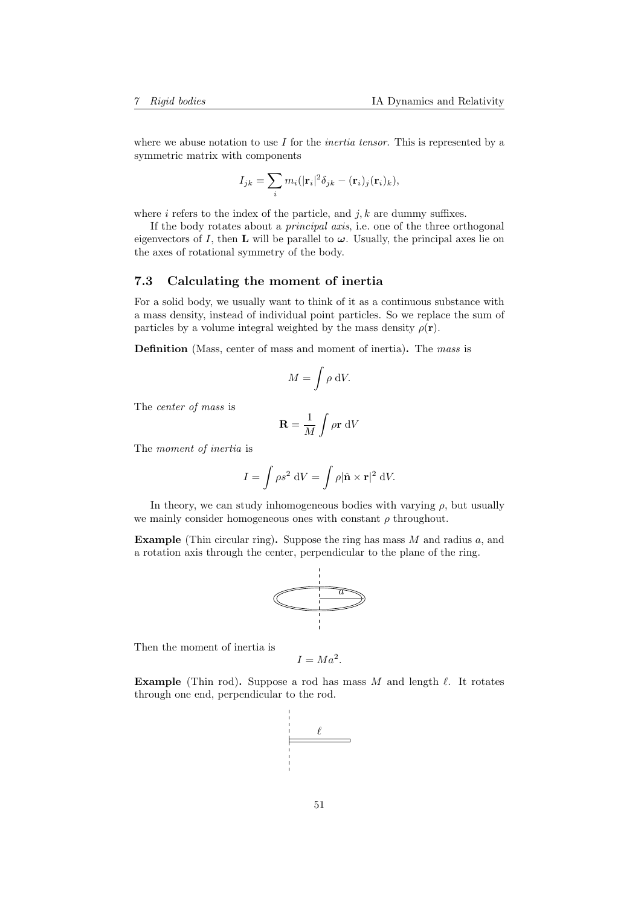where we abuse notation to use $I$ for the *inertia tensor*. This is represented by a symmetric matrix with components

$$I_{jk} = \sum_i m_i(|\mathbf{r}_i|^2\delta_{jk} - (\mathbf{r}_i)_j(\mathbf{r}_i)_k),$$

where $i$ refers to the index of the particle, and $j, k$ are dummy suffixes.

If the body rotates about a *principal axis*, i.e. one of the three orthogonal eigenvectors of $I$, then $\mathbf{L}$ will be parallel to $\boldsymbol{\omega}$. Usually, the principal axes lie on the axes of rotational symmetry of the body.

### 7.3 Calculating the moment of inertia

For a solid body, we usually want to think of it as a continuous substance with a mass density, instead of individual point particles. So we replace the sum of particles by a volume integral weighted by the mass density $\rho(\mathbf{r})$.

**Definition** (Mass, center of mass and moment of inertia)**.** The *mass* is

$$M = \int \rho \;\mathrm{d}V.$$

The *center of mass* is

$$\mathbf{R} = \frac{1}{M}\int \rho\mathbf{r}\;\mathrm{d}V$$

The *moment of inertia* is

$$I = \int \rho s^2 \;\mathrm{d}V = \int \rho|\hat{\mathbf{n}} \times \mathbf{r}|^2 \;\mathrm{d}V.$$

In theory, we can study inhomogeneous bodies with varying $\rho$, but usually we mainly consider homogeneous ones with constant $\rho$ throughout.

**Example** (Thin circular ring)**.** Suppose the ring has mass $M$ and radius $a$, and a rotation axis through the center, perpendicular to the plane of the ring.

Then the moment of inertia is

$$I = Ma^2.$$

**Example** (Thin rod)**.** Suppose a rod has mass $M$ and length $\ell$. It rotates through one end, perpendicular to the rod.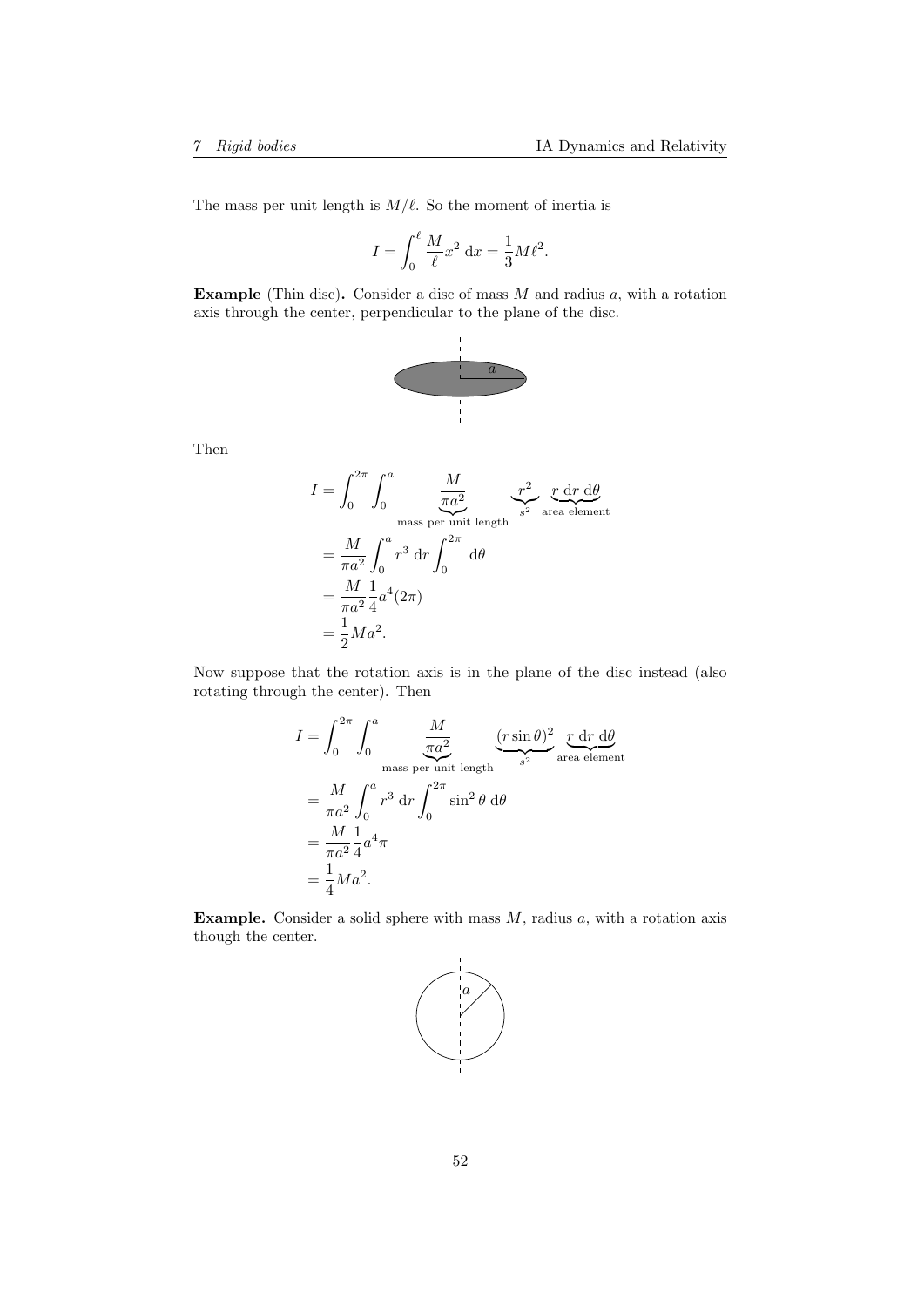The mass per unit length is $M/\ell$. So the moment of inertia is

$$I = \int_0^\ell \frac{M}{\ell} x^2 \, \mathrm{d}x = \frac{1}{3} M \ell^2.$$

**Example** (Thin disc)**.** Consider a disc of mass $M$ and radius $a$, with a rotation axis through the center, perpendicular to the plane of the disc.

Then

$$\begin{aligned}
I &= \int_0^{2\pi} \int_0^a \underbrace{\frac{M}{\pi a^2}}_{\text{mass per unit length}} \underbrace{r^2}_{s^2} \underbrace{r \, \mathrm{d}r \, \mathrm{d}\theta}_{\text{area element}} \\
&= \frac{M}{\pi a^2} \int_0^a r^3 \, \mathrm{d}r \int_0^{2\pi} \mathrm{d}\theta \\
&= \frac{M}{\pi a^2} \frac{1}{4} a^4 (2\pi) \\
&= \frac{1}{2} M a^2.
\end{aligned}$$

Now suppose that the rotation axis is in the plane of the disc instead (also rotating through the center). Then

$$\begin{aligned}
I &= \int_0^{2\pi} \int_0^a \underbrace{\frac{M}{\pi a^2}}_{\text{mass per unit length}} \underbrace{(r\sin\theta)^2}_{s^2} \underbrace{r \, \mathrm{d}r \, \mathrm{d}\theta}_{\text{area element}} \\
&= \frac{M}{\pi a^2} \int_0^a r^3 \, \mathrm{d}r \int_0^{2\pi} \sin^2\theta \, \mathrm{d}\theta \\
&= \frac{M}{\pi a^2} \frac{1}{4} a^4 \pi \\
&= \frac{1}{4} M a^2.
\end{aligned}$$

**Example.** Consider a solid sphere with mass $M$, radius $a$, with a rotation axis though the center.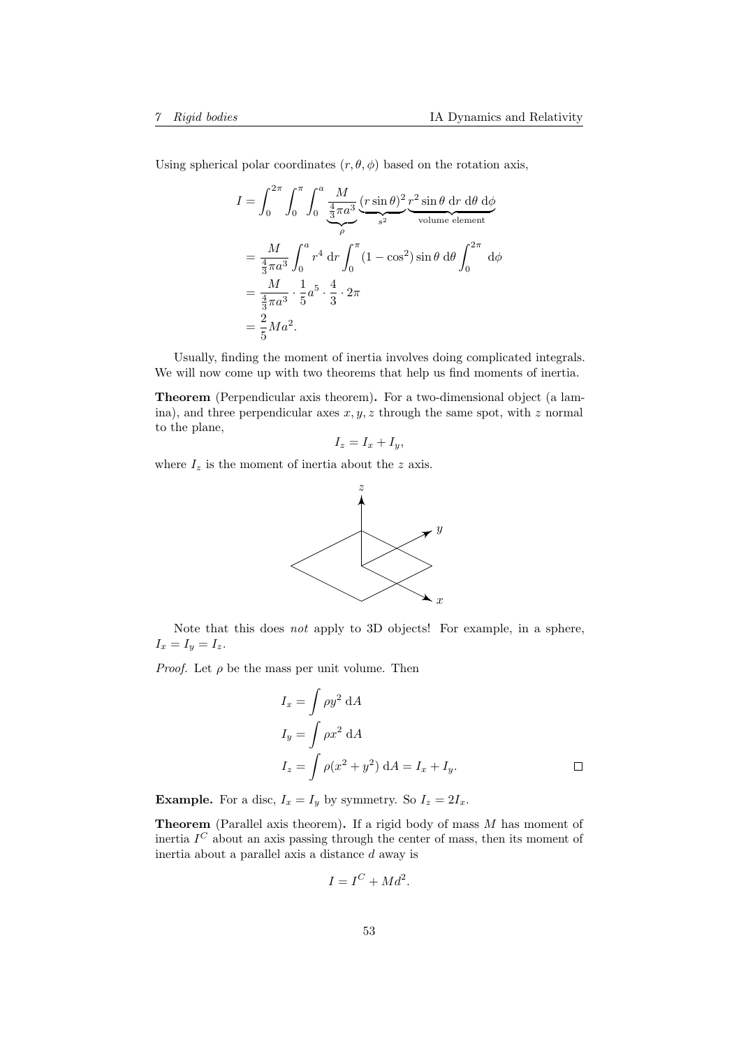Using spherical polar coordinates $(r, \theta, \phi)$ based on the rotation axis,

$$
\begin{aligned}
I &= \int_0^{2\pi} \int_0^{\pi} \int_0^a \underbrace{\frac{M}{\frac{4}{3}\pi a^3}}_{\rho} \underbrace{(r \sin\theta)^2}_{s^2} \underbrace{r^2 \sin\theta \;\mathrm{d}r\;\mathrm{d}\theta\;\mathrm{d}\phi}_{\text{volume element}} \\
&= \frac{M}{\frac{4}{3}\pi a^3} \int_0^a r^4 \;\mathrm{d}r \int_0^{\pi} (1 - \cos^2) \sin\theta \;\mathrm{d}\theta \int_0^{2\pi} \;\mathrm{d}\phi \\
&= \frac{M}{\frac{4}{3}\pi a^3} \cdot \frac{1}{5} a^5 \cdot \frac{4}{3} \cdot 2\pi \\
&= \frac{2}{5} M a^2.
\end{aligned}
$$

Usually, finding the moment of inertia involves doing complicated integrals. We will now come up with two theorems that help us find moments of inertia.

**Theorem** (Perpendicular axis theorem)**.** For a two-dimensional object (a lamina), and three perpendicular axes $x, y, z$ through the same spot, with $z$ normal to the plane,

$$I_z = I_x + I_y,$$

where $I_z$ is the moment of inertia about the $z$ axis.

Note that this does *not* apply to 3D objects! For example, in a sphere, $I_x = I_y = I_z$.

*Proof.* Let $\rho$ be the mass per unit volume. Then

$$
\begin{aligned}
I_x &= \int \rho y^2 \;\mathrm{d}A \\
I_y &= \int \rho x^2 \;\mathrm{d}A \\
I_z &= \int \rho (x^2 + y^2) \;\mathrm{d}A = I_x + I_y.
\end{aligned}
$$

□

**Example.** For a disc, $I_x = I_y$ by symmetry. So $I_z = 2I_x$.

**Theorem** (Parallel axis theorem)**.** If a rigid body of mass $M$ has moment of inertia $I^C$ about an axis passing through the center of mass, then its moment of inertia about a parallel axis a distance $d$ away is

$$I = I^C + Md^2.$$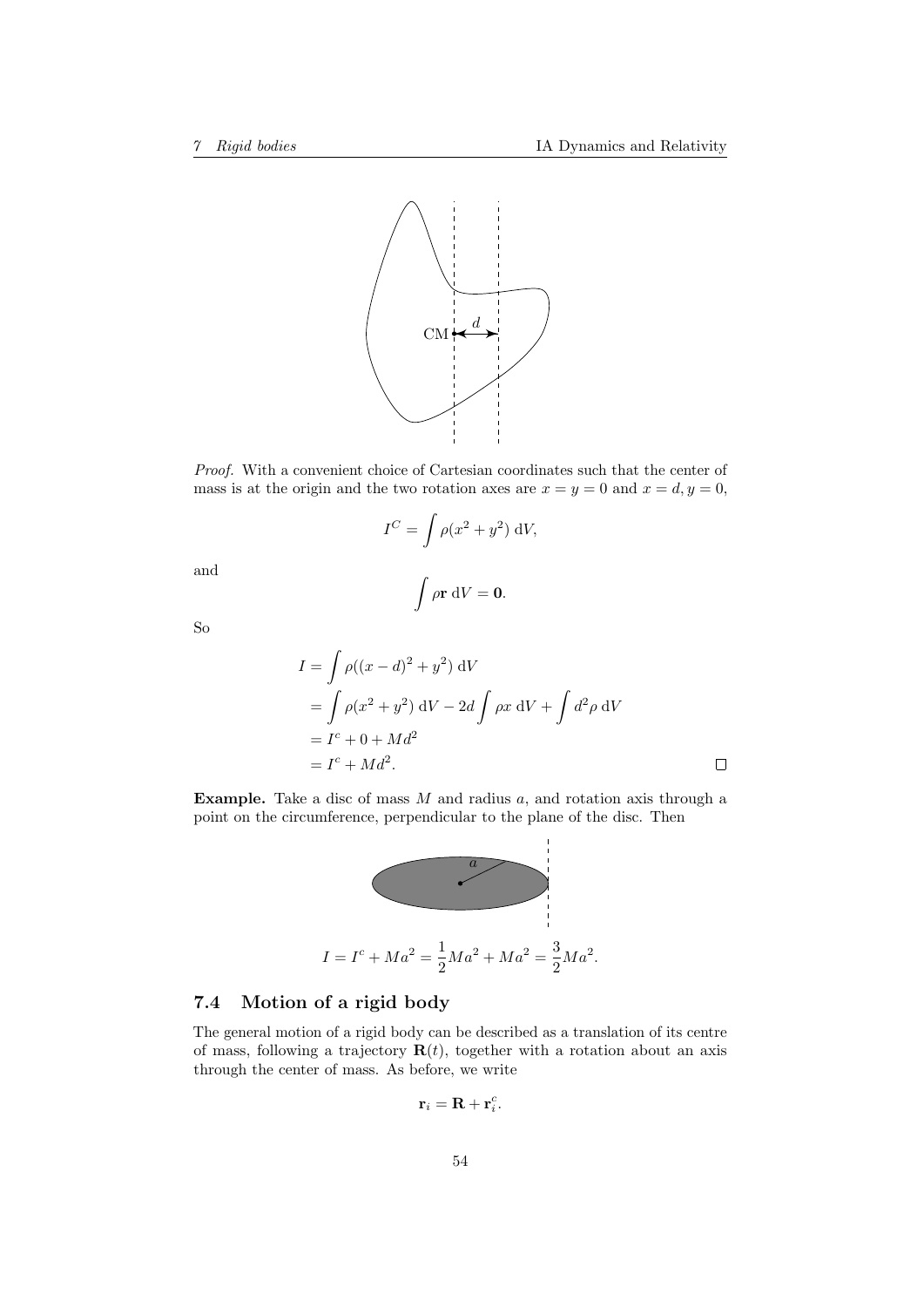*Proof.* With a convenient choice of Cartesian coordinates such that the center of mass is at the origin and the two rotation axes are $x = y = 0$ and $x = d, y = 0$,

$$I^C = \int \rho(x^2 + y^2)\ \mathrm{d}V,$$

and

$$\int \rho \mathbf{r}\ \mathrm{d}V = \mathbf{0}.$$

So

$$\begin{aligned}
I &= \int \rho((x-d)^2 + y^2)\ \mathrm{d}V \\
&= \int \rho(x^2 + y^2)\ \mathrm{d}V - 2d \int \rho x\ \mathrm{d}V + \int d^2 \rho\ \mathrm{d}V \\
&= I^c + 0 + Md^2 \\
&= I^c + Md^2.
\end{aligned}$$

□

**Example.** Take a disc of mass $M$ and radius $a$, and rotation axis through a point on the circumference, perpendicular to the plane of the disc. Then

$$I = I^c + Ma^2 = \frac{1}{2}Ma^2 + Ma^2 = \frac{3}{2}Ma^2.$$

## 7.4 Motion of a rigid body

The general motion of a rigid body can be described as a translation of its centre of mass, following a trajectory $\mathbf{R}(t)$, together with a rotation about an axis through the center of mass. As before, we write

$$\mathbf{r}_i = \mathbf{R} + \mathbf{r}_i^c.$$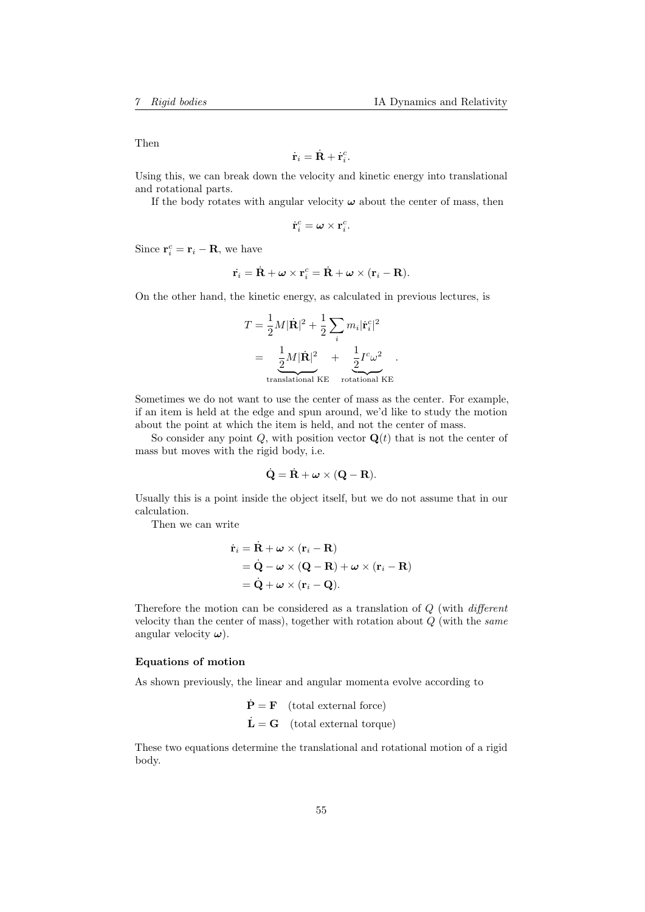Then

$$\dot{\mathbf{r}}_i = \dot{\mathbf{R}} + \dot{\mathbf{r}}_i^c.$$

Using this, we can break down the velocity and kinetic energy into translational and rotational parts.

If the body rotates with angular velocity $\boldsymbol{\omega}$ about the center of mass, then

$$\dot{\mathbf{r}}_i^c = \boldsymbol{\omega} \times \mathbf{r}_i^c.$$

Since $\mathbf{r}_i^c = \mathbf{r}_i - \mathbf{R}$, we have

$$\dot{\mathbf{r}}_i = \dot{\mathbf{R}} + \boldsymbol{\omega} \times \mathbf{r}_i^c = \dot{\mathbf{R}} + \boldsymbol{\omega} \times (\mathbf{r}_i - \mathbf{R}).$$

On the other hand, the kinetic energy, as calculated in previous lectures, is

$$\begin{aligned} T &= \frac{1}{2}M|\dot{\mathbf{R}}|^2 + \frac{1}{2}\sum_i m_i |\dot{\mathbf{r}}_i^c|^2 \\ &= \underbrace{\frac{1}{2}M|\dot{\mathbf{R}}|^2}_{\text{translational KE}} + \underbrace{\frac{1}{2}I^c\omega^2}_{\text{rotational KE}}. \end{aligned}$$

Sometimes we do not want to use the center of mass as the center. For example, if an item is held at the edge and spun around, we'd like to study the motion about the point at which the item is held, and not the center of mass.

So consider any point $Q$, with position vector $\mathbf{Q}(t)$ that is not the center of mass but moves with the rigid body, i.e.

$$\dot{\mathbf{Q}} = \dot{\mathbf{R}} + \boldsymbol{\omega} \times (\mathbf{Q} - \mathbf{R}).$$

Usually this is a point inside the object itself, but we do not assume that in our calculation.

Then we can write

$$\begin{aligned} \dot{\mathbf{r}}_i &= \dot{\mathbf{R}} + \boldsymbol{\omega} \times (\mathbf{r}_i - \mathbf{R}) \\ &= \dot{\mathbf{Q}} - \boldsymbol{\omega} \times (\mathbf{Q} - \mathbf{R}) + \boldsymbol{\omega} \times (\mathbf{r}_i - \mathbf{R}) \\ &= \dot{\mathbf{Q}} + \boldsymbol{\omega} \times (\mathbf{r}_i - \mathbf{Q}). \end{aligned}$$

Therefore the motion can be considered as a translation of $Q$ (with *different* velocity than the center of mass), together with rotation about $Q$ (with the *same* angular velocity $\boldsymbol{\omega}$).

### Equations of motion

As shown previously, the linear and angular momenta evolve according to

$$\begin{aligned} \dot{\mathbf{P}} &= \mathbf{F} \quad \text{(total external force)} \\ \dot{\mathbf{L}} &= \mathbf{G} \quad \text{(total external torque)} \end{aligned}$$

These two equations determine the translational and rotational motion of a rigid body.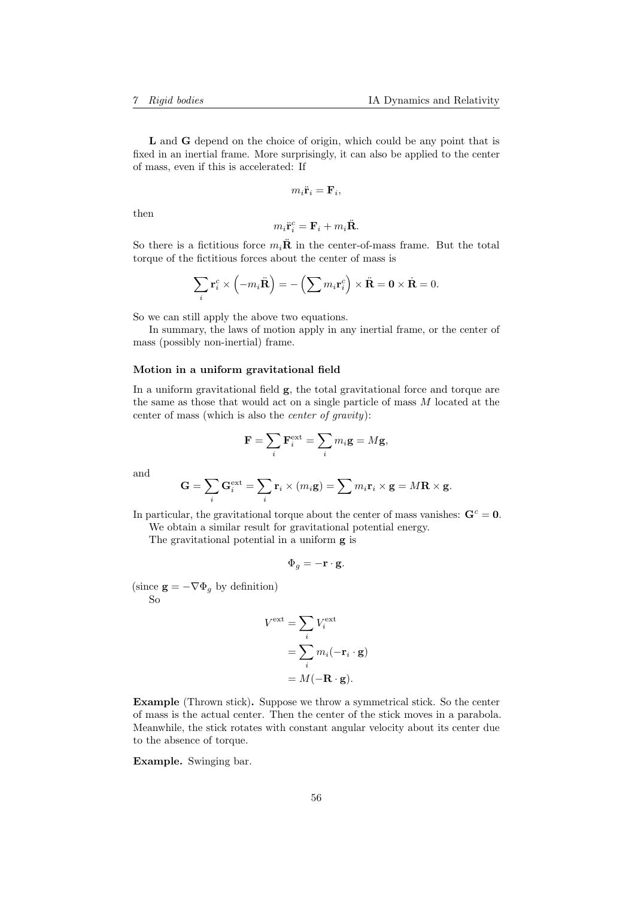**L** and **G** depend on the choice of origin, which could be any point that is fixed in an inertial frame. More surprisingly, it can also be applied to the center of mass, even if this is accelerated: If

$$m_i \ddot{\mathbf{r}}_i = \mathbf{F}_i,$$

then

$$m_i \ddot{\mathbf{r}}_i^c = \mathbf{F}_i + m_i \ddot{\mathbf{R}}.$$

So there is a fictitious force $m_i \ddot{\mathbf{R}}$ in the center-of-mass frame. But the total torque of the fictitious forces about the center of mass is

$$\sum_i \mathbf{r}_i^c \times \left(-m_i \ddot{\mathbf{R}}\right) = -\left(\sum m_i \mathbf{r}_i^c\right) \times \ddot{\mathbf{R}} = \mathbf{0} \times \dot{\mathbf{R}} = 0.$$

So we can still apply the above two equations.

In summary, the laws of motion apply in any inertial frame, or the center of mass (possibly non-inertial) frame.

**Motion in a uniform gravitational field**

In a uniform gravitational field $\mathbf{g}$, the total gravitational force and torque are the same as those that would act on a single particle of mass $M$ located at the center of mass (which is also the *center of gravity*):

$$\mathbf{F} = \sum_i \mathbf{F}_i^{\text{ext}} = \sum_i m_i \mathbf{g} = M\mathbf{g},$$

and

$$\mathbf{G} = \sum_i \mathbf{G}_i^{\text{ext}} = \sum_i \mathbf{r}_i \times (m_i \mathbf{g}) = \sum m_i \mathbf{r}_i \times \mathbf{g} = M\mathbf{R} \times \mathbf{g}.$$

In particular, the gravitational torque about the center of mass vanishes: $\mathbf{G}^c = \mathbf{0}$.

We obtain a similar result for gravitational potential energy.

The gravitational potential in a uniform $\mathbf{g}$ is

$$\Phi_g = -\mathbf{r} \cdot \mathbf{g}.$$

(since $\mathbf{g} = -\nabla \Phi_g$ by definition)

So

$$\begin{aligned} V^{\text{ext}} &= \sum_i V_i^{\text{ext}} \\ &= \sum_i m_i(-\mathbf{r}_i \cdot \mathbf{g}) \\ &= M(-\mathbf{R} \cdot \mathbf{g}). \end{aligned}$$

**Example** (Thrown stick)**.** Suppose we throw a symmetrical stick. So the center of mass is the actual center. Then the center of the stick moves in a parabola. Meanwhile, the stick rotates with constant angular velocity about its center due to the absence of torque.

**Example.** Swinging bar.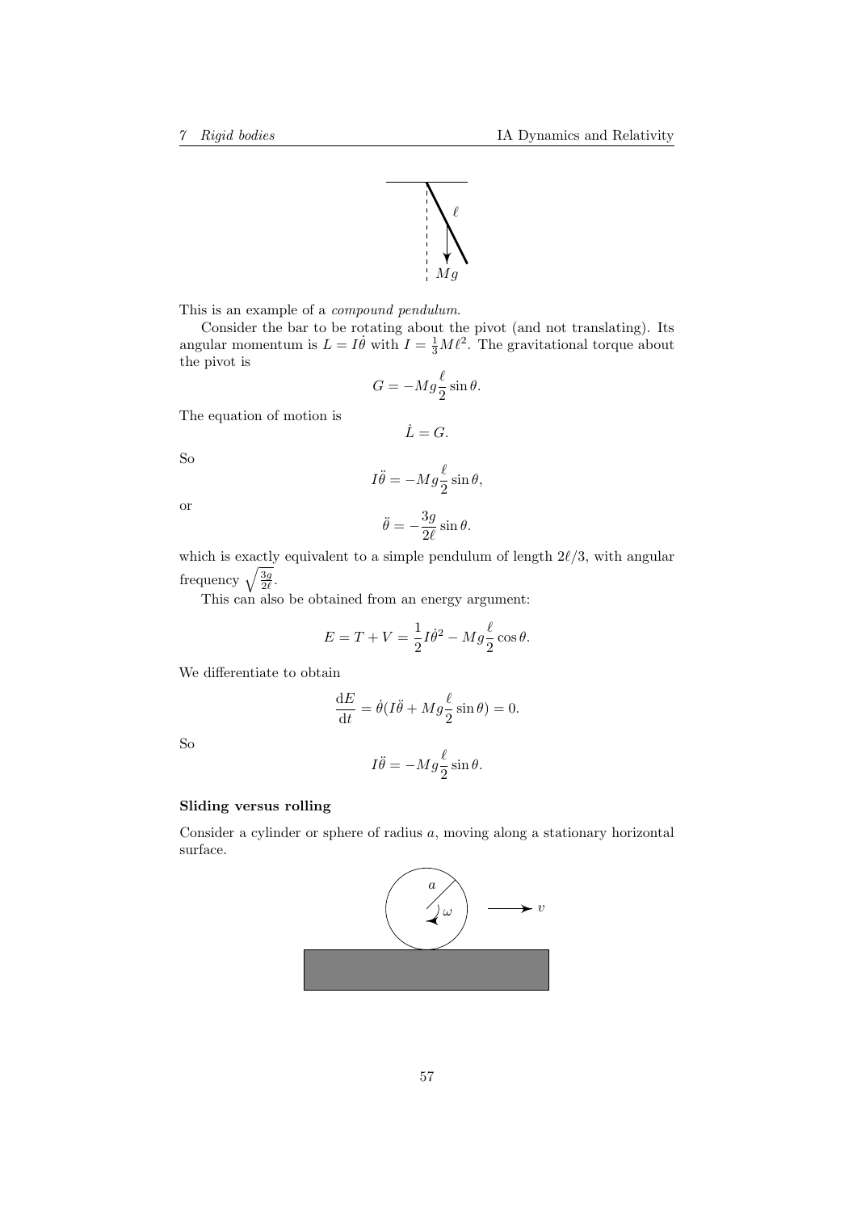This is an example of a *compound pendulum*.

Consider the bar to be rotating about the pivot (and not translating). Its angular momentum is $L = I\dot{\theta}$ with $I = \frac{1}{3}M\ell^2$. The gravitational torque about the pivot is

$$G = -Mg\frac{\ell}{2}\sin\theta.$$

The equation of motion is

$$\dot{L} = G.$$

So

$$I\ddot{\theta} = -Mg\frac{\ell}{2}\sin\theta,$$

or

$$\ddot{\theta} = -\frac{3g}{2\ell}\sin\theta.$$

which is exactly equivalent to a simple pendulum of length $2\ell/3$, with angular frequency $\sqrt{\frac{3g}{2\ell}}$.

This can also be obtained from an energy argument:

$$E = T + V = \frac{1}{2}I\dot{\theta}^2 - Mg\frac{\ell}{2}\cos\theta.$$

We differentiate to obtain

$$\frac{\mathrm{d}E}{\mathrm{d}t} = \dot{\theta}(I\ddot{\theta} + Mg\frac{\ell}{2}\sin\theta) = 0.$$

So

$$I\ddot{\theta} = -Mg\frac{\ell}{2}\sin\theta.$$

### Sliding versus rolling

Consider a cylinder or sphere of radius $a$, moving along a stationary horizontal surface.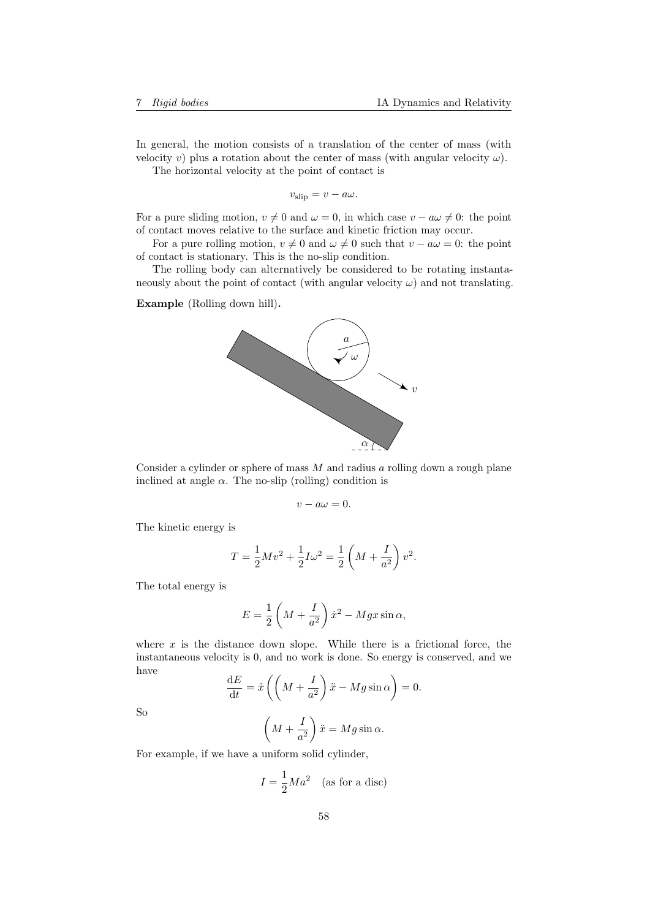In general, the motion consists of a translation of the center of mass (with velocity $v$) plus a rotation about the center of mass (with angular velocity $\omega$).

The horizontal velocity at the point of contact is

$$v_{\text{slip}} = v - a\omega.$$

For a pure sliding motion, $v \neq 0$ and $\omega = 0$, in which case $v - a\omega \neq 0$: the point of contact moves relative to the surface and kinetic friction may occur.

For a pure rolling motion, $v \neq 0$ and $\omega \neq 0$ such that $v - a\omega = 0$: the point of contact is stationary. This is the no-slip condition.

The rolling body can alternatively be considered to be rotating instantaneously about the point of contact (with angular velocity $\omega$) and not translating.

**Example** (Rolling down hill)**.**

Consider a cylinder or sphere of mass $M$ and radius $a$ rolling down a rough plane inclined at angle $\alpha$. The no-slip (rolling) condition is

$$v - a\omega = 0.$$

The kinetic energy is

$$T = \frac{1}{2}Mv^2 + \frac{1}{2}I\omega^2 = \frac{1}{2}\left(M + \frac{I}{a^2}\right)v^2.$$

The total energy is

$$E = \frac{1}{2}\left(M + \frac{I}{a^2}\right)\dot{x}^2 - Mgx\sin\alpha,$$

where $x$ is the distance down slope. While there is a frictional force, the instantaneous velocity is 0, and no work is done. So energy is conserved, and we have

$$\frac{\mathrm{d}E}{\mathrm{d}t} = \dot{x}\left(\left(M + \frac{I}{a^2}\right)\ddot{x} - Mg\sin\alpha\right) = 0.$$

So

$$\left(M + \frac{I}{a^2}\right)\ddot{x} = Mg\sin\alpha.$$

For example, if we have a uniform solid cylinder,

$$I = \frac{1}{2}Ma^2 \quad \text{(as for a disc)}$$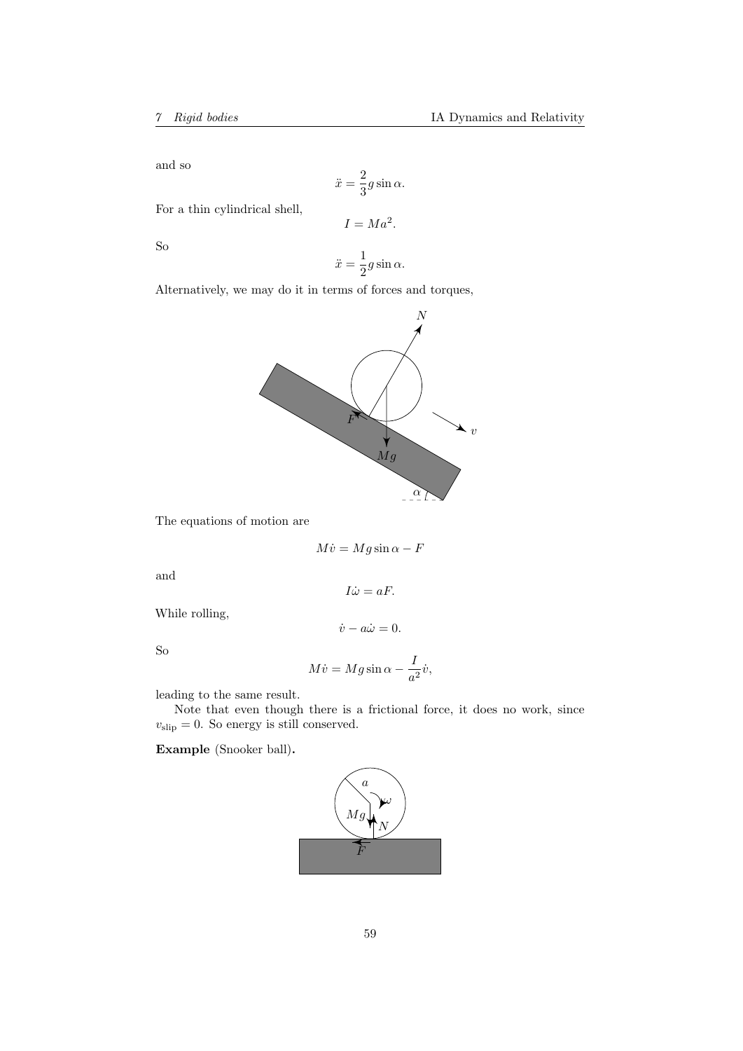and so

$$\ddot{x} = \frac{2}{3} g \sin \alpha.$$

For a thin cylindrical shell,

$$I = Ma^2.$$

So

$$\ddot{x} = \frac{1}{2} g \sin \alpha.$$

Alternatively, we may do it in terms of forces and torques,

The equations of motion are

$$M\dot{v} = Mg \sin \alpha - F$$

and

$$I\dot{\omega} = aF.$$

While rolling,

$$\dot{v} - a\dot{\omega} = 0.$$

So

$$M\dot{v} = Mg \sin \alpha - \frac{I}{a^2} \dot{v},$$

leading to the same result.

Note that even though there is a frictional force, it does no work, since $v_{\text{slip}} = 0$. So energy is still conserved.

**Example** (Snooker ball).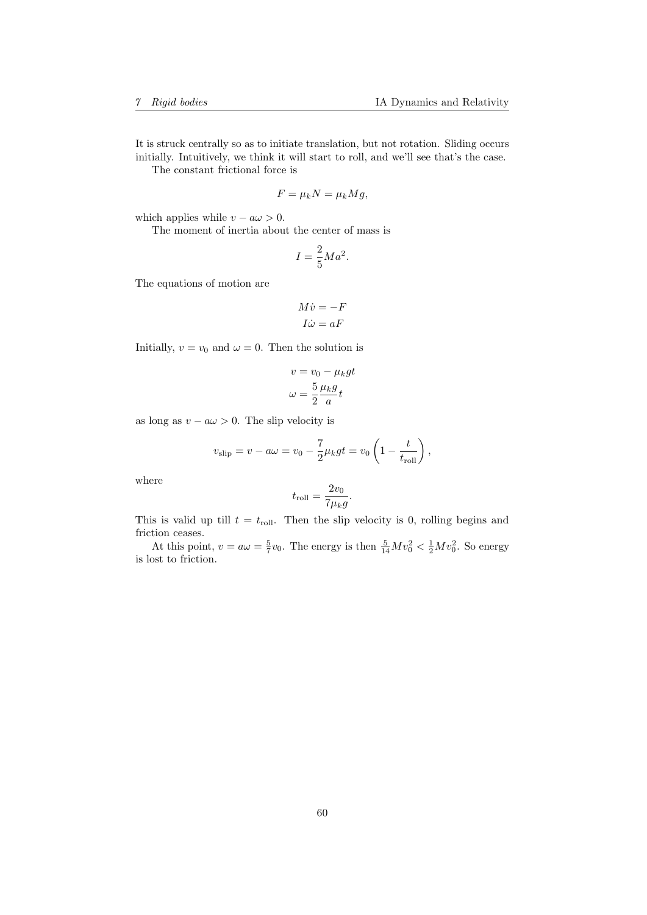It is struck centrally so as to initiate translation, but not rotation. Sliding occurs initially. Intuitively, we think it will start to roll, and we'll see that's the case.

The constant frictional force is

$$F = \mu_k N = \mu_k M g,$$

which applies while $v - a\omega > 0$.

The moment of inertia about the center of mass is

$$I = \frac{2}{5} M a^2.$$

The equations of motion are

$$\begin{aligned} M\dot{v} &= -F \\ I\dot{\omega} &= aF \end{aligned}$$

Initially, $v = v_0$ and $\omega = 0$. Then the solution is

$$\begin{aligned} v &= v_0 - \mu_k g t \\ \omega &= \frac{5}{2}\frac{\mu_k g}{a} t \end{aligned}$$

as long as $v - a\omega > 0$. The slip velocity is

$$v_{\text{slip}} = v - a\omega = v_0 - \frac{7}{2}\mu_k g t = v_0 \left(1 - \frac{t}{t_{\text{roll}}}\right),$$

where

$$t_{\text{roll}} = \frac{2v_0}{7\mu_k g}.$$

This is valid up till $t = t_{\text{roll}}$. Then the slip velocity is 0, rolling begins and friction ceases.

At this point, $v = a\omega = \frac{5}{7}v_0$. The energy is then $\frac{5}{14}Mv_0^2 < \frac{1}{2}Mv_0^2$. So energy is lost to friction.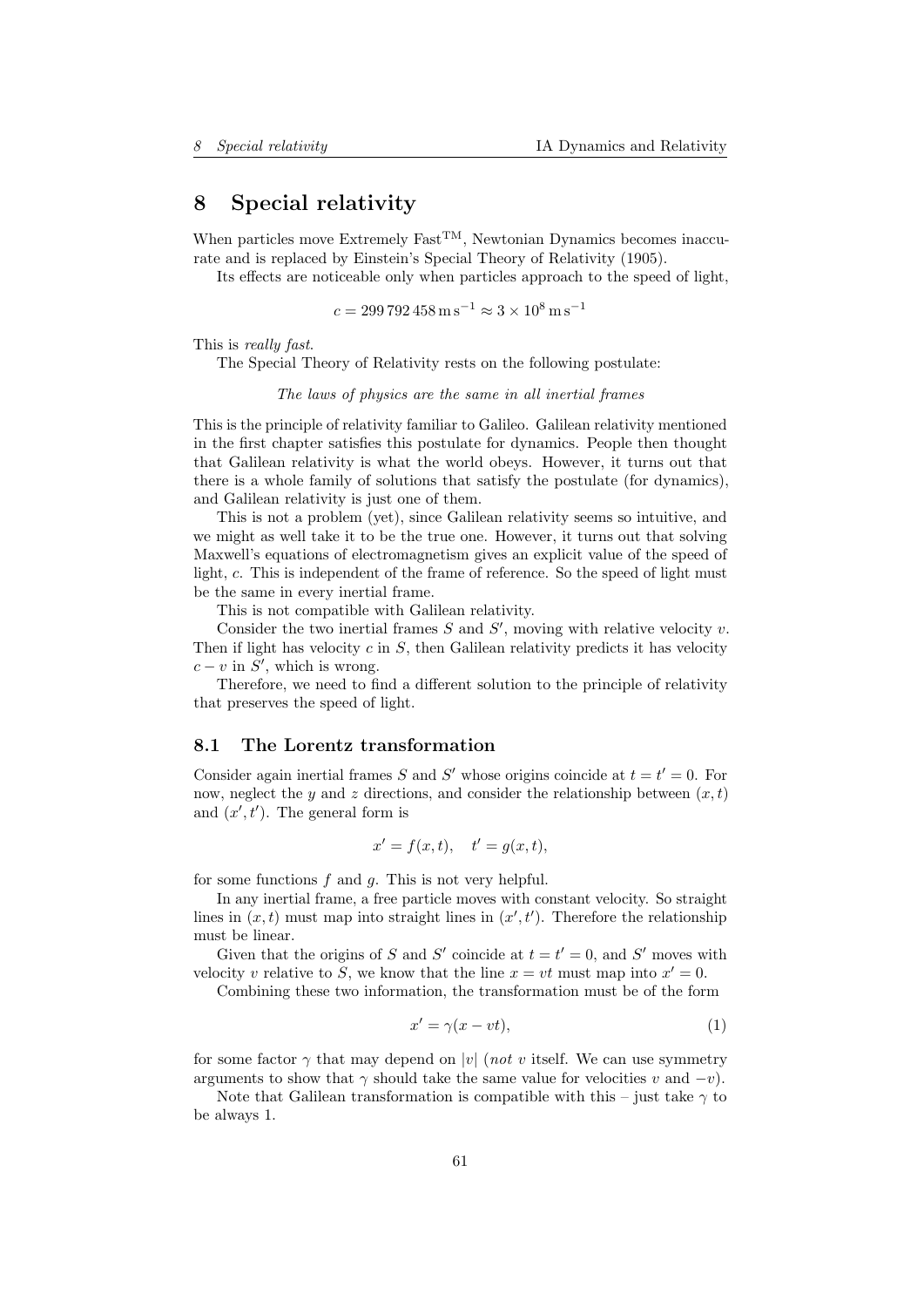# 8 Special relativity

When particles move Extremely Fast$^{\text{TM}}$, Newtonian Dynamics becomes inaccurate and is replaced by Einstein's Special Theory of Relativity (1905).

Its effects are noticeable only when particles approach to the speed of light,

$$c = 299\,792\,458\,\mathrm{m\,s^{-1}} \approx 3 \times 10^8\,\mathrm{m\,s^{-1}}$$

This is *really fast.*

The Special Theory of Relativity rests on the following postulate:

*The laws of physics are the same in all inertial frames*

This is the principle of relativity familiar to Galileo. Galilean relativity mentioned in the first chapter satisfies this postulate for dynamics. People then thought that Galilean relativity is what the world obeys. However, it turns out that there is a whole family of solutions that satisfy the postulate (for dynamics), and Galilean relativity is just one of them.

This is not a problem (yet), since Galilean relativity seems so intuitive, and we might as well take it to be the true one. However, it turns out that solving Maxwell's equations of electromagnetism gives an explicit value of the speed of light, $c$. This is independent of the frame of reference. So the speed of light must be the same in every inertial frame.

This is not compatible with Galilean relativity.

Consider the two inertial frames $S$ and $S'$, moving with relative velocity $v$. Then if light has velocity $c$ in $S$, then Galilean relativity predicts it has velocity $c - v$ in $S'$, which is wrong.

Therefore, we need to find a different solution to the principle of relativity that preserves the speed of light.

## 8.1 The Lorentz transformation

Consider again inertial frames $S$ and $S'$ whose origins coincide at $t = t' = 0$. For now, neglect the $y$ and $z$ directions, and consider the relationship between $(x, t)$ and $(x', t')$. The general form is

$$x' = f(x, t), \quad t' = g(x, t),$$

for some functions $f$ and $g$. This is not very helpful.

In any inertial frame, a free particle moves with constant velocity. So straight lines in $(x, t)$ must map into straight lines in $(x', t')$. Therefore the relationship must be linear.

Given that the origins of $S$ and $S'$ coincide at $t = t' = 0$, and $S'$ moves with velocity $v$ relative to $S$, we know that the line $x = vt$ must map into $x' = 0$.

Combining these two information, the transformation must be of the form

$$x' = \gamma(x - vt), \tag{1}$$

for some factor $\gamma$ that may depend on $|v|$ (*not* $v$ itself. We can use symmetry arguments to show that $\gamma$ should take the same value for velocities $v$ and $-v$).

Note that Galilean transformation is compatible with this – just take $\gamma$ to be always 1.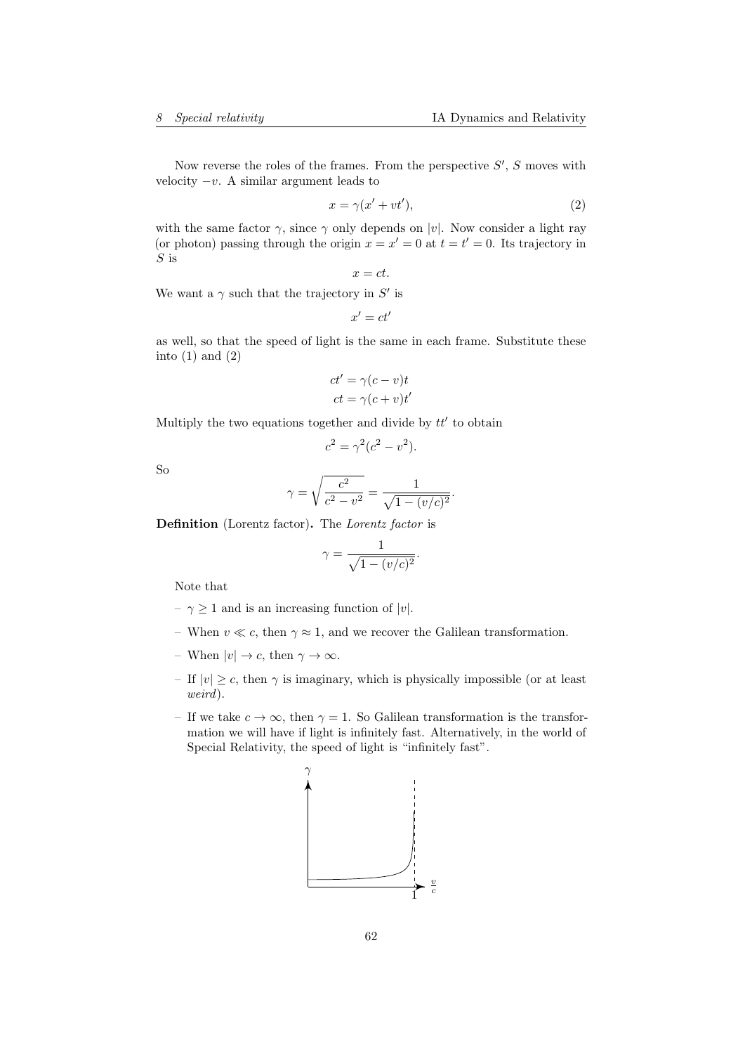Now reverse the roles of the frames. From the perspective $S'$, $S$ moves with velocity $-v$. A similar argument leads to

$$x = \gamma(x' + vt'), \tag{2}$$

with the same factor $\gamma$, since $\gamma$ only depends on $|v|$. Now consider a light ray (or photon) passing through the origin $x = x' = 0$ at $t = t' = 0$. Its trajectory in $S$ is

$$x = ct.$$

We want a $\gamma$ such that the trajectory in $S'$ is

$$x' = ct'$$

as well, so that the speed of light is the same in each frame. Substitute these into (1) and (2)

$$ct' = \gamma(c - v)t$$
$$ct = \gamma(c + v)t'$$

Multiply the two equations together and divide by $tt'$ to obtain

$$c^2 = \gamma^2(c^2 - v^2).$$

So

$$\gamma = \sqrt{\frac{c^2}{c^2 - v^2}} = \frac{1}{\sqrt{1 - (v/c)^2}}.$$

**Definition** (Lorentz factor)**.** The *Lorentz factor* is

$$\gamma = \frac{1}{\sqrt{1 - (v/c)^2}}.$$

Note that

- $\gamma \geq 1$ and is an increasing function of $|v|$.
- When $v \ll c$, then $\gamma \approx 1$, and we recover the Galilean transformation.
- When $|v| \to c$, then $\gamma \to \infty$.
- If $|v| \geq c$, then $\gamma$ is imaginary, which is physically impossible (or at least *weird*).
- If we take $c \to \infty$, then $\gamma = 1$. So Galilean transformation is the transformation we will have if light is infinitely fast. Alternatively, in the world of Special Relativity, the speed of light is "infinitely fast".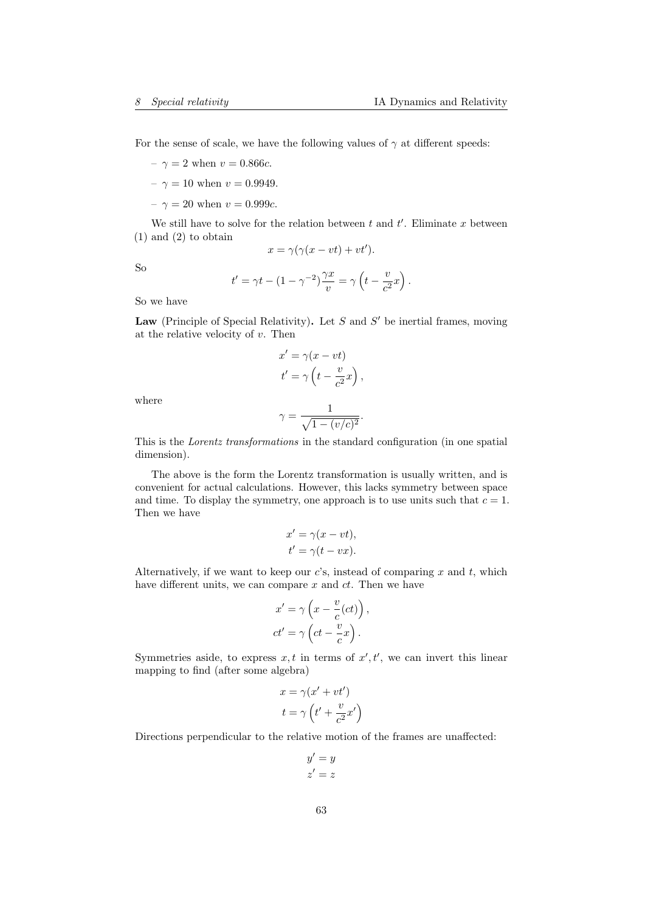For the sense of scale, we have the following values of $\gamma$ at different speeds:

- $\gamma = 2$ when $v = 0.866c$.
- $\gamma = 10$ when $v = 0.9949$.
- $\gamma = 20$ when $v = 0.999c$.

We still have to solve for the relation between $t$ and $t'$. Eliminate $x$ between (1) and (2) to obtain

$$x = \gamma(\gamma(x - vt) + vt').$$

So

$$t' = \gamma t - (1 - \gamma^{-2})\frac{\gamma x}{v} = \gamma\left(t - \frac{v}{c^2}x\right).$$

So we have

**Law** (Principle of Special Relativity)**.** Let $S$ and $S'$ be inertial frames, moving at the relative velocity of $v$. Then

$$\begin{aligned} x' &= \gamma(x - vt) \\ t' &= \gamma\left(t - \frac{v}{c^2}x\right), \end{aligned}$$

where

$$\gamma = \frac{1}{\sqrt{1 - (v/c)^2}}.$$

This is the *Lorentz transformations* in the standard configuration (in one spatial dimension).

The above is the form the Lorentz transformation is usually written, and is convenient for actual calculations. However, this lacks symmetry between space and time. To display the symmetry, one approach is to use units such that $c = 1$. Then we have

$$\begin{aligned} x' &= \gamma(x - vt), \\ t' &= \gamma(t - vx). \end{aligned}$$

Alternatively, if we want to keep our $c$'s, instead of comparing $x$ and $t$, which have different units, we can compare $x$ and $ct$. Then we have

$$\begin{aligned} x' &= \gamma\left(x - \frac{v}{c}(ct)\right), \\ ct' &= \gamma\left(ct - \frac{v}{c}x\right). \end{aligned}$$

Symmetries aside, to express $x, t$ in terms of $x', t'$, we can invert this linear mapping to find (after some algebra)

$$\begin{aligned} x &= \gamma(x' + vt') \\ t &= \gamma\left(t' + \frac{v}{c^2}x'\right) \end{aligned}$$

Directions perpendicular to the relative motion of the frames are unaffected:

$$\begin{aligned} y' &= y \\ z' &= z \end{aligned}$$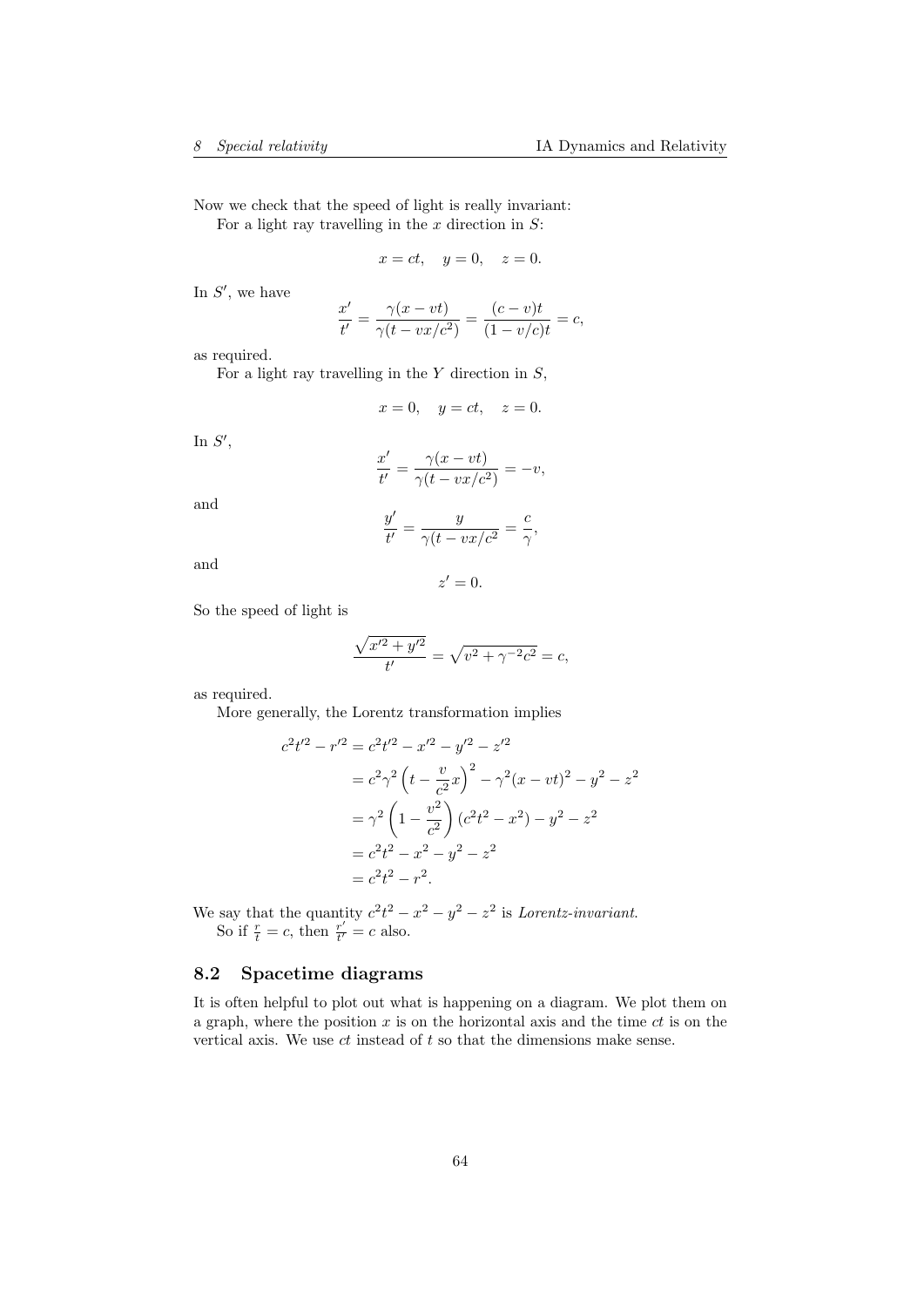Now we check that the speed of light is really invariant:

For a light ray travelling in the $x$ direction in $S$:

$$x = ct, \quad y = 0, \quad z = 0.$$

In $S'$, we have

$$\frac{x'}{t'} = \frac{\gamma(x - vt)}{\gamma(t - vx/c^2)} = \frac{(c - v)t}{(1 - v/c)t} = c,$$

as required.

For a light ray travelling in the $Y$ direction in $S$,

$$x = 0, \quad y = ct, \quad z = 0.$$

In $S'$,

$$\frac{x'}{t'} = \frac{\gamma(x - vt)}{\gamma(t - vx/c^2)} = -v,$$

and

$$\frac{y'}{t'} = \frac{y}{\gamma(t - vx/c^2} = \frac{c}{\gamma},$$

and

$$z' = 0.$$

So the speed of light is

$$\frac{\sqrt{x'^2 + y'^2}}{t'} = \sqrt{v^2 + \gamma^{-2}c^2} = c,$$

as required.

More generally, the Lorentz transformation implies

$$\begin{aligned}
c^2t'^2 - r'^2 &= c^2t'^2 - x'^2 - y'^2 - z'^2 \\
&= c^2\gamma^2\left(t - \frac{v}{c^2}x\right)^2 - \gamma^2(x - vt)^2 - y^2 - z^2 \\
&= \gamma^2\left(1 - \frac{v^2}{c^2}\right)(c^2t^2 - x^2) - y^2 - z^2 \\
&= c^2t^2 - x^2 - y^2 - z^2 \\
&= c^2t^2 - r^2.
\end{aligned}$$

We say that the quantity $c^2t^2 - x^2 - y^2 - z^2$ is *Lorentz-invariant*.

So if $\frac{r}{t} = c$, then $\frac{r'}{t'} = c$ also.

## 8.2 Spacetime diagrams

It is often helpful to plot out what is happening on a diagram. We plot them on a graph, where the position $x$ is on the horizontal axis and the time $ct$ is on the vertical axis. We use $ct$ instead of $t$ so that the dimensions make sense.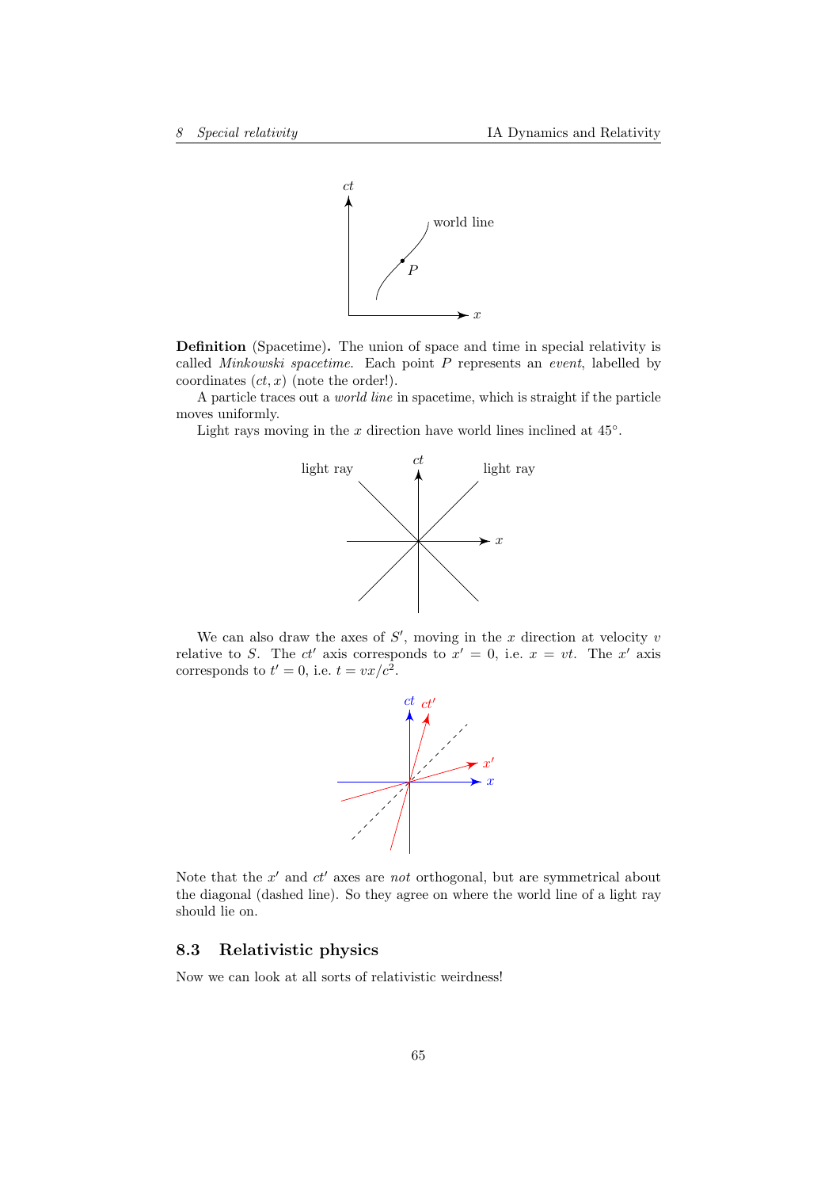**Definition** (Spacetime)**.** The union of space and time in special relativity is called *Minkowski spacetime*. Each point $P$ represents an *event*, labelled by coordinates $(ct, x)$ (note the order!).

A particle traces out a *world line* in spacetime, which is straight if the particle moves uniformly.

Light rays moving in the $x$ direction have world lines inclined at $45°$.

We can also draw the axes of $S'$, moving in the $x$ direction at velocity $v$ relative to $S$. The $ct'$ axis corresponds to $x' = 0$, i.e. $x = vt$. The $x'$ axis corresponds to $t' = 0$, i.e. $t = vx/c^2$.

Note that the $x'$ and $ct'$ axes are *not* orthogonal, but are symmetrical about the diagonal (dashed line). So they agree on where the world line of a light ray should lie on.

## 8.3 Relativistic physics

Now we can look at all sorts of relativistic weirdness!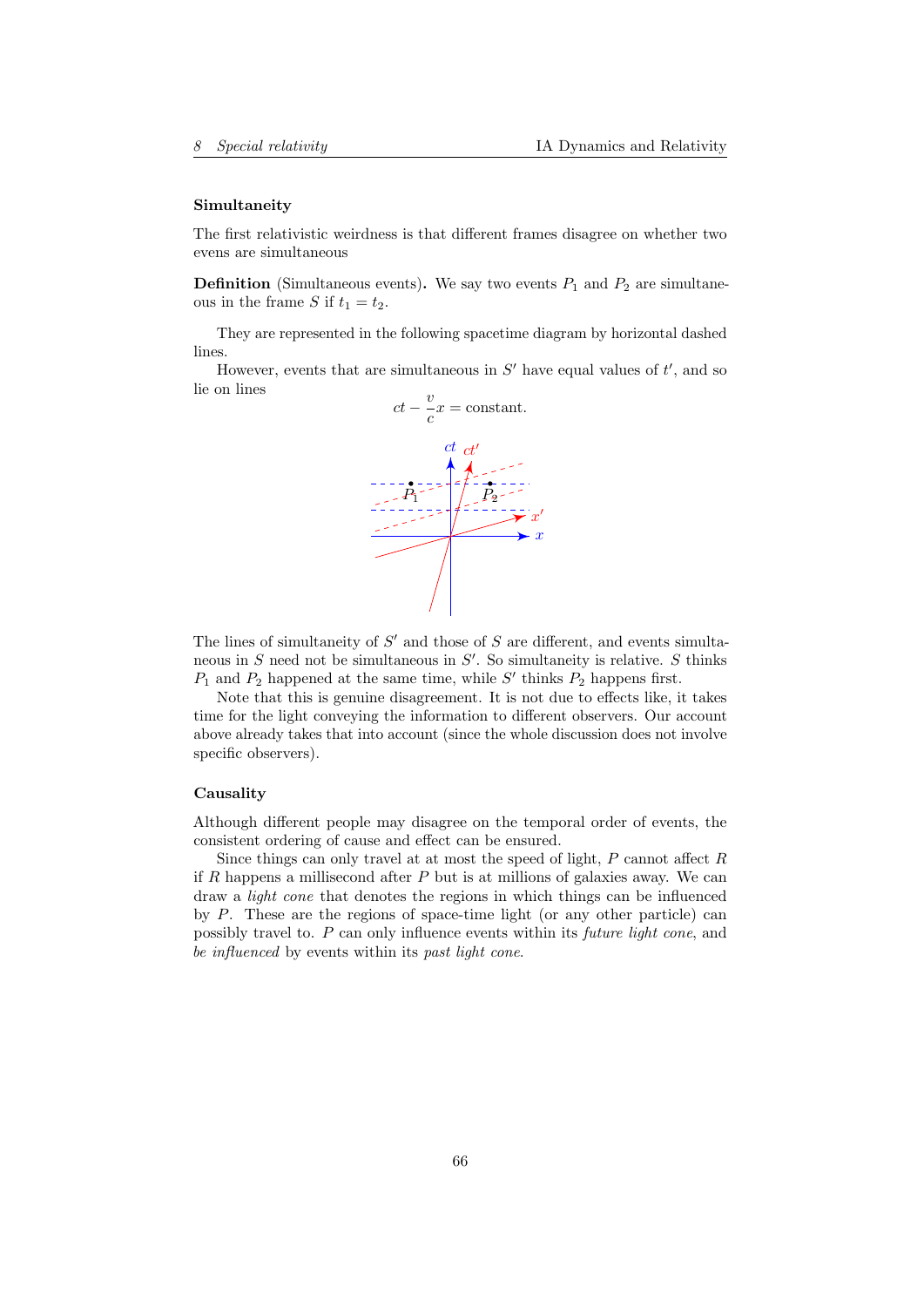### Simultaneity

The first relativistic weirdness is that different frames disagree on whether two evens are simultaneous

**Definition** (Simultaneous events)**.** We say two events $P_1$ and $P_2$ are simultaneous in the frame $S$ if $t_1 = t_2$.

They are represented in the following spacetime diagram by horizontal dashed lines.

However, events that are simultaneous in $S'$ have equal values of $t'$, and so lie on lines

$$ct - \frac{v}{c}x = \text{constant}.$$

The lines of simultaneity of $S'$ and those of $S$ are different, and events simultaneous in $S$ need not be simultaneous in $S'$. So simultaneity is relative. $S$ thinks $P_1$ and $P_2$ happened at the same time, while $S'$ thinks $P_2$ happens first.

Note that this is genuine disagreement. It is not due to effects like, it takes time for the light conveying the information to different observers. Our account above already takes that into account (since the whole discussion does not involve specific observers).

### Causality

Although different people may disagree on the temporal order of events, the consistent ordering of cause and effect can be ensured.

Since things can only travel at at most the speed of light, $P$ cannot affect $R$ if $R$ happens a millisecond after $P$ but is at millions of galaxies away. We can draw a *light cone* that denotes the regions in which things can be influenced by $P$. These are the regions of space-time light (or any other particle) can possibly travel to. $P$ can only influence events within its *future light cone*, and *be influenced* by events within its *past light cone*.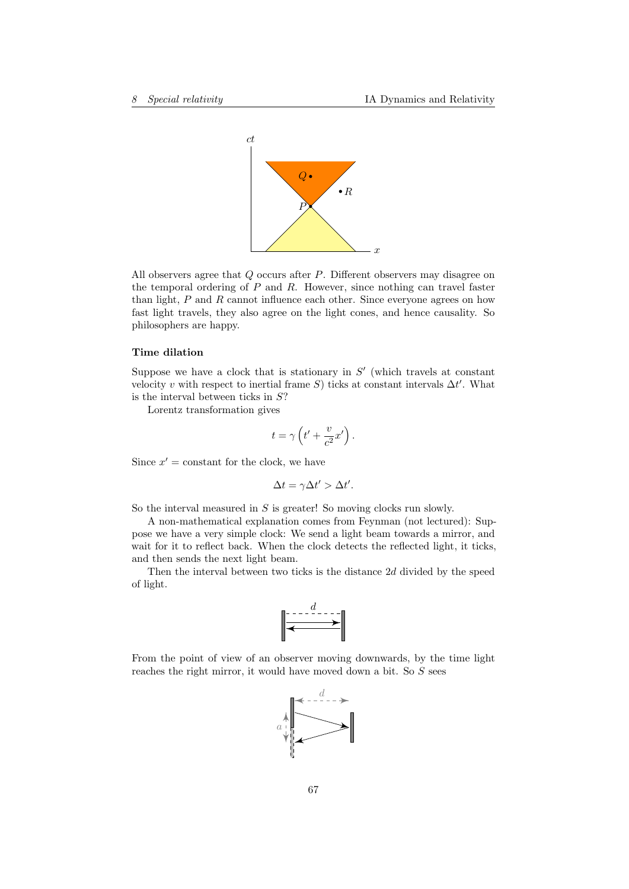All observers agree that $Q$ occurs after $P$. Different observers may disagree on the temporal ordering of $P$ and $R$. However, since nothing can travel faster than light, $P$ and $R$ cannot influence each other. Since everyone agrees on how fast light travels, they also agree on the light cones, and hence causality. So philosophers are happy.

**Time dilation**

Suppose we have a clock that is stationary in $S'$ (which travels at constant velocity $v$ with respect to inertial frame $S$) ticks at constant intervals $\Delta t'$. What is the interval between ticks in $S$?

Lorentz transformation gives

$$t = \gamma\left(t' + \frac{v}{c^2}x'\right).$$

Since $x' =$ constant for the clock, we have

$$\Delta t = \gamma \Delta t' > \Delta t'.$$

So the interval measured in $S$ is greater! So moving clocks run slowly.

A non-mathematical explanation comes from Feynman (not lectured): Suppose we have a very simple clock: We send a light beam towards a mirror, and wait for it to reflect back. When the clock detects the reflected light, it ticks, and then sends the next light beam.

Then the interval between two ticks is the distance $2d$ divided by the speed of light.

From the point of view of an observer moving downwards, by the time light reaches the right mirror, it would have moved down a bit. So $S$ sees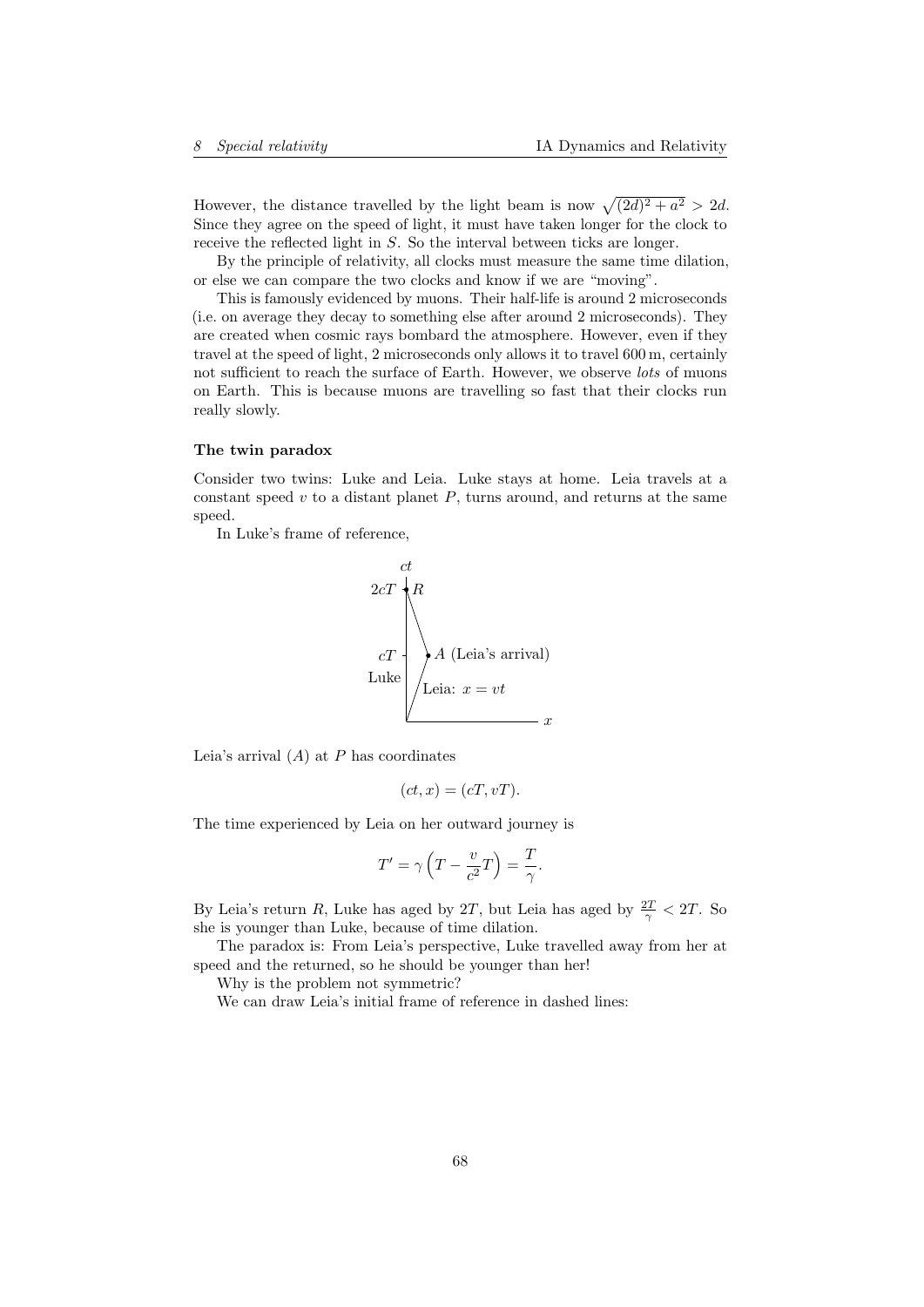However, the distance travelled by the light beam is now $\sqrt{(2d)^2 + a^2} > 2d$. Since they agree on the speed of light, it must have taken longer for the clock to receive the reflected light in $S$. So the interval between ticks are longer.

By the principle of relativity, all clocks must measure the same time dilation, or else we can compare the two clocks and know if we are "moving".

This is famously evidenced by muons. Their half-life is around 2 microseconds (i.e. on average they decay to something else after around 2 microseconds). They are created when cosmic rays bombard the atmosphere. However, even if they travel at the speed of light, 2 microseconds only allows it to travel 600 m, certainly not sufficient to reach the surface of Earth. However, we observe *lots* of muons on Earth. This is because muons are travelling so fast that their clocks run really slowly.

**The twin paradox**

Consider two twins: Luke and Leia. Luke stays at home. Leia travels at a constant speed $v$ to a distant planet $P$, turns around, and returns at the same speed.

In Luke's frame of reference,

Leia's arrival ($A$) at $P$ has coordinates

$$(ct, x) = (cT, vT).$$

The time experienced by Leia on her outward journey is

$$T' = \gamma\left(T - \frac{v}{c^2}T\right) = \frac{T}{\gamma}.$$

By Leia's return $R$, Luke has aged by $2T$, but Leia has aged by $\frac{2T}{\gamma} < 2T$. So she is younger than Luke, because of time dilation.

The paradox is: From Leia's perspective, Luke travelled away from her at speed and the returned, so he should be younger than her!

Why is the problem not symmetric?

We can draw Leia's initial frame of reference in dashed lines: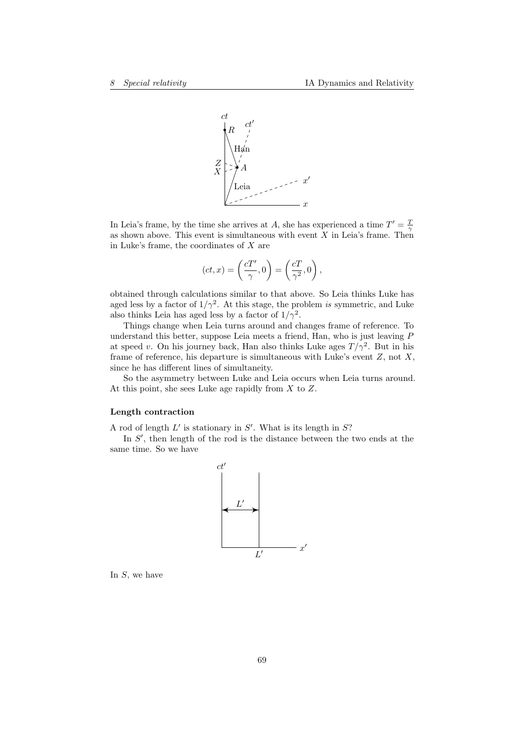In Leia's frame, by the time she arrives at $A$, she has experienced a time $T' = \frac{T}{\gamma}$ as shown above. This event is simultaneous with event $X$ in Leia's frame. Then in Luke's frame, the coordinates of $X$ are

$$(ct, x) = \left(\frac{cT'}{\gamma}, 0\right) = \left(\frac{cT}{\gamma^2}, 0\right),$$

obtained through calculations similar to that above. So Leia thinks Luke has aged less by a factor of $1/\gamma^2$. At this stage, the problem *is* symmetric, and Luke also thinks Leia has aged less by a factor of $1/\gamma^2$.

Things change when Leia turns around and changes frame of reference. To understand this better, suppose Leia meets a friend, Han, who is just leaving $P$ at speed $v$. On his journey back, Han also thinks Luke ages $T/\gamma^2$. But in his frame of reference, his departure is simultaneous with Luke's event $Z$, not $X$, since he has different lines of simultaneity.

So the asymmetry between Luke and Leia occurs when Leia turns around. At this point, she sees Luke age rapidly from $X$ to $Z$.

**Length contraction**

A rod of length $L'$ is stationary in $S'$. What is its length in $S$?

In $S'$, then length of the rod is the distance between the two ends at the same time. So we have

In $S$, we have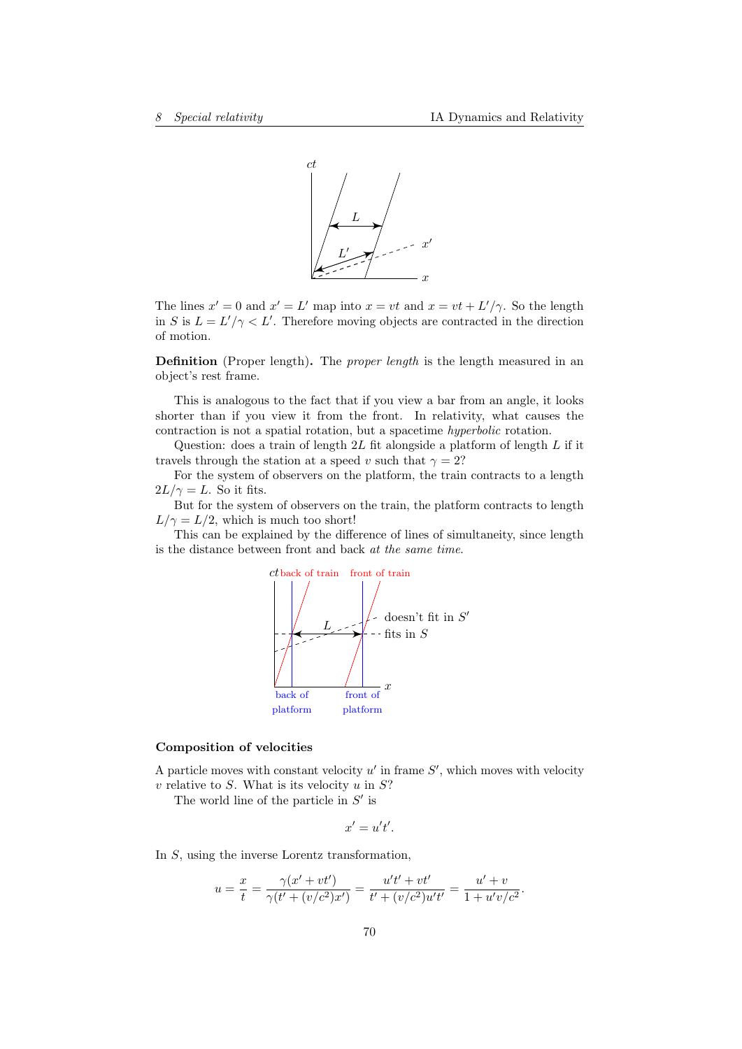The lines $x' = 0$ and $x' = L'$ map into $x = vt$ and $x = vt + L'/\gamma$. So the length in $S$ is $L = L'/\gamma < L'$. Therefore moving objects are contracted in the direction of motion.

**Definition** (Proper length)**.** The *proper length* is the length measured in an object's rest frame.

This is analogous to the fact that if you view a bar from an angle, it looks shorter than if you view it from the front. In relativity, what causes the contraction is not a spatial rotation, but a spacetime *hyperbolic* rotation.

Question: does a train of length $2L$ fit alongside a platform of length $L$ if it travels through the station at a speed $v$ such that $\gamma = 2$?

For the system of observers on the platform, the train contracts to a length $2L/\gamma = L$. So it fits.

But for the system of observers on the train, the platform contracts to length $L/\gamma = L/2$, which is much too short!

This can be explained by the difference of lines of simultaneity, since length is the distance between front and back *at the same time*.

### Composition of velocities

A particle moves with constant velocity $u'$ in frame $S'$, which moves with velocity $v$ relative to $S$. What is its velocity $u$ in $S$?

The world line of the particle in $S'$ is

$$x' = u't'.$$

In $S$, using the inverse Lorentz transformation,

$$u = \frac{x}{t} = \frac{\gamma(x' + vt')}{\gamma(t' + (v/c^2)x')} = \frac{u't' + vt'}{t' + (v/c^2)u't'} = \frac{u' + v}{1 + u'v/c^2}.$$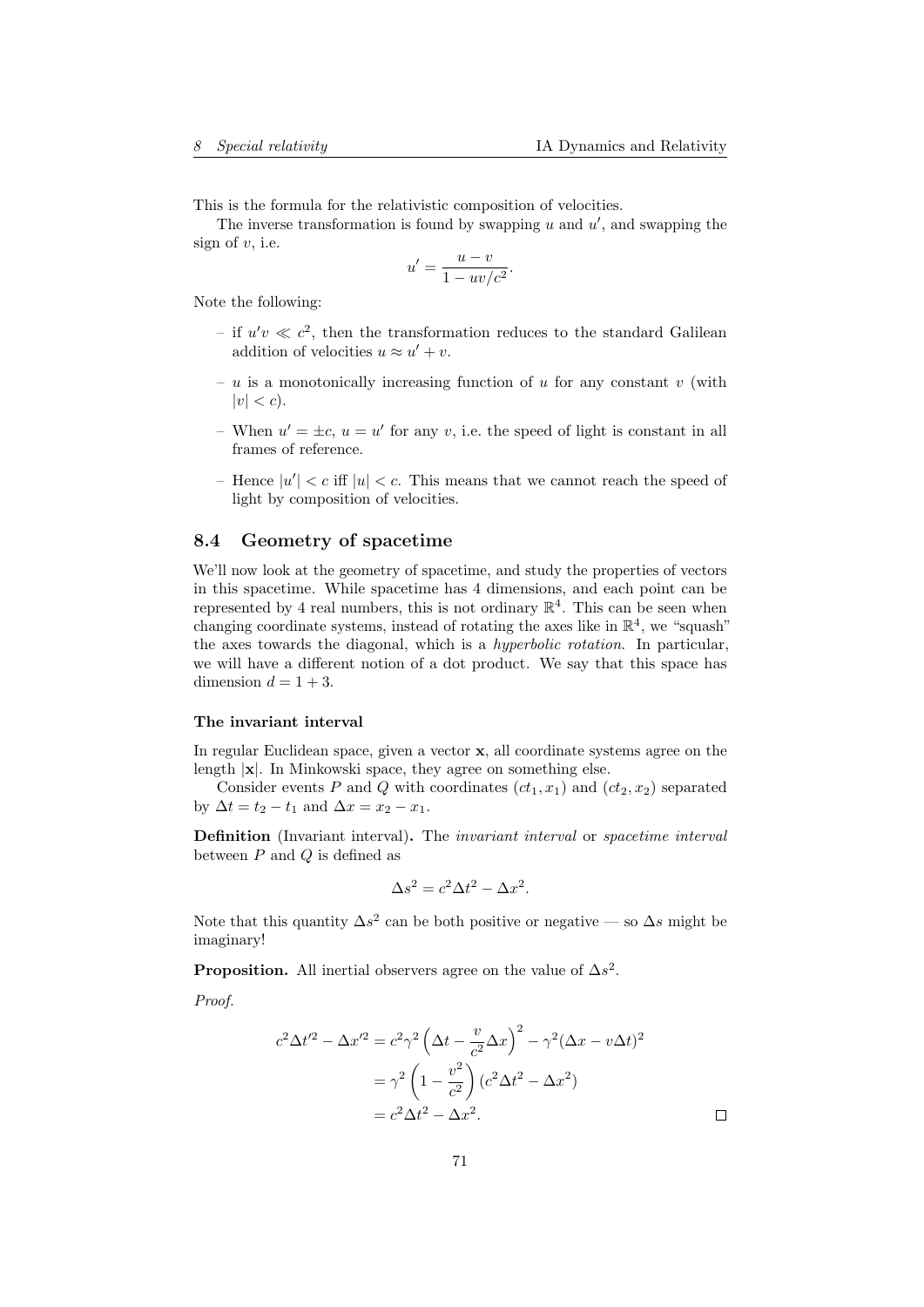This is the formula for the relativistic composition of velocities.

The inverse transformation is found by swapping $u$ and $u'$, and swapping the sign of $v$, i.e.

$$u' = \frac{u - v}{1 - uv/c^2}.$$

Note the following:

- if $u'v \ll c^2$, then the transformation reduces to the standard Galilean addition of velocities $u \approx u' + v$.
- $u$ is a monotonically increasing function of $u$ for any constant $v$ (with $|v| < c$).
- When $u' = \pm c$, $u = u'$ for any $v$, i.e. the speed of light is constant in all frames of reference.
- Hence $|u'| < c$ iff $|u| < c$. This means that we cannot reach the speed of light by composition of velocities.

## 8.4 Geometry of spacetime

We'll now look at the geometry of spacetime, and study the properties of vectors in this spacetime. While spacetime has 4 dimensions, and each point can be represented by 4 real numbers, this is not ordinary $\mathbb{R}^4$. This can be seen when changing coordinate systems, instead of rotating the axes like in $\mathbb{R}^4$, we "squash" the axes towards the diagonal, which is a *hyperbolic rotation*. In particular, we will have a different notion of a dot product. We say that this space has dimension $d = 1 + 3$.

#### The invariant interval

In regular Euclidean space, given a vector $\mathbf{x}$, all coordinate systems agree on the length $|\mathbf{x}|$. In Minkowski space, they agree on something else.

Consider events $P$ and $Q$ with coordinates $(ct_1, x_1)$ and $(ct_2, x_2)$ separated by $\Delta t = t_2 - t_1$ and $\Delta x = x_2 - x_1$.

**Definition** (Invariant interval)**.** The *invariant interval* or *spacetime interval* between $P$ and $Q$ is defined as

$$\Delta s^2 = c^2 \Delta t^2 - \Delta x^2.$$

Note that this quantity $\Delta s^2$ can be both positive or negative — so $\Delta s$ might be imaginary!

**Proposition.** All inertial observers agree on the value of $\Delta s^2$.

*Proof.*

$$\begin{aligned} c^2 \Delta t'^2 - \Delta x'^2 &= c^2 \gamma^2 \left( \Delta t - \frac{v}{c^2} \Delta x \right)^2 - \gamma^2 (\Delta x - v \Delta t)^2 \\ &= \gamma^2 \left( 1 - \frac{v^2}{c^2} \right) (c^2 \Delta t^2 - \Delta x^2) \\ &= c^2 \Delta t^2 - \Delta x^2. \end{aligned}$$

□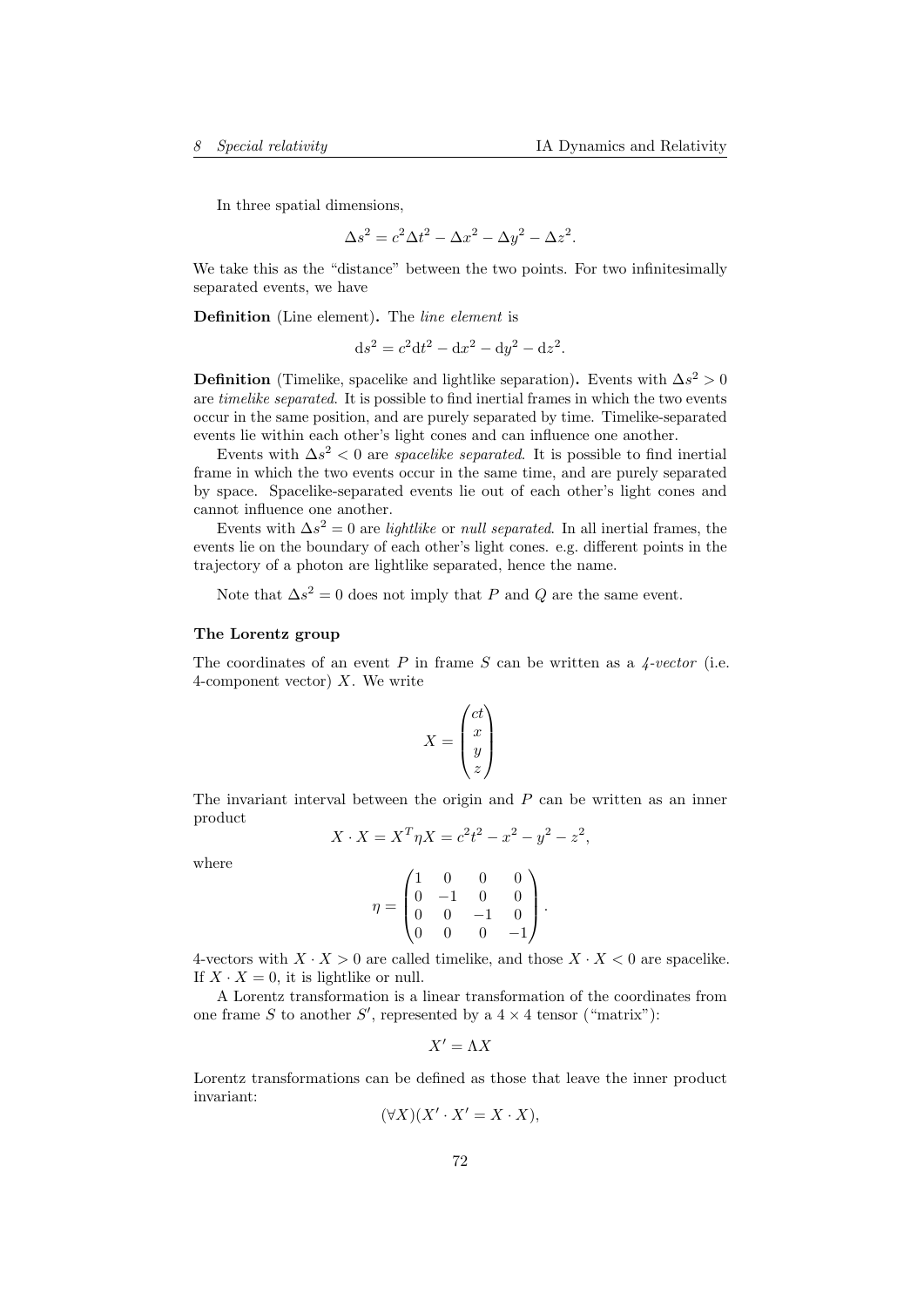In three spatial dimensions,

$$\Delta s^2 = c^2 \Delta t^2 - \Delta x^2 - \Delta y^2 - \Delta z^2.$$

We take this as the "distance" between the two points. For two infinitesimally separated events, we have

**Definition** (Line element)**.** The *line element* is

$$\mathrm{d}s^2 = c^2 \mathrm{d}t^2 - \mathrm{d}x^2 - \mathrm{d}y^2 - \mathrm{d}z^2.$$

**Definition** (Timelike, spacelike and lightlike separation)**.** Events with $\Delta s^2 > 0$ are *timelike separated*. It is possible to find inertial frames in which the two events occur in the same position, and are purely separated by time. Timelike-separated events lie within each other's light cones and can influence one another.

Events with $\Delta s^2 < 0$ are *spacelike separated*. It is possible to find inertial frame in which the two events occur in the same time, and are purely separated by space. Spacelike-separated events lie out of each other's light cones and cannot influence one another.

Events with $\Delta s^2 = 0$ are *lightlike* or *null separated*. In all inertial frames, the events lie on the boundary of each other's light cones. e.g. different points in the trajectory of a photon are lightlike separated, hence the name.

Note that $\Delta s^2 = 0$ does not imply that $P$ and $Q$ are the same event.

#### The Lorentz group

The coordinates of an event $P$ in frame $S$ can be written as a *4-vector* (i.e. 4-component vector) $X$. We write

$$X = \begin{pmatrix} ct \\ x \\ y \\ z \end{pmatrix}$$

The invariant interval between the origin and $P$ can be written as an inner product

$$X \cdot X = X^T \eta X = c^2 t^2 - x^2 - y^2 - z^2,$$

where

$$\eta = \begin{pmatrix} 1 & 0 & 0 & 0 \\ 0 & -1 & 0 & 0 \\ 0 & 0 & -1 & 0 \\ 0 & 0 & 0 & -1 \end{pmatrix}.$$

4-vectors with $X \cdot X > 0$ are called timelike, and those $X \cdot X < 0$ are spacelike. If $X \cdot X = 0$, it is lightlike or null.

A Lorentz transformation is a linear transformation of the coordinates from one frame $S$ to another $S'$, represented by a $4 \times 4$ tensor ("matrix"):

$$X' = \Lambda X$$

Lorentz transformations can be defined as those that leave the inner product invariant:

$$(\forall X)(X' \cdot X' = X \cdot X),$$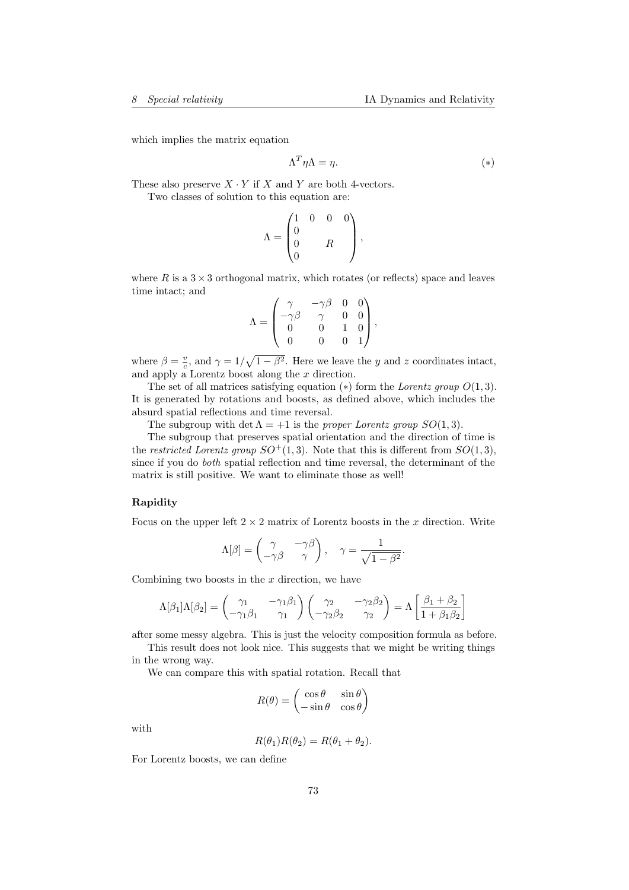which implies the matrix equation

$$\Lambda^T \eta \Lambda = \eta. \qquad (*)$$

These also preserve $X \cdot Y$ if $X$ and $Y$ are both 4-vectors.

Two classes of solution to this equation are:

$$\Lambda = \begin{pmatrix} 1 & 0 & 0 & 0 \\ 0 & & & \\ 0 & & R & \\ 0 & & & \end{pmatrix},$$

where $R$ is a $3 \times 3$ orthogonal matrix, which rotates (or reflects) space and leaves time intact; and

$$\Lambda = \begin{pmatrix} \gamma & -\gamma\beta & 0 & 0 \\ -\gamma\beta & \gamma & 0 & 0 \\ 0 & 0 & 1 & 0 \\ 0 & 0 & 0 & 1 \end{pmatrix},$$

where $\beta = \frac{v}{c}$, and $\gamma = 1/\sqrt{1-\beta^2}$. Here we leave the $y$ and $z$ coordinates intact, and apply a Lorentz boost along the $x$ direction.

The set of all matrices satisfying equation $(*)$ form the *Lorentz group* $O(1,3)$. It is generated by rotations and boosts, as defined above, which includes the absurd spatial reflections and time reversal.

The subgroup with $\det \Lambda = +1$ is the *proper Lorentz group* $SO(1,3)$.

The subgroup that preserves spatial orientation and the direction of time is the *restricted Lorentz group* $SO^+(1,3)$. Note that this is different from $SO(1,3)$, since if you do *both* spatial reflection and time reversal, the determinant of the matrix is still positive. We want to eliminate those as well!

#### Rapidity

Focus on the upper left $2 \times 2$ matrix of Lorentz boosts in the $x$ direction. Write

$$\Lambda[\beta] = \begin{pmatrix} \gamma & -\gamma\beta \\ -\gamma\beta & \gamma \end{pmatrix}, \quad \gamma = \frac{1}{\sqrt{1-\beta^2}}.$$

Combining two boosts in the $x$ direction, we have

$$\Lambda[\beta_1]\Lambda[\beta_2] = \begin{pmatrix} \gamma_1 & -\gamma_1\beta_1 \\ -\gamma_1\beta_1 & \gamma_1 \end{pmatrix} \begin{pmatrix} \gamma_2 & -\gamma_2\beta_2 \\ -\gamma_2\beta_2 & \gamma_2 \end{pmatrix} = \Lambda\left[\frac{\beta_1+\beta_2}{1+\beta_1\beta_2}\right]$$

after some messy algebra. This is just the velocity composition formula as before.

This result does not look nice. This suggests that we might be writing things in the wrong way.

We can compare this with spatial rotation. Recall that

$$R(\theta) = \begin{pmatrix} \cos\theta & \sin\theta \\ -\sin\theta & \cos\theta \end{pmatrix}$$

with

$$R(\theta_1)R(\theta_2) = R(\theta_1 + \theta_2).$$

For Lorentz boosts, we can define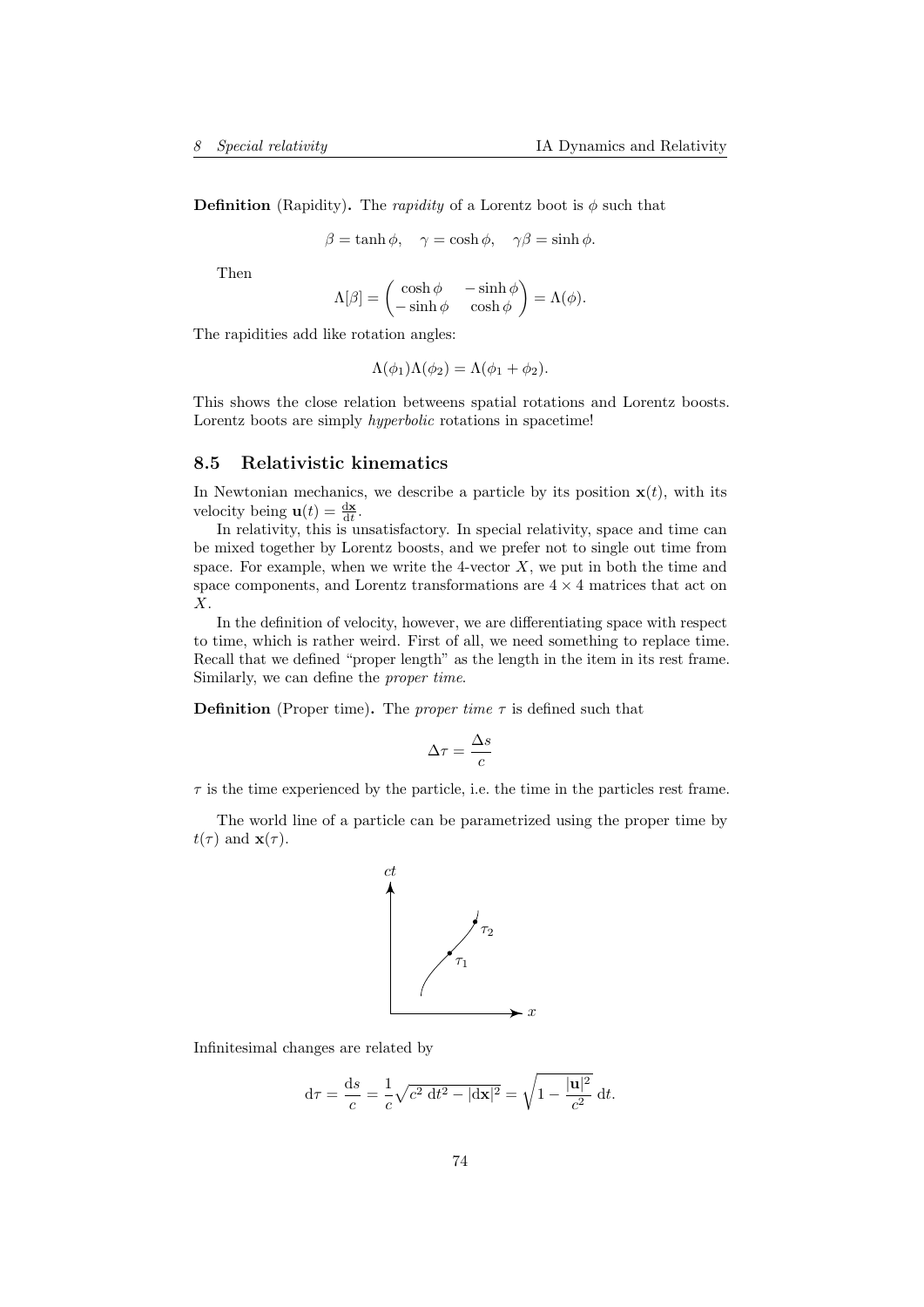**Definition** (Rapidity)**.** The *rapidity* of a Lorentz boot is $\phi$ such that

$$\beta = \tanh\phi, \quad \gamma = \cosh\phi, \quad \gamma\beta = \sinh\phi.$$

Then

$$\Lambda[\beta] = \begin{pmatrix} \cosh\phi & -\sinh\phi \\ -\sinh\phi & \cosh\phi \end{pmatrix} = \Lambda(\phi).$$

The rapidities add like rotation angles:

$$\Lambda(\phi_1)\Lambda(\phi_2) = \Lambda(\phi_1 + \phi_2).$$

This shows the close relation betweens spatial rotations and Lorentz boosts. Lorentz boots are simply *hyperbolic* rotations in spacetime!

## 8.5 Relativistic kinematics

In Newtonian mechanics, we describe a particle by its position $\mathbf{x}(t)$, with its velocity being $\mathbf{u}(t) = \frac{d\mathbf{x}}{dt}$.

In relativity, this is unsatisfactory. In special relativity, space and time can be mixed together by Lorentz boosts, and we prefer not to single out time from space. For example, when we write the 4-vector $X$, we put in both the time and space components, and Lorentz transformations are $4 \times 4$ matrices that act on $X$.

In the definition of velocity, however, we are differentiating space with respect to time, which is rather weird. First of all, we need something to replace time. Recall that we defined "proper length" as the length in the item in its rest frame. Similarly, we can define the *proper time*.

**Definition** (Proper time)**.** The *proper time* $\tau$ is defined such that

$$\Delta\tau = \frac{\Delta s}{c}$$

$\tau$ is the time experienced by the particle, i.e. the time in the particles rest frame.

The world line of a particle can be parametrized using the proper time by $t(\tau)$ and $\mathbf{x}(\tau)$.

Infinitesimal changes are related by

$$d\tau = \frac{ds}{c} = \frac{1}{c}\sqrt{c^2\, dt^2 - |d\mathbf{x}|^2} = \sqrt{1 - \frac{|\mathbf{u}|^2}{c^2}}\, dt.$$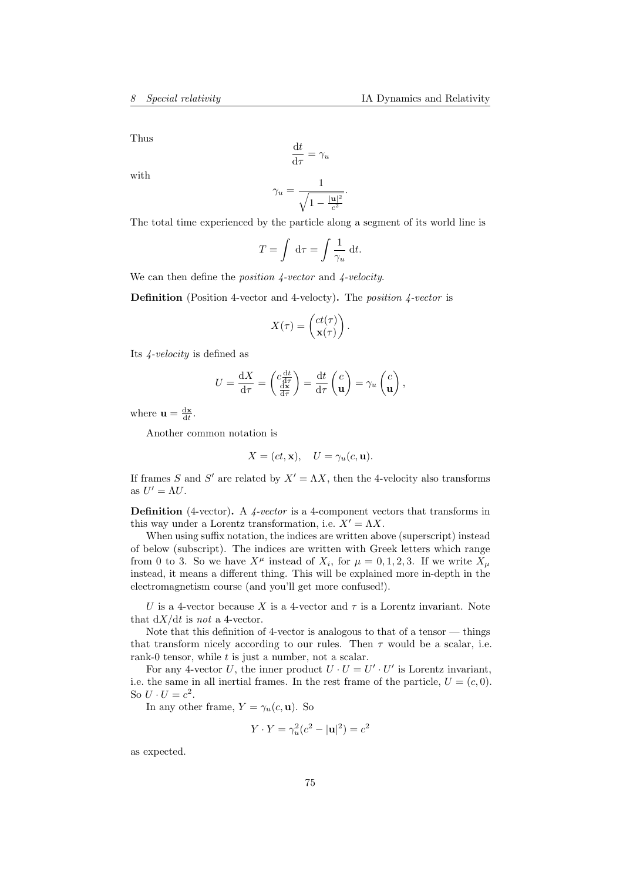Thus

$$\frac{\mathrm{d}t}{\mathrm{d}\tau} = \gamma_u$$

with

$$\gamma_u = \frac{1}{\sqrt{1 - \frac{|\mathbf{u}|^2}{c^2}}}.$$

The total time experienced by the particle along a segment of its world line is

$$T = \int \mathrm{d}\tau = \int \frac{1}{\gamma_u}\, \mathrm{d}t.$$

We can then define the *position 4-vector* and *4-velocity*.

**Definition** (Position 4-vector and 4-velocty)**.** The *position 4-vector* is

$$X(\tau) = \begin{pmatrix} ct(\tau) \\ \mathbf{x}(\tau) \end{pmatrix}.$$

Its *4-velocity* is defined as

$$U = \frac{\mathrm{d}X}{\mathrm{d}\tau} = \begin{pmatrix} c\frac{\mathrm{d}t}{\mathrm{d}\tau} \\ \frac{\mathrm{d}\mathbf{x}}{\mathrm{d}\tau} \end{pmatrix} = \frac{\mathrm{d}t}{\mathrm{d}\tau}\begin{pmatrix} c \\ \mathbf{u} \end{pmatrix} = \gamma_u \begin{pmatrix} c \\ \mathbf{u} \end{pmatrix},$$

where $\mathbf{u} = \frac{\mathrm{d}\mathbf{x}}{\mathrm{d}t}$.

Another common notation is

$$X = (ct, \mathbf{x}), \quad U = \gamma_u(c, \mathbf{u}).$$

If frames $S$ and $S'$ are related by $X' = \Lambda X$, then the 4-velocity also transforms as $U' = \Lambda U$.

**Definition** (4-vector)**.** A *4-vector* is a 4-component vectors that transforms in this way under a Lorentz transformation, i.e. $X' = \Lambda X$.

When using suffix notation, the indices are written above (superscript) instead of below (subscript). The indices are written with Greek letters which range from 0 to 3. So we have $X^\mu$ instead of $X_i$, for $\mu = 0, 1, 2, 3$. If we write $X_\mu$ instead, it means a different thing. This will be explained more in-depth in the electromagnetism course (and you'll get more confused!).

$U$ is a 4-vector because $X$ is a 4-vector and $\tau$ is a Lorentz invariant. Note that $\mathrm{d}X/\mathrm{d}t$ is *not* a 4-vector.

Note that this definition of 4-vector is analogous to that of a tensor — things that transform nicely according to our rules. Then $\tau$ would be a scalar, i.e. rank-0 tensor, while $t$ is just a number, not a scalar.

For any 4-vector $U$, the inner product $U \cdot U = U' \cdot U'$ is Lorentz invariant, i.e. the same in all inertial frames. In the rest frame of the particle, $U = (c, 0)$. So $U \cdot U = c^2$.

In any other frame, $Y = \gamma_u(c, \mathbf{u})$. So

$$Y \cdot Y = \gamma_u^2(c^2 - |\mathbf{u}|^2) = c^2$$

as expected.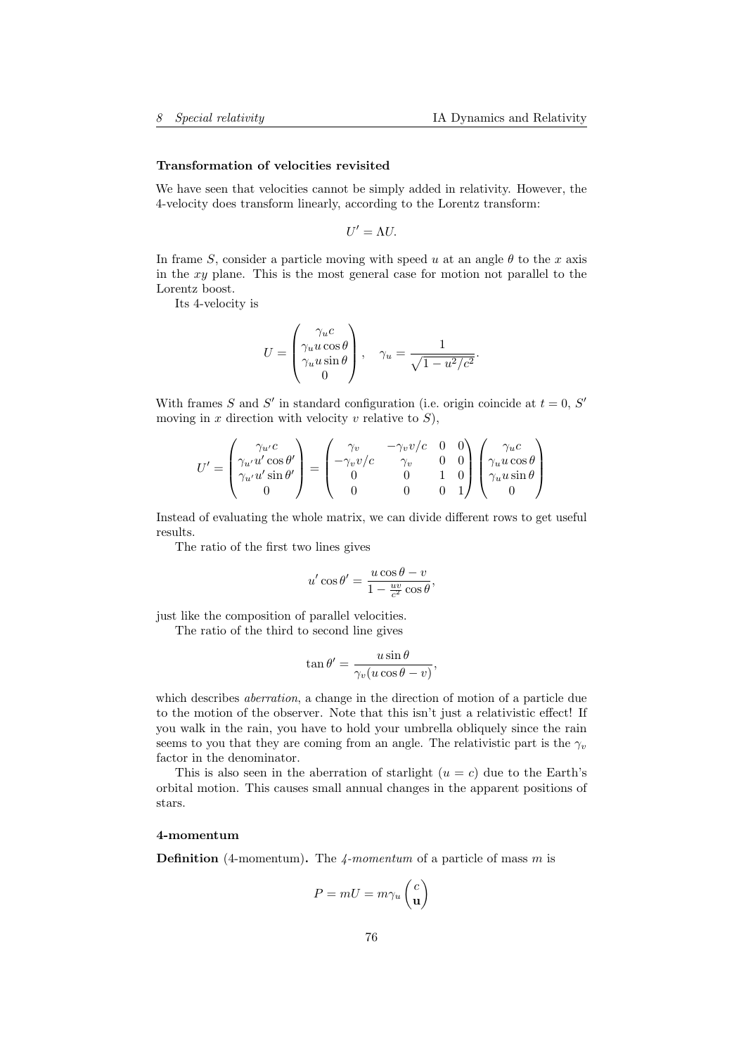#### Transformation of velocities revisited

We have seen that velocities cannot be simply added in relativity. However, the 4-velocity does transform linearly, according to the Lorentz transform:

$$U' = \Lambda U.$$

In frame $S$, consider a particle moving with speed $u$ at an angle $\theta$ to the $x$ axis in the $xy$ plane. This is the most general case for motion not parallel to the Lorentz boost.

Its 4-velocity is

$$U = \begin{pmatrix} \gamma_u c \\ \gamma_u u \cos\theta \\ \gamma_u u \sin\theta \\ 0 \end{pmatrix}, \quad \gamma_u = \frac{1}{\sqrt{1 - u^2/c^2}}.$$

With frames $S$ and $S'$ in standard configuration (i.e. origin coincide at $t = 0$, $S'$ moving in $x$ direction with velocity $v$ relative to $S$),

$$U' = \begin{pmatrix} \gamma_{u'} c \\ \gamma_{u'} u' \cos\theta' \\ \gamma_{u'} u' \sin\theta' \\ 0 \end{pmatrix} = \begin{pmatrix} \gamma_v & -\gamma_v v/c & 0 & 0 \\ -\gamma_v v/c & \gamma_v & 0 & 0 \\ 0 & 0 & 1 & 0 \\ 0 & 0 & 0 & 1 \end{pmatrix} \begin{pmatrix} \gamma_u c \\ \gamma_u u \cos\theta \\ \gamma_u u \sin\theta \\ 0 \end{pmatrix}$$

Instead of evaluating the whole matrix, we can divide different rows to get useful results.

The ratio of the first two lines gives

$$u' \cos\theta' = \frac{u\cos\theta - v}{1 - \frac{uv}{c^2}\cos\theta},$$

just like the composition of parallel velocities.

The ratio of the third to second line gives

$$\tan\theta' = \frac{u\sin\theta}{\gamma_v(u\cos\theta - v)},$$

which describes *aberration*, a change in the direction of motion of a particle due to the motion of the observer. Note that this isn't just a relativistic effect! If you walk in the rain, you have to hold your umbrella obliquely since the rain seems to you that they are coming from an angle. The relativistic part is the $\gamma_v$ factor in the denominator.

This is also seen in the aberration of starlight ($u = c$) due to the Earth's orbital motion. This causes small annual changes in the apparent positions of stars.

#### 4-momentum

**Definition** (4-momentum)**.** The *4-momentum* of a particle of mass $m$ is

$$P = mU = m\gamma_u \begin{pmatrix} c \\ \mathbf{u} \end{pmatrix}$$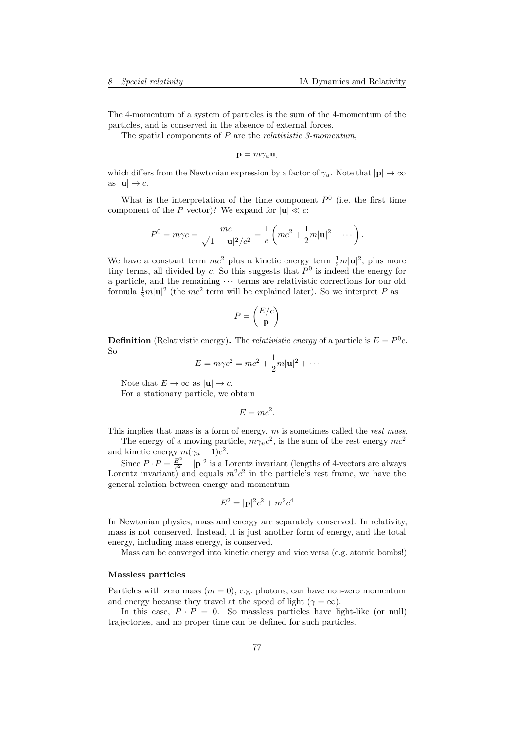The 4-momentum of a system of particles is the sum of the 4-momentum of the particles, and is conserved in the absence of external forces.

The spatial components of $P$ are the *relativistic 3-momentum*,

$$\mathbf{p} = m\gamma_u \mathbf{u},$$

which differs from the Newtonian expression by a factor of $\gamma_u$. Note that $|\mathbf{p}| \to \infty$ as $|\mathbf{u}| \to c$.

What is the interpretation of the time component $P^0$ (i.e. the first time component of the $P$ vector)? We expand for $|\mathbf{u}| \ll c$:

$$P^0 = m\gamma c = \frac{mc}{\sqrt{1 - |\mathbf{u}|^2/c^2}} = \frac{1}{c}\left(mc^2 + \frac{1}{2}m|\mathbf{u}|^2 + \cdots\right).$$

We have a constant term $mc^2$ plus a kinetic energy term $\frac{1}{2}m|\mathbf{u}|^2$, plus more tiny terms, all divided by $c$. So this suggests that $P^0$ is indeed the energy for a particle, and the remaining $\cdots$ terms are relativistic corrections for our old formula $\frac{1}{2}m|\mathbf{u}|^2$ (the $mc^2$ term will be explained later). So we interpret $P$ as

$$P = \begin{pmatrix} E/c \\ \mathbf{p} \end{pmatrix}$$

**Definition** (Relativistic energy)**.** The *relativistic energy* of a particle is $E = P^0 c$. So

$$E = m\gamma c^2 = mc^2 + \frac{1}{2}m|\mathbf{u}|^2 + \cdots$$

Note that $E \to \infty$ as $|\mathbf{u}| \to c$.

For a stationary particle, we obtain

$$E = mc^2.$$

This implies that mass is a form of energy. $m$ is sometimes called the *rest mass*.

The energy of a moving particle, $m\gamma_u c^2$, is the sum of the rest energy $mc^2$ and kinetic energy $m(\gamma_u - 1)c^2$.

Since $P \cdot P = \frac{E^2}{c^2} - |\mathbf{p}|^2$ is a Lorentz invariant (lengths of 4-vectors are always Lorentz invariant) and equals $m^2c^2$ in the particle's rest frame, we have the general relation between energy and momentum

$$E^2 = |\mathbf{p}|^2c^2 + m^2c^4$$

In Newtonian physics, mass and energy are separately conserved. In relativity, mass is not conserved. Instead, it is just another form of energy, and the total energy, including mass energy, is conserved.

Mass can be converged into kinetic energy and vice versa (e.g. atomic bombs!)

#### Massless particles

Particles with zero mass ($m = 0$), e.g. photons, can have non-zero momentum and energy because they travel at the speed of light ($\gamma = \infty$).

In this case, $P \cdot P = 0$. So massless particles have light-like (or null) trajectories, and no proper time can be defined for such particles.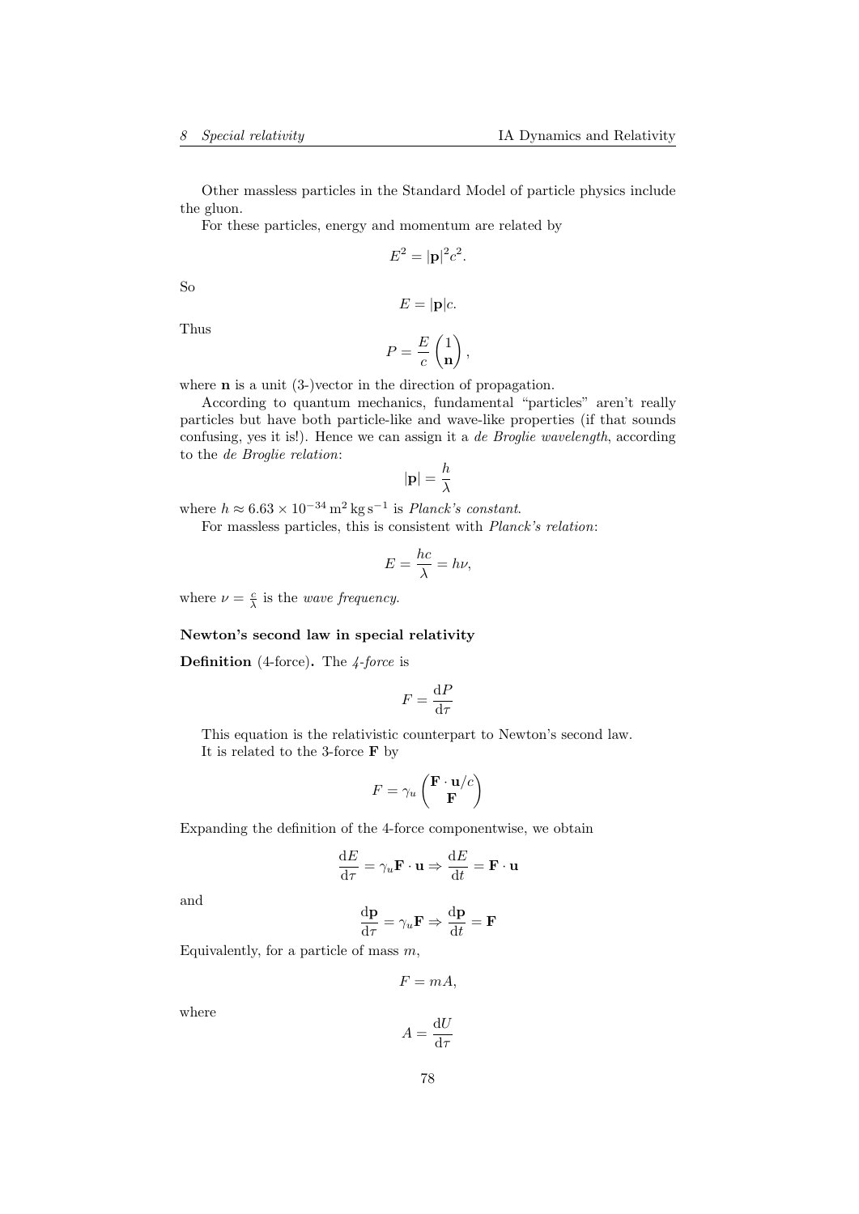Other massless particles in the Standard Model of particle physics include the gluon.

For these particles, energy and momentum are related by

$$E^2 = |\mathbf{p}|^2 c^2.$$

So

$$E = |\mathbf{p}|c.$$

Thus

$$P = \frac{E}{c}\begin{pmatrix} 1 \\ \mathbf{n} \end{pmatrix},$$

where $\mathbf{n}$ is a unit (3-)vector in the direction of propagation.

According to quantum mechanics, fundamental "particles" aren't really particles but have both particle-like and wave-like properties (if that sounds confusing, yes it is!). Hence we can assign it a *de Broglie wavelength*, according to the *de Broglie relation*:

$$|\mathbf{p}| = \frac{h}{\lambda}$$

where $h \approx 6.63 \times 10^{-34}\,\mathrm{m^2\,kg\,s^{-1}}$ is *Planck's constant*.

For massless particles, this is consistent with *Planck's relation*:

$$E = \frac{hc}{\lambda} = h\nu,$$

where $\nu = \frac{c}{\lambda}$ is the *wave frequency*.

**Newton's second law in special relativity**

**Definition** (4-force)**.** The *4-force* is

$$F = \frac{\mathrm{d}P}{\mathrm{d}\tau}$$

This equation is the relativistic counterpart to Newton's second law.

It is related to the 3-force $\mathbf{F}$ by

$$F = \gamma_u \begin{pmatrix} \mathbf{F}\cdot\mathbf{u}/c \\ \mathbf{F} \end{pmatrix}$$

Expanding the definition of the 4-force componentwise, we obtain

$$\frac{\mathrm{d}E}{\mathrm{d}\tau} = \gamma_u \mathbf{F}\cdot\mathbf{u} \Rightarrow \frac{\mathrm{d}E}{\mathrm{d}t} = \mathbf{F}\cdot\mathbf{u}$$

and

$$\frac{\mathrm{d}\mathbf{p}}{\mathrm{d}\tau} = \gamma_u \mathbf{F} \Rightarrow \frac{\mathrm{d}\mathbf{p}}{\mathrm{d}t} = \mathbf{F}$$

Equivalently, for a particle of mass $m$,

$$F = mA,$$

where

$$A = \frac{\mathrm{d}U}{\mathrm{d}\tau}$$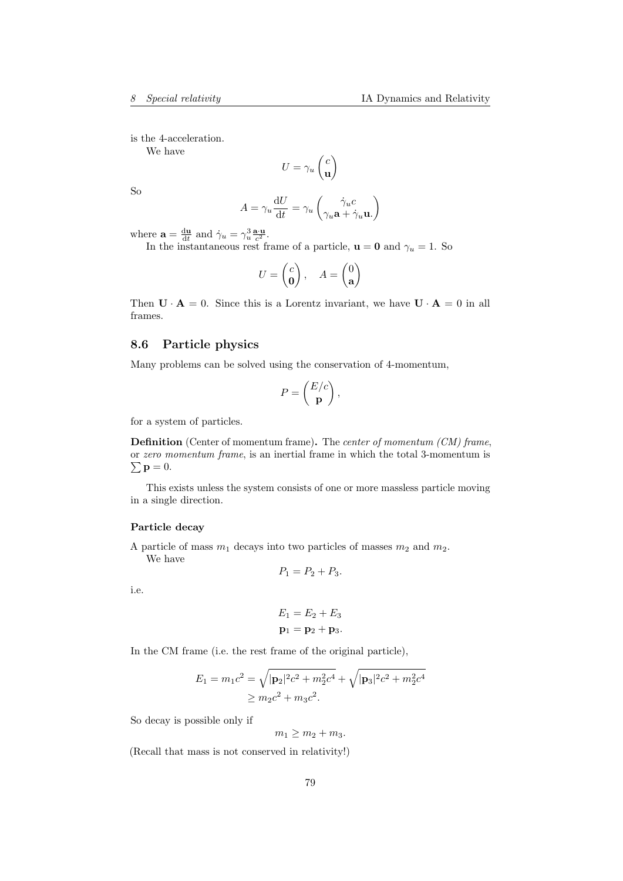is the 4-acceleration.

We have

$$U = \gamma_u \begin{pmatrix} c \\ \mathbf{u} \end{pmatrix}$$

So

$$A = \gamma_u \frac{\mathrm{d}U}{\mathrm{d}t} = \gamma_u \begin{pmatrix} \dot{\gamma}_u c \\ \gamma_u \mathbf{a} + \dot{\gamma}_u \mathbf{u}. \end{pmatrix}$$

where $\mathbf{a} = \frac{\mathrm{d}\mathbf{u}}{\mathrm{d}t}$ and $\dot{\gamma}_u = \gamma_u^3 \frac{\mathbf{a}\cdot\mathbf{u}}{c^2}$.

In the instantaneous rest frame of a particle, $\mathbf{u} = \mathbf{0}$ and $\gamma_u = 1$. So

$$U = \begin{pmatrix} c \\ \mathbf{0} \end{pmatrix}, \quad A = \begin{pmatrix} 0 \\ \mathbf{a} \end{pmatrix}$$

Then $\mathbf{U} \cdot \mathbf{A} = 0$. Since this is a Lorentz invariant, we have $\mathbf{U} \cdot \mathbf{A} = 0$ in all frames.

## 8.6 Particle physics

Many problems can be solved using the conservation of 4-momentum,

$$P = \begin{pmatrix} E/c \\ \mathbf{p} \end{pmatrix},$$

for a system of particles.

**Definition** (Center of momentum frame)**.** The *center of momentum (CM) frame*, or *zero momentum frame*, is an inertial frame in which the total 3-momentum is $\sum \mathbf{p} = 0$.

This exists unless the system consists of one or more massless particle moving in a single direction.

#### Particle decay

A particle of mass $m_1$ decays into two particles of masses $m_2$ and $m_2$.

We have

$$P_1 = P_2 + P_3.$$

i.e.

$$\begin{aligned} E_1 &= E_2 + E_3 \\ \mathbf{p}_1 &= \mathbf{p}_2 + \mathbf{p}_3. \end{aligned}$$

In the CM frame (i.e. the rest frame of the original particle),

$$\begin{aligned} E_1 = m_1 c^2 &= \sqrt{|\mathbf{p}_2|^2 c^2 + m_2^2 c^4} + \sqrt{|\mathbf{p}_3|^2 c^2 + m_2^2 c^4} \\ &\geq m_2 c^2 + m_3 c^2. \end{aligned}$$

So decay is possible only if

$$m_1 \geq m_2 + m_3.$$

(Recall that mass is not conserved in relativity!)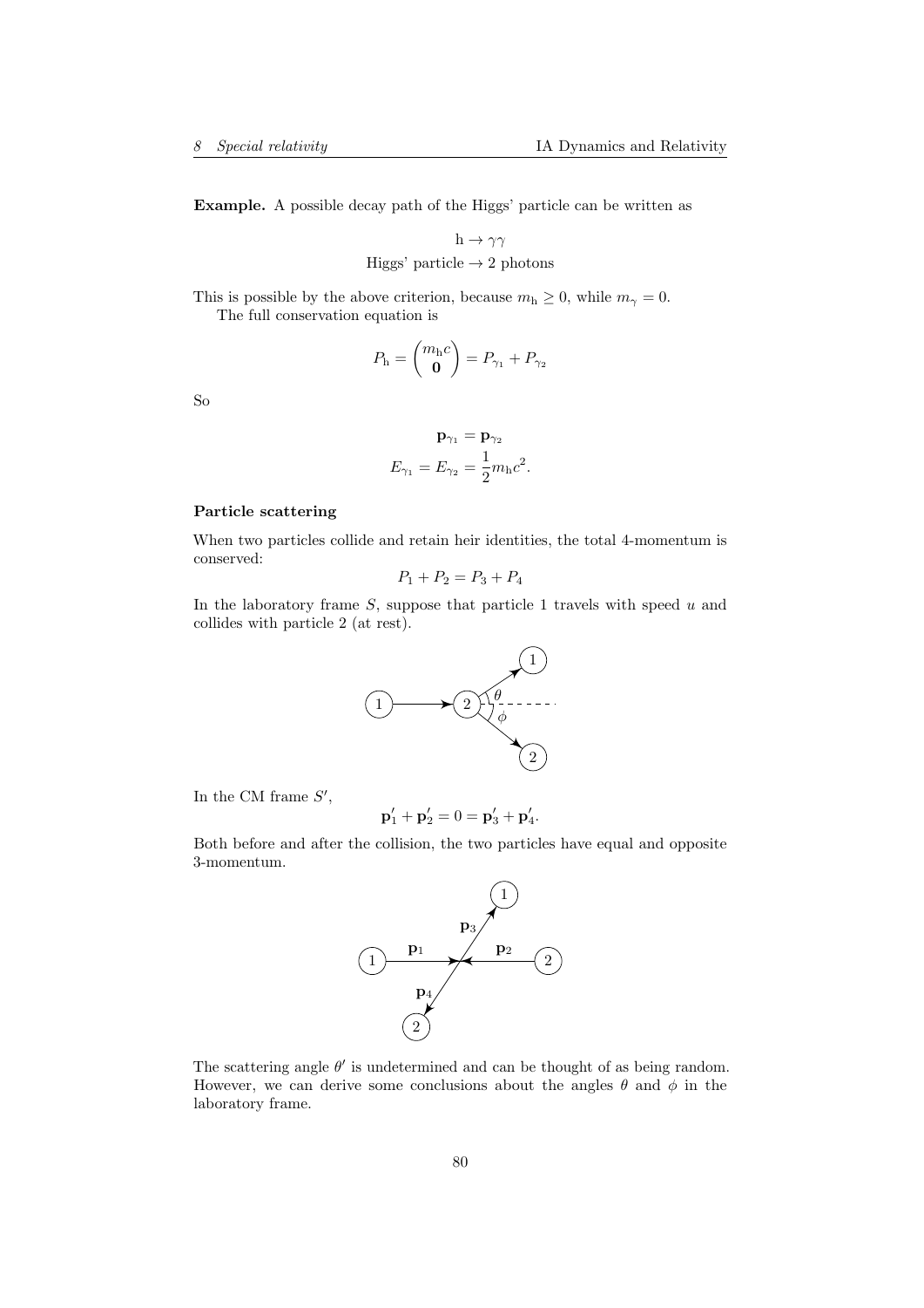**Example.** A possible decay path of the Higgs' particle can be written as

$$\mathrm{h} \to \gamma\gamma$$
$$\text{Higgs' particle} \to 2 \text{ photons}$$

This is possible by the above criterion, because $m_{\mathrm{h}} \geq 0$, while $m_\gamma = 0$.

The full conservation equation is

$$P_{\mathrm{h}} = \begin{pmatrix} m_{\mathrm{h}} c \\ \mathbf{0} \end{pmatrix} = P_{\gamma_1} + P_{\gamma_2}$$

So

$$\mathbf{p}_{\gamma_1} = \mathbf{p}_{\gamma_2}$$
$$E_{\gamma_1} = E_{\gamma_2} = \frac{1}{2} m_{\mathrm{h}} c^2.$$

**Particle scattering**

When two particles collide and retain heir identities, the total 4-momentum is conserved:

$$P_1 + P_2 = P_3 + P_4$$

In the laboratory frame $S$, suppose that particle 1 travels with speed $u$ and collides with particle 2 (at rest).

In the CM frame $S'$,

$$\mathbf{p}'_1 + \mathbf{p}'_2 = 0 = \mathbf{p}'_3 + \mathbf{p}'_4.$$

Both before and after the collision, the two particles have equal and opposite 3-momentum.

The scattering angle $\theta'$ is undetermined and can be thought of as being random. However, we can derive some conclusions about the angles $\theta$ and $\phi$ in the laboratory frame.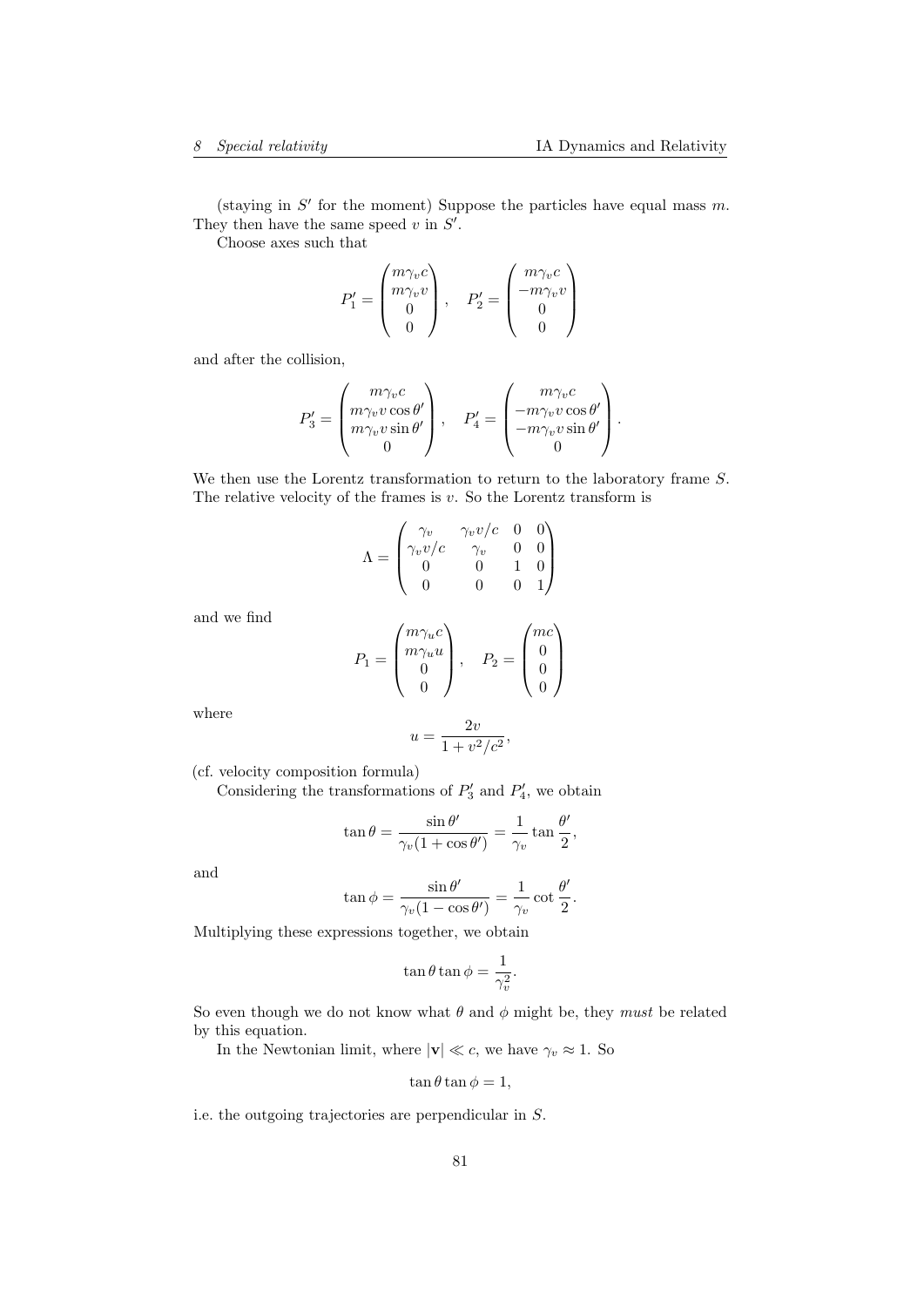(staying in $S'$ for the moment) Suppose the particles have equal mass $m$. They then have the same speed $v$ in $S'$.

Choose axes such that

$$P'_1 = \begin{pmatrix} m\gamma_v c \\ m\gamma_v v \\ 0 \\ 0 \end{pmatrix}, \quad P'_2 = \begin{pmatrix} m\gamma_v c \\ -m\gamma_v v \\ 0 \\ 0 \end{pmatrix}$$

and after the collision,

$$P'_3 = \begin{pmatrix} m\gamma_v c \\ m\gamma_v v\cos\theta' \\ m\gamma_v v\sin\theta' \\ 0 \end{pmatrix}, \quad P'_4 = \begin{pmatrix} m\gamma_v c \\ -m\gamma_v v\cos\theta' \\ -m\gamma_v v\sin\theta' \\ 0 \end{pmatrix}.$$

We then use the Lorentz transformation to return to the laboratory frame $S$. The relative velocity of the frames is $v$. So the Lorentz transform is

$$\Lambda = \begin{pmatrix} \gamma_v & \gamma_v v/c & 0 & 0 \\ \gamma_v v/c & \gamma_v & 0 & 0 \\ 0 & 0 & 1 & 0 \\ 0 & 0 & 0 & 1 \end{pmatrix}$$

and we find

$$P_1 = \begin{pmatrix} m\gamma_u c \\ m\gamma_u u \\ 0 \\ 0 \end{pmatrix}, \quad P_2 = \begin{pmatrix} mc \\ 0 \\ 0 \\ 0 \end{pmatrix}$$

where

$$u = \frac{2v}{1 + v^2/c^2},$$

(cf. velocity composition formula)

Considering the transformations of $P'_3$ and $P'_4$, we obtain

$$\tan\theta = \frac{\sin\theta'}{\gamma_v(1 + \cos\theta')} = \frac{1}{\gamma_v}\tan\frac{\theta'}{2},$$

and

$$\tan\phi = \frac{\sin\theta'}{\gamma_v(1 - \cos\theta')} = \frac{1}{\gamma_v}\cot\frac{\theta'}{2}.$$

Multiplying these expressions together, we obtain

$$\tan\theta\tan\phi = \frac{1}{\gamma_v^2}.$$

So even though we do not know what $\theta$ and $\phi$ might be, they *must* be related by this equation.

In the Newtonian limit, where $|\mathbf{v}| \ll c$, we have $\gamma_v \approx 1$. So

$$\tan\theta\tan\phi = 1,$$

i.e. the outgoing trajectories are perpendicular in $S$.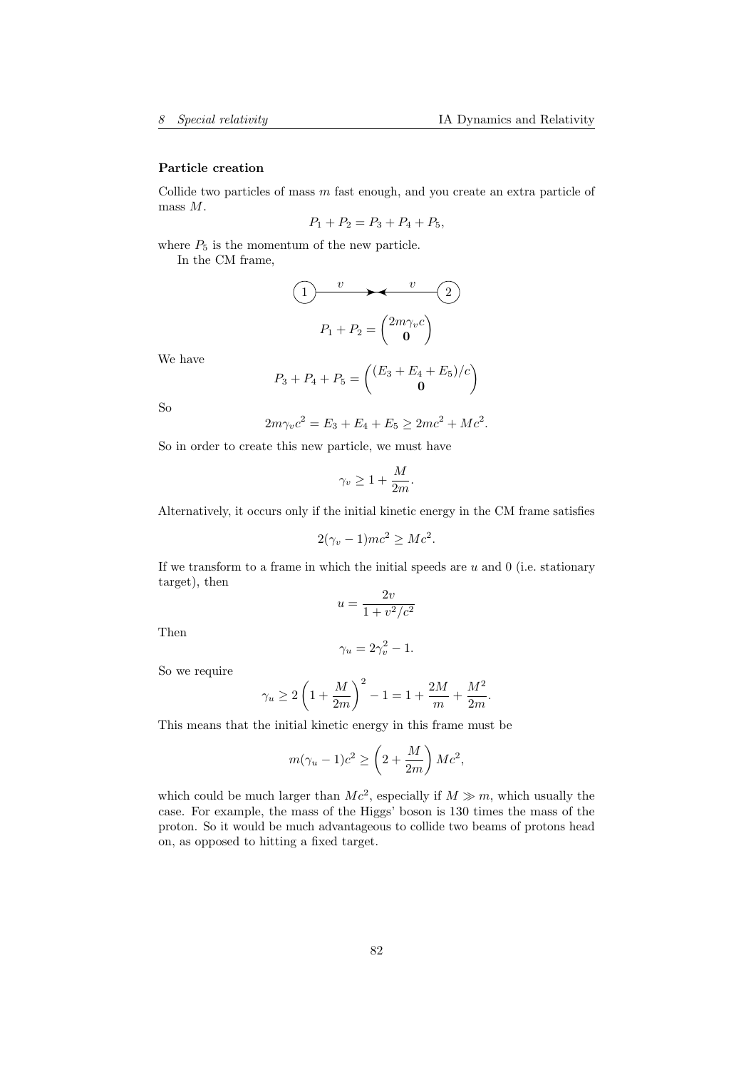#### Particle creation

Collide two particles of mass $m$ fast enough, and you create an extra particle of mass $M$.

$$P_1 + P_2 = P_3 + P_4 + P_5,$$

where $P_5$ is the momentum of the new particle.

In the CM frame,

1 $\xrightarrow{\ v\ }$ $\xleftarrow{\ v\ }$ 2

$$P_1 + P_2 = \begin{pmatrix} 2m\gamma_v c \\ \mathbf{0} \end{pmatrix}$$

We have

$$P_3 + P_4 + P_5 = \begin{pmatrix} (E_3 + E_4 + E_5)/c \\ \mathbf{0} \end{pmatrix}$$

So

$$2m\gamma_v c^2 = E_3 + E_4 + E_5 \geq 2mc^2 + Mc^2.$$

So in order to create this new particle, we must have

$$\gamma_v \geq 1 + \frac{M}{2m}.$$

Alternatively, it occurs only if the initial kinetic energy in the CM frame satisfies

$$2(\gamma_v - 1)mc^2 \geq Mc^2.$$

If we transform to a frame in which the initial speeds are $u$ and 0 (i.e. stationary target), then

$$u = \frac{2v}{1 + v^2/c^2}$$

Then

$$\gamma_u = 2\gamma_v^2 - 1.$$

So we require

$$\gamma_u \geq 2\left(1 + \frac{M}{2m}\right)^2 - 1 = 1 + \frac{2M}{m} + \frac{M^2}{2m}.$$

This means that the initial kinetic energy in this frame must be

$$m(\gamma_u - 1)c^2 \geq \left(2 + \frac{M}{2m}\right)Mc^2,$$

which could be much larger than $Mc^2$, especially if $M \gg m$, which usually the case. For example, the mass of the Higgs' boson is 130 times the mass of the proton. So it would be much advantageous to collide two beams of protons head on, as opposed to hitting a fixed target.